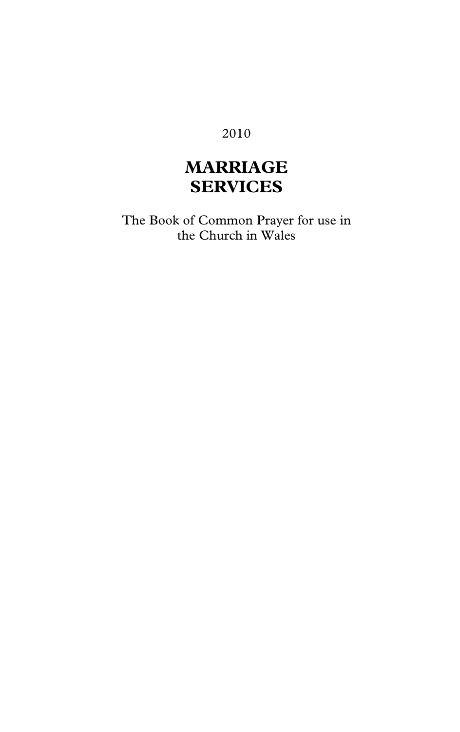2010

# MARRIAGE SERVICES

The Book of Common Prayer for use in the Church in Wales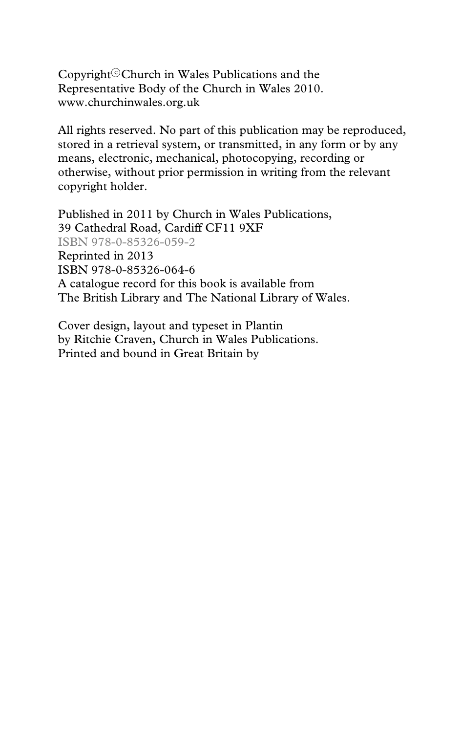Copyright © Church in Wales Publications and the
Representative Body of the Church in Wales 2010.
www.churchinwales.org.uk

All rights reserved. No part of this publication may be reproduced, stored in a retrieval system, or transmitted, in any form or by any means, electronic, mechanical, photocopying, recording or otherwise, without prior permission in writing from the relevant copyright holder.

Published in 2011 by Church in Wales Publications,
39 Cathedral Road, Cardiff CF11 9XF
ISBN 978-0-85326-059-2
Reprinted in 2013
ISBN 978-0-85326-064-6
A catalogue record for this book is available from
The British Library and The National Library of Wales.

Cover design, layout and typeset in Plantin
by Ritchie Craven, Church in Wales Publications.
Printed and bound in Great Britain by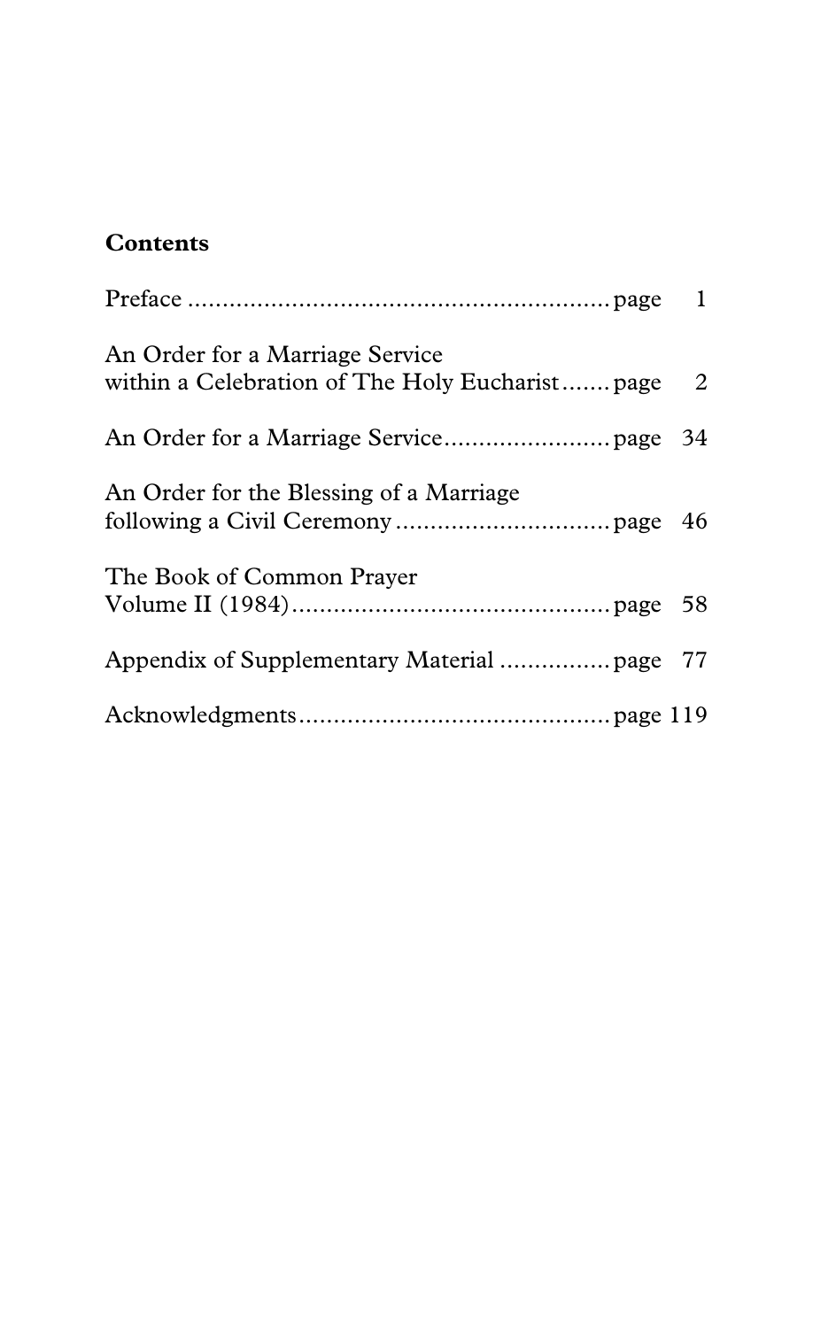# Contents

| | |
|---|---|
| Preface | page 1 |
| An Order for a Marriage Service within a Celebration of The Holy Eucharist | page 2 |
| An Order for a Marriage Service | page 34 |
| An Order for the Blessing of a Marriage following a Civil Ceremony | page 46 |
| The Book of Common Prayer Volume II (1984) | page 58 |
| Appendix of Supplementary Material | page 77 |
| Acknowledgments | page 119 |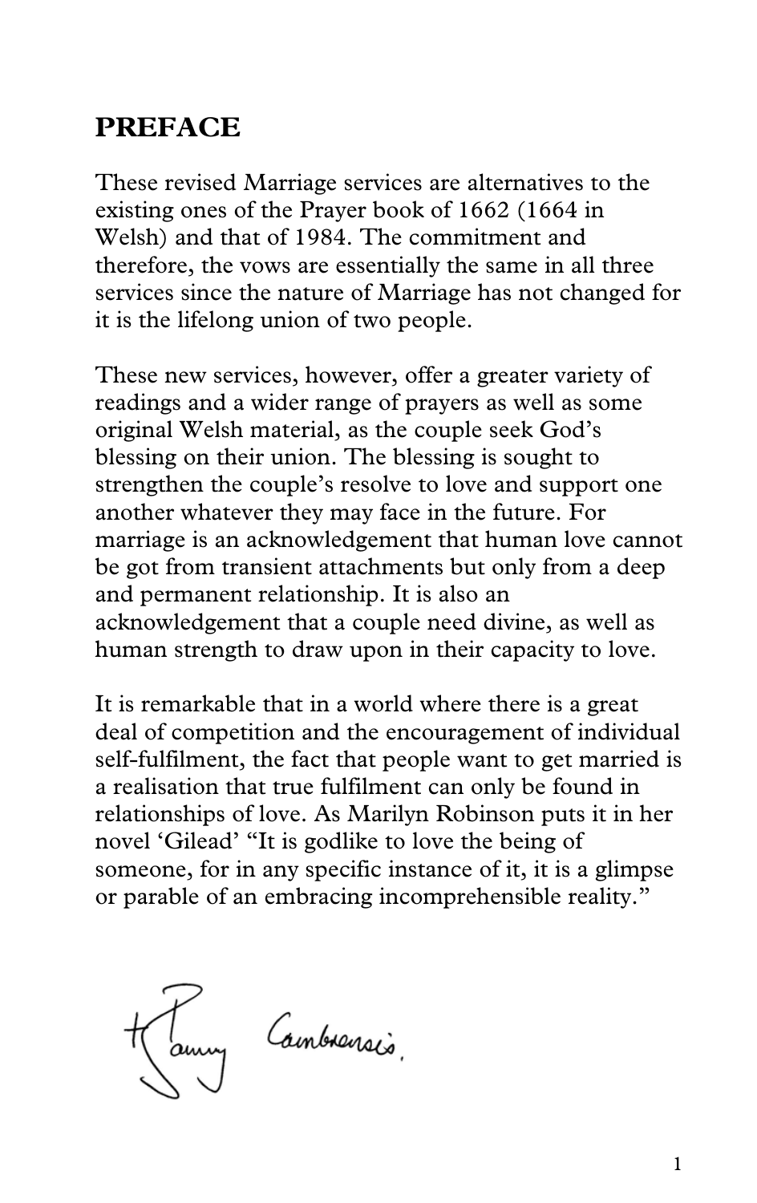# PREFACE

These revised Marriage services are alternatives to the existing ones of the Prayer book of 1662 (1664 in Welsh) and that of 1984. The commitment and therefore, the vows are essentially the same in all three services since the nature of Marriage has not changed for it is the lifelong union of two people.

These new services, however, offer a greater variety of readings and a wider range of prayers as well as some original Welsh material, as the couple seek God's blessing on their union. The blessing is sought to strengthen the couple's resolve to love and support one another whatever they may face in the future. For marriage is an acknowledgement that human love cannot be got from transient attachments but only from a deep and permanent relationship. It is also an acknowledgement that a couple need divine, as well as human strength to draw upon in their capacity to love.

It is remarkable that in a world where there is a great deal of competition and the encouragement of individual self-fulfilment, the fact that people want to get married is a realisation that true fulfilment can only be found in relationships of love. As Marilyn Robinson puts it in her novel 'Gilead' "It is godlike to love the being of someone, for in any specific instance of it, it is a glimpse or parable of an embracing incomprehensible reality."

+Barry Cambrensis.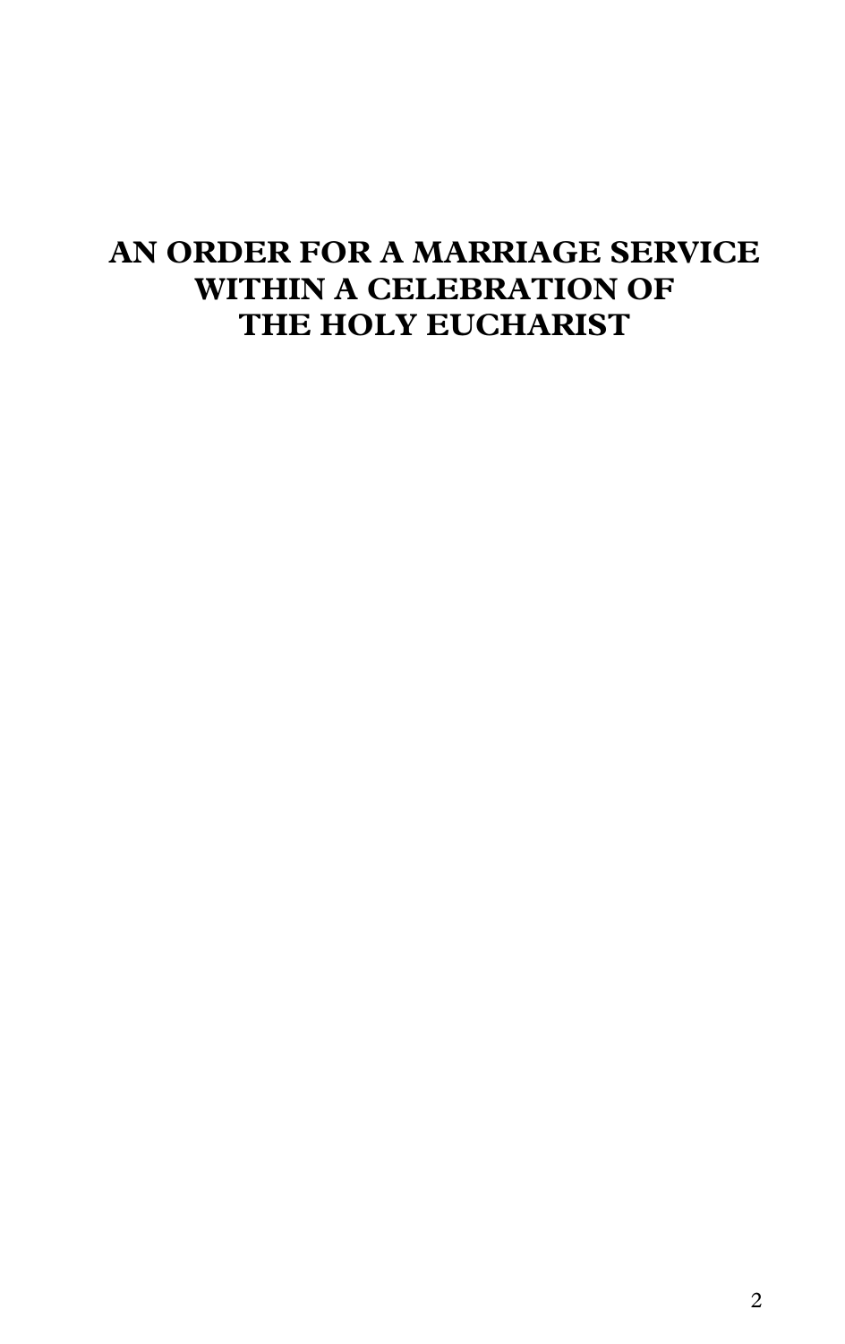# AN ORDER FOR A MARRIAGE SERVICE WITHIN A CELEBRATION OF THE HOLY EUCHARIST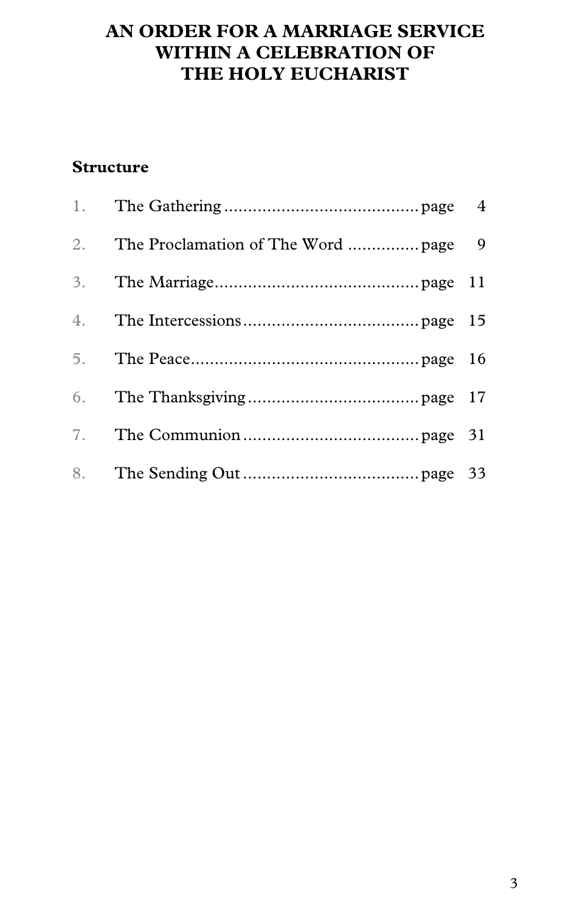# AN ORDER FOR A MARRIAGE SERVICE WITHIN A CELEBRATION OF THE HOLY EUCHARIST

**Structure**

1. The Gathering ........................................ page 4
2. The Proclamation of The Word .............. page 9
3. The Marriage.......................................... page 11
4. The Intercessions.................................... page 15
5. The Peace............................................... page 16
6. The Thanksgiving................................... page 17
7. The Communion .................................... page 31
8. The Sending Out .................................... page 33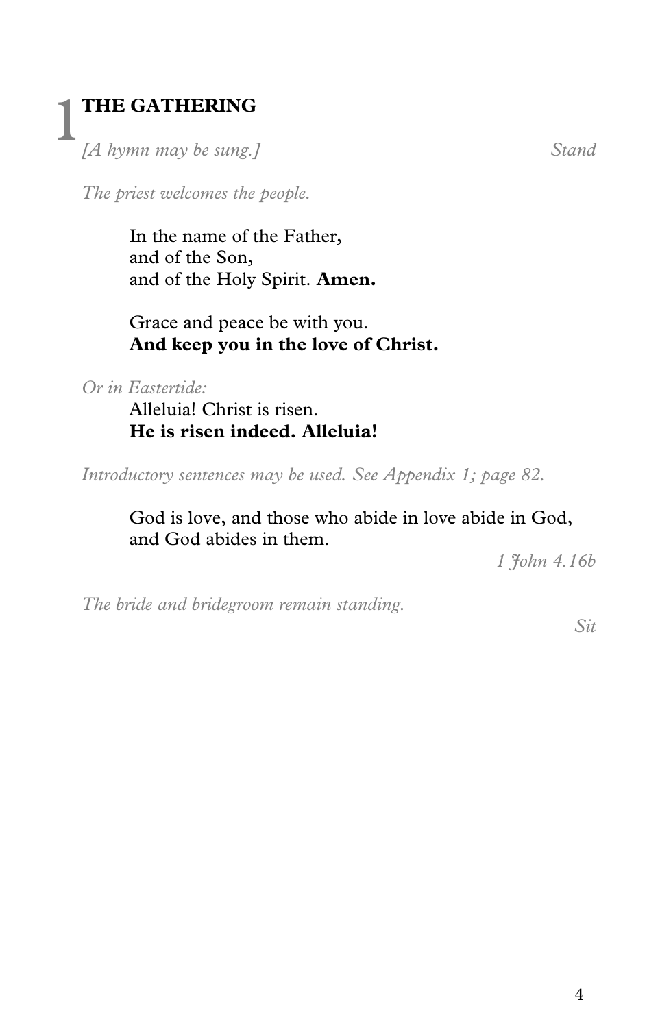# 1 THE GATHERING

*[A hymn may be sung.]* *Stand*

*The priest welcomes the people.*

In the name of the Father,
and of the Son,
and of the Holy Spirit. **Amen.**

Grace and peace be with you.
**And keep you in the love of Christ.**

*Or in Eastertide:*

Alleluia! Christ is risen.
**He is risen indeed. Alleluia!**

*Introductory sentences may be used. See Appendix 1; page 82.*

God is love, and those who abide in love abide in God,
and God abides in them.

*1 John 4.16b*

*The bride and bridegroom remain standing.*

*Sit*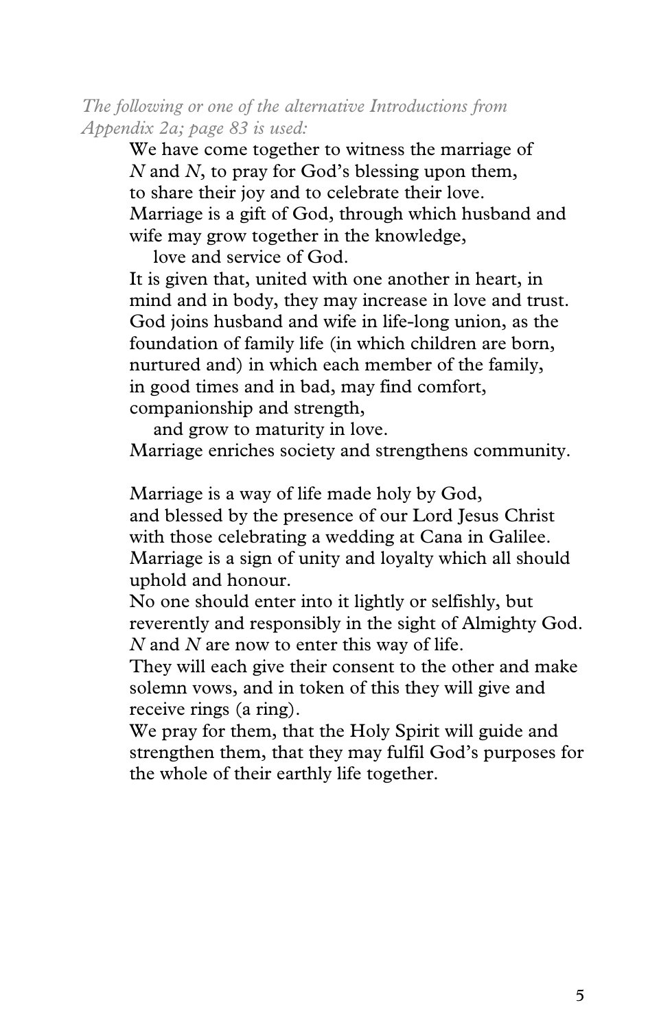*The following or one of the alternative Introductions from Appendix 2a; page 83 is used:*

We have come together to witness the marriage of *N* and *N*, to pray for God's blessing upon them, to share their joy and to celebrate their love.
Marriage is a gift of God, through which husband and wife may grow together in the knowledge,
  love and service of God.
It is given that, united with one another in heart, in mind and in body, they may increase in love and trust.
God joins husband and wife in life-long union, as the foundation of family life (in which children are born, nurtured and) in which each member of the family, in good times and in bad, may find comfort, companionship and strength,
  and grow to maturity in love.
Marriage enriches society and strengthens community.

Marriage is a way of life made holy by God, and blessed by the presence of our Lord Jesus Christ with those celebrating a wedding at Cana in Galilee.
Marriage is a sign of unity and loyalty which all should uphold and honour.
No one should enter into it lightly or selfishly, but reverently and responsibly in the sight of Almighty God.
*N* and *N* are now to enter this way of life.
They will each give their consent to the other and make solemn vows, and in token of this they will give and receive rings (a ring).
We pray for them, that the Holy Spirit will guide and strengthen them, that they may fulfil God's purposes for the whole of their earthly life together.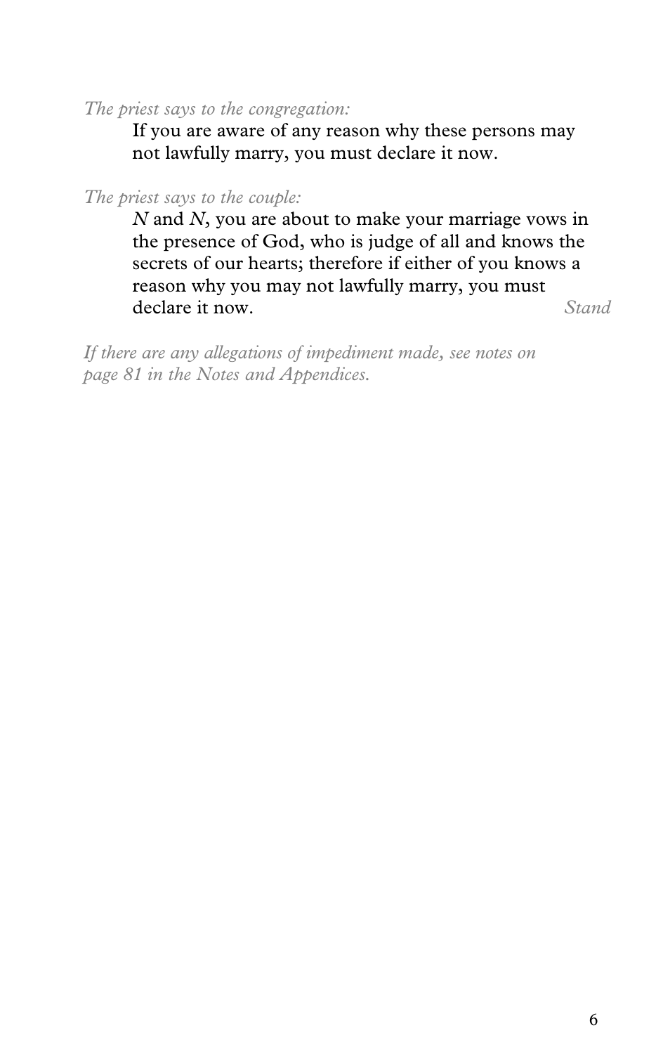*The priest says to the congregation:*

If you are aware of any reason why these persons may not lawfully marry, you must declare it now.

*The priest says to the couple:*

*N* and *N*, you are about to make your marriage vows in the presence of God, who is judge of all and knows the secrets of our hearts; therefore if either of you knows a reason why you may not lawfully marry, you must declare it now. *Stand*

*If there are any allegations of impediment made, see notes on page 81 in the Notes and Appendices.*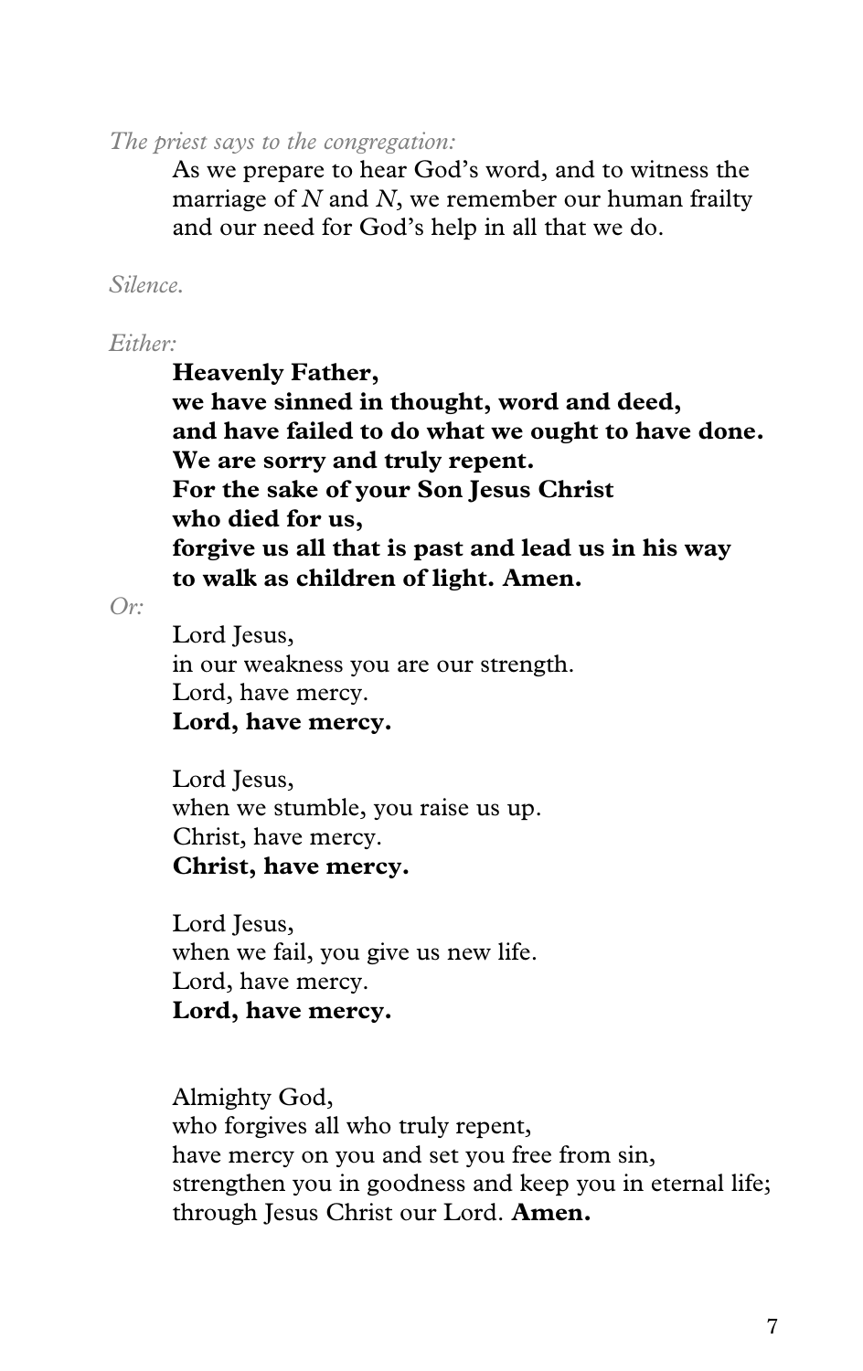*The priest says to the congregation:*

As we prepare to hear God's word, and to witness the marriage of *N* and *N*, we remember our human frailty and our need for God's help in all that we do.

*Silence.*

*Either:*

**Heavenly Father,**
**we have sinned in thought, word and deed,**
**and have failed to do what we ought to have done.**
**We are sorry and truly repent.**
**For the sake of your Son Jesus Christ**
**who died for us,**
**forgive us all that is past and lead us in his way**
**to walk as children of light. Amen.**

*Or:*

Lord Jesus,
in our weakness you are our strength.
Lord, have mercy.
**Lord, have mercy.**

Lord Jesus,
when we stumble, you raise us up.
Christ, have mercy.
**Christ, have mercy.**

Lord Jesus,
when we fail, you give us new life.
Lord, have mercy.
**Lord, have mercy.**

Almighty God,
who forgives all who truly repent,
have mercy on you and set you free from sin,
strengthen you in goodness and keep you in eternal life;
through Jesus Christ our Lord. **Amen.**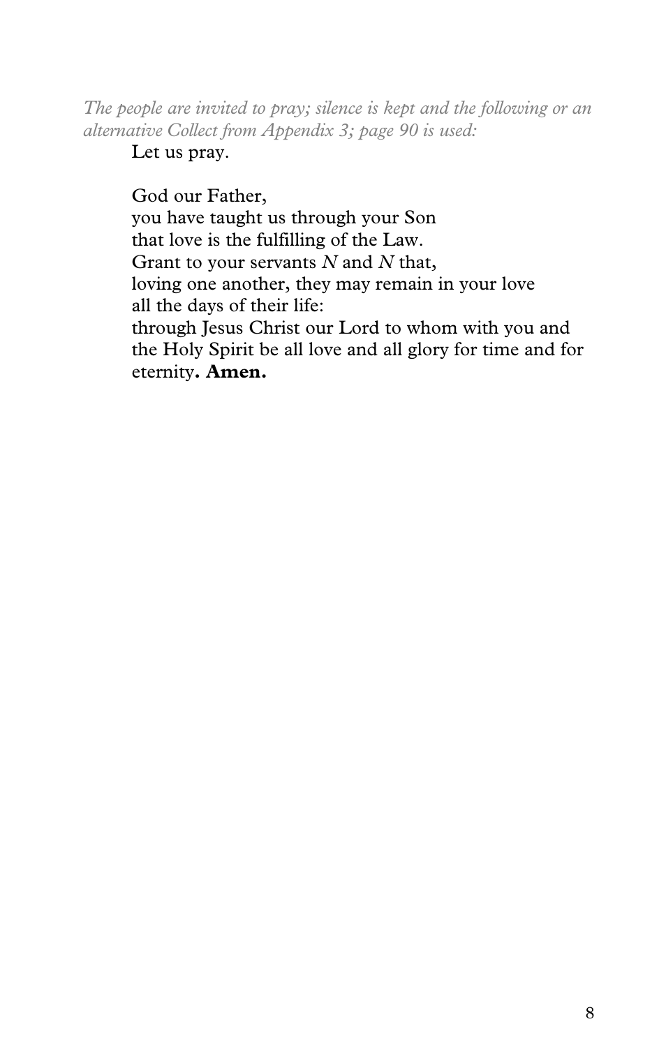*The people are invited to pray; silence is kept and the following or an alternative Collect from Appendix 3; page 90 is used:*

Let us pray.

God our Father,
you have taught us through your Son
that love is the fulfilling of the Law.
Grant to your servants *N* and *N* that,
loving one another, they may remain in your love
all the days of their life:
through Jesus Christ our Lord to whom with you and the Holy Spirit be all love and all glory for time and for eternity**. Amen.**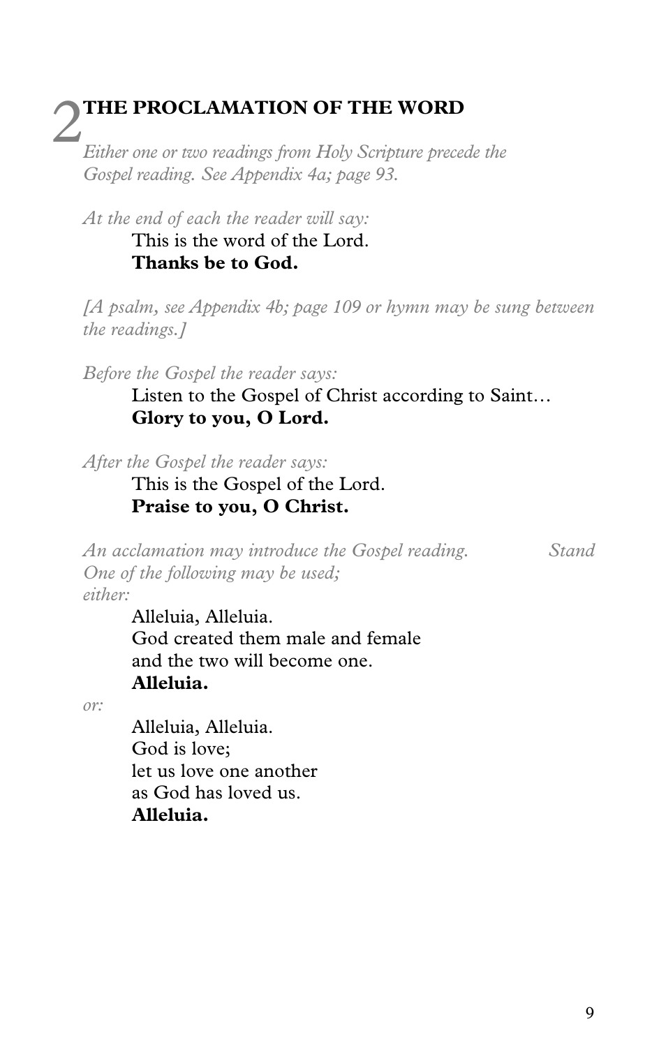## 2 THE PROCLAMATION OF THE WORD

*Either one or two readings from Holy Scripture precede the Gospel reading. See Appendix 4a; page 93.*

*At the end of each the reader will say:*

This is the word of the Lord.
**Thanks be to God.**

*[A psalm, see Appendix 4b; page 109 or hymn may be sung between the readings.]*

*Before the Gospel the reader says:*

Listen to the Gospel of Christ according to Saint…
**Glory to you, O Lord.**

*After the Gospel the reader says:*

This is the Gospel of the Lord.
**Praise to you, O Christ.**

*An acclamation may introduce the Gospel reading.* *Stand*
*One of the following may be used;*
*either:*

Alleluia, Alleluia.
God created them male and female
and the two will become one.
**Alleluia.**

*or:*

Alleluia, Alleluia.
God is love;
let us love one another
as God has loved us.
**Alleluia.**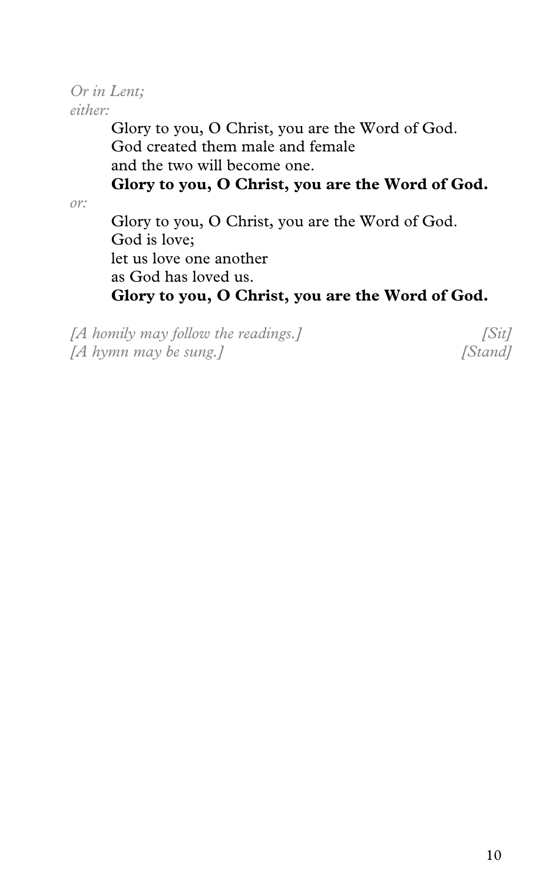*Or in Lent;*
*either:*

Glory to you, O Christ, you are the Word of God.
God created them male and female
and the two will become one.
**Glory to you, O Christ, you are the Word of God.**

*or:*

Glory to you, O Christ, you are the Word of God.
God is love;
let us love one another
as God has loved us.
**Glory to you, O Christ, you are the Word of God.**

*[A homily may follow the readings.]* *[Sit]*
*[A hymn may be sung.]* *[Stand]*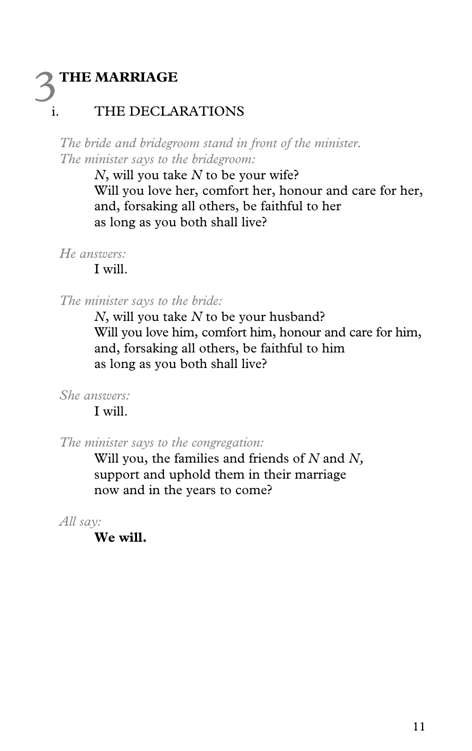# 3 THE MARRIAGE

## i. THE DECLARATIONS

*The bride and bridegroom stand in front of the minister.*
*The minister says to the bridegroom:*

> *N*, will you take *N* to be your wife?
> Will you love her, comfort her, honour and care for her,
> and, forsaking all others, be faithful to her
> as long as you both shall live?

*He answers:*

> I will.

*The minister says to the bride:*

> *N*, will you take *N* to be your husband?
> Will you love him, comfort him, honour and care for him,
> and, forsaking all others, be faithful to him
> as long as you both shall live?

*She answers:*

> I will.

*The minister says to the congregation:*

> Will you, the families and friends of *N* and *N*,
> support and uphold them in their marriage
> now and in the years to come?

*All say:*

> **We will.**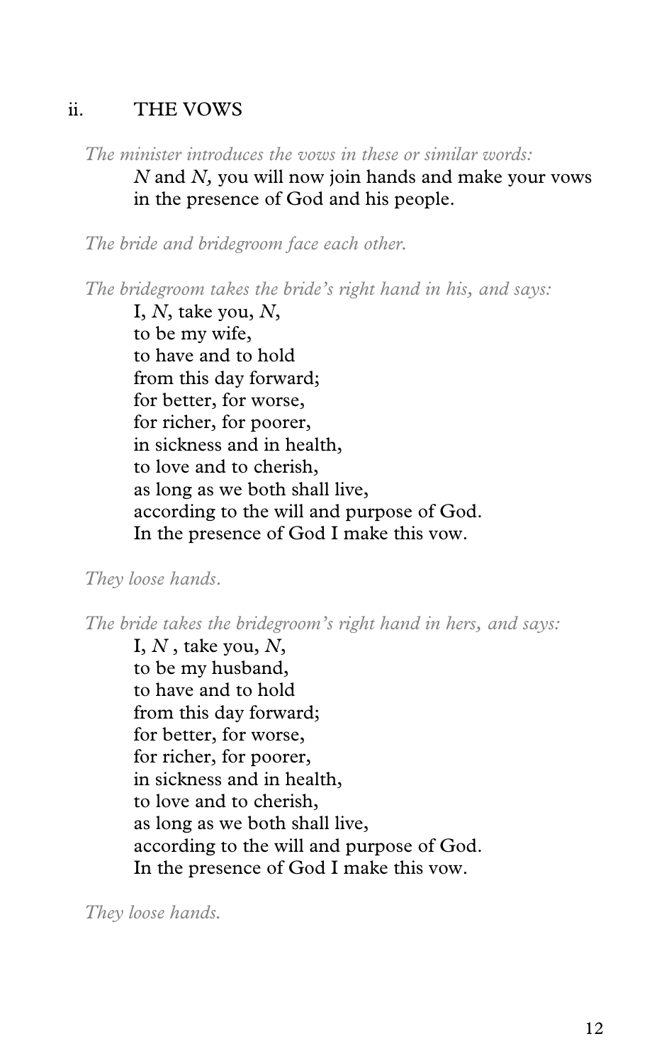## ii. THE VOWS

*The minister introduces the vows in these or similar words:*

*N* and *N*, you will now join hands and make your vows
in the presence of God and his people.

*The bride and bridegroom face each other.*

*The bridegroom takes the bride's right hand in his, and says:*

I, *N*, take you, *N*,
to be my wife,
to have and to hold
from this day forward;
for better, for worse,
for richer, for poorer,
in sickness and in health,
to love and to cherish,
as long as we both shall live,
according to the will and purpose of God.
In the presence of God I make this vow.

*They loose hands.*

*The bride takes the bridegroom's right hand in hers, and says:*

I, *N* , take you, *N*,
to be my husband,
to have and to hold
from this day forward;
for better, for worse,
for richer, for poorer,
in sickness and in health,
to love and to cherish,
as long as we both shall live,
according to the will and purpose of God.
In the presence of God I make this vow.

*They loose hands.*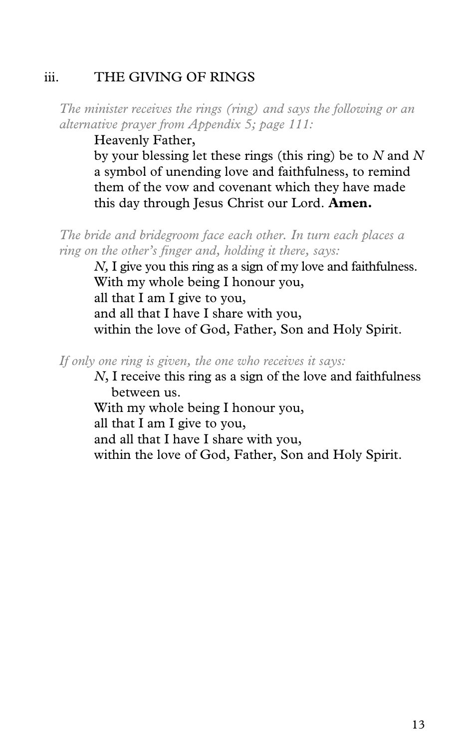## iii. THE GIVING OF RINGS

*The minister receives the rings (ring) and says the following or an alternative prayer from Appendix 5; page 111:*

Heavenly Father,
by your blessing let these rings (this ring) be to *N* and *N* a symbol of unending love and faithfulness, to remind them of the vow and covenant which they have made this day through Jesus Christ our Lord. **Amen.**

*The bride and bridegroom face each other. In turn each places a ring on the other's finger and, holding it there, says:*

*N*, I give you this ring as a sign of my love and faithfulness.
With my whole being I honour you,
all that I am I give to you,
and all that I have I share with you,
within the love of God, Father, Son and Holy Spirit.

*If only one ring is given, the one who receives it says:*

*N*, I receive this ring as a sign of the love and faithfulness between us.
With my whole being I honour you,
all that I am I give to you,
and all that I have I share with you,
within the love of God, Father, Son and Holy Spirit.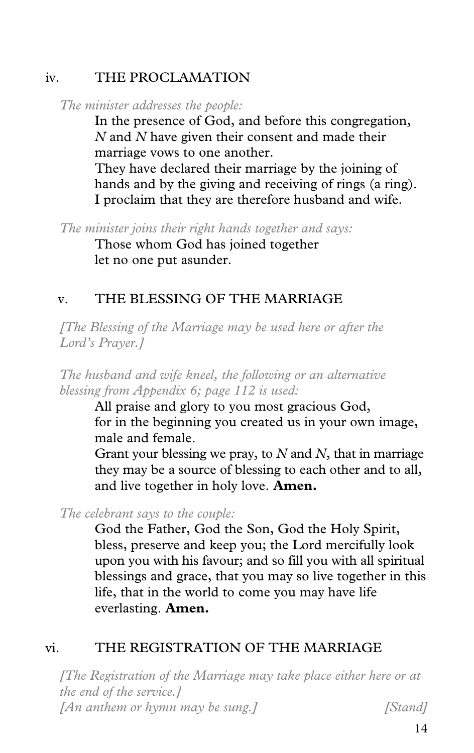## iv. THE PROCLAMATION

*The minister addresses the people:*

In the presence of God, and before this congregation, *N* and *N* have given their consent and made their marriage vows to one another.
They have declared their marriage by the joining of hands and by the giving and receiving of rings (a ring).
I proclaim that they are therefore husband and wife.

*The minister joins their right hands together and says:*

Those whom God has joined together
let no one put asunder.

## v. THE BLESSING OF THE MARRIAGE

*[The Blessing of the Marriage may be used here or after the Lord's Prayer.]*

*The husband and wife kneel, the following or an alternative blessing from Appendix 6; page 112 is used:*

All praise and glory to you most gracious God,
for in the beginning you created us in your own image, male and female.
Grant your blessing we pray, to *N* and *N*, that in marriage they may be a source of blessing to each other and to all, and live together in holy love. **Amen.**

*The celebrant says to the couple:*

God the Father, God the Son, God the Holy Spirit, bless, preserve and keep you; the Lord mercifully look upon you with his favour; and so fill you with all spiritual blessings and grace, that you may so live together in this life, that in the world to come you may have life everlasting. **Amen.**

## vi. THE REGISTRATION OF THE MARRIAGE

*[The Registration of the Marriage may take place either here or at the end of the service.]*
*[An anthem or hymn may be sung.]* *[Stand]*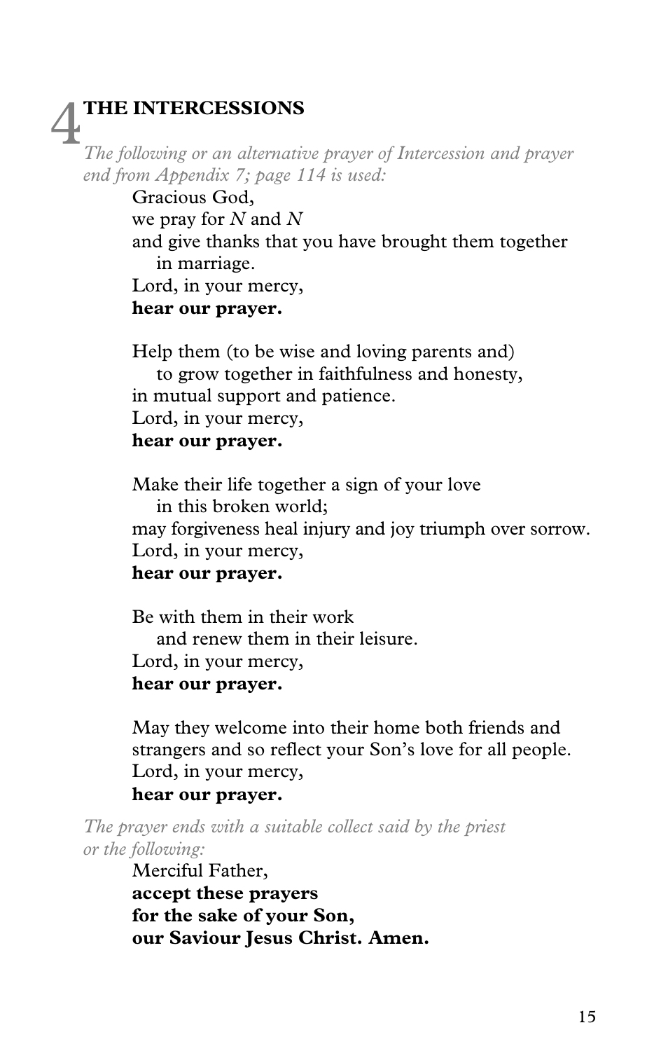# 4 THE INTERCESSIONS

*The following or an alternative prayer of Intercession and prayer end from Appendix 7; page 114 is used:*

Gracious God,
we pray for *N* and *N*
and give thanks that you have brought them together
in marriage.
Lord, in your mercy,
**hear our prayer.**

Help them (to be wise and loving parents and)
to grow together in faithfulness and honesty,
in mutual support and patience.
Lord, in your mercy,
**hear our prayer.**

Make their life together a sign of your love
in this broken world;
may forgiveness heal injury and joy triumph over sorrow.
Lord, in your mercy,
**hear our prayer.**

Be with them in their work
and renew them in their leisure.
Lord, in your mercy,
**hear our prayer.**

May they welcome into their home both friends and strangers and so reflect your Son's love for all people.
Lord, in your mercy,
**hear our prayer.**

*The prayer ends with a suitable collect said by the priest or the following:*

Merciful Father,
**accept these prayers**
**for the sake of your Son,**
**our Saviour Jesus Christ. Amen.**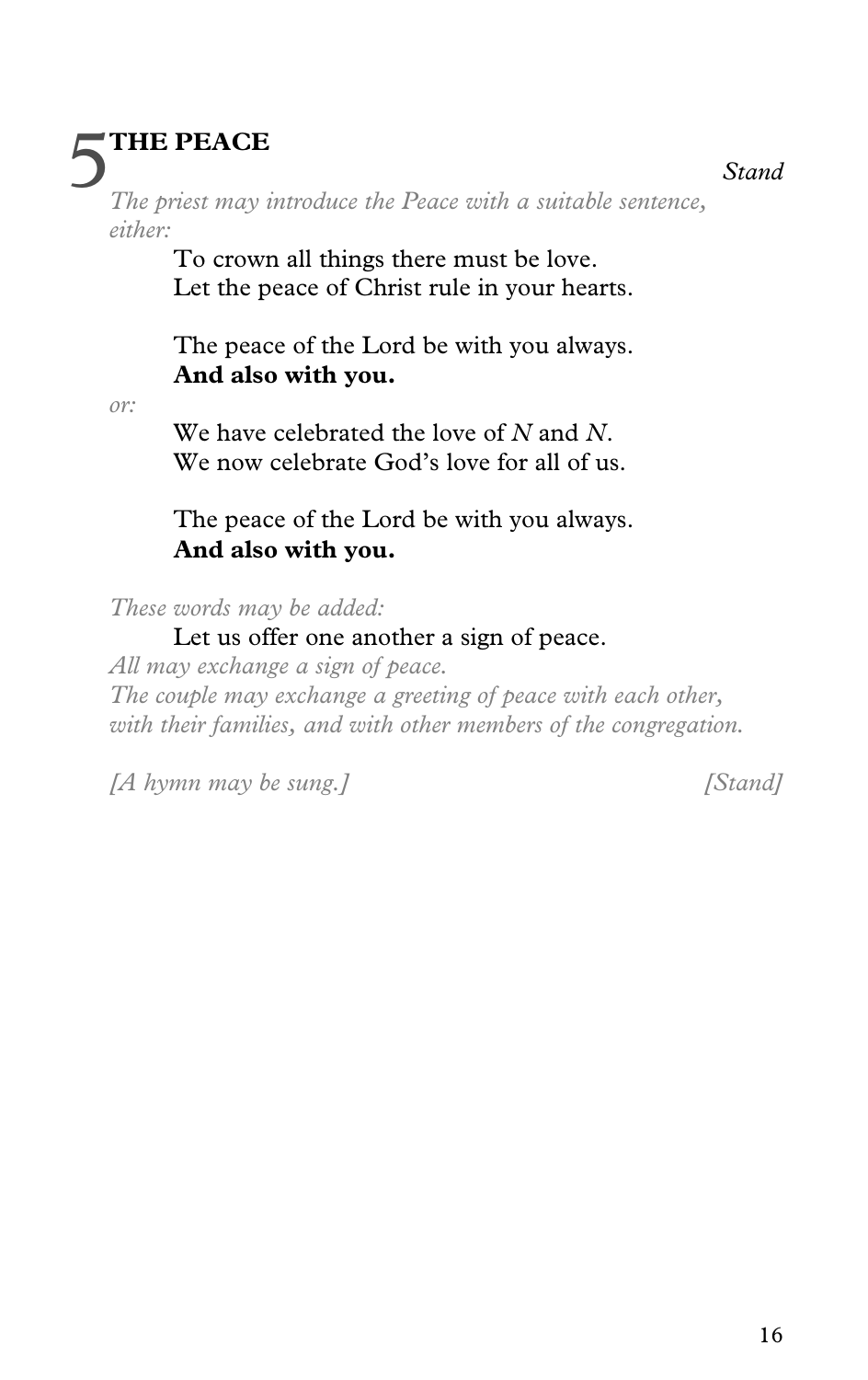## 5 THE PEACE

*Stand*

*The priest may introduce the Peace with a suitable sentence, either:*

To crown all things there must be love.
Let the peace of Christ rule in your hearts.

The peace of the Lord be with you always.
**And also with you.**

*or:*

We have celebrated the love of *N* and *N*.
We now celebrate God's love for all of us.

The peace of the Lord be with you always.
**And also with you.**

*These words may be added:*

Let us offer one another a sign of peace.

*All may exchange a sign of peace.*
*The couple may exchange a greeting of peace with each other, with their families, and with other members of the congregation.*

*[A hymn may be sung.]* *[Stand]*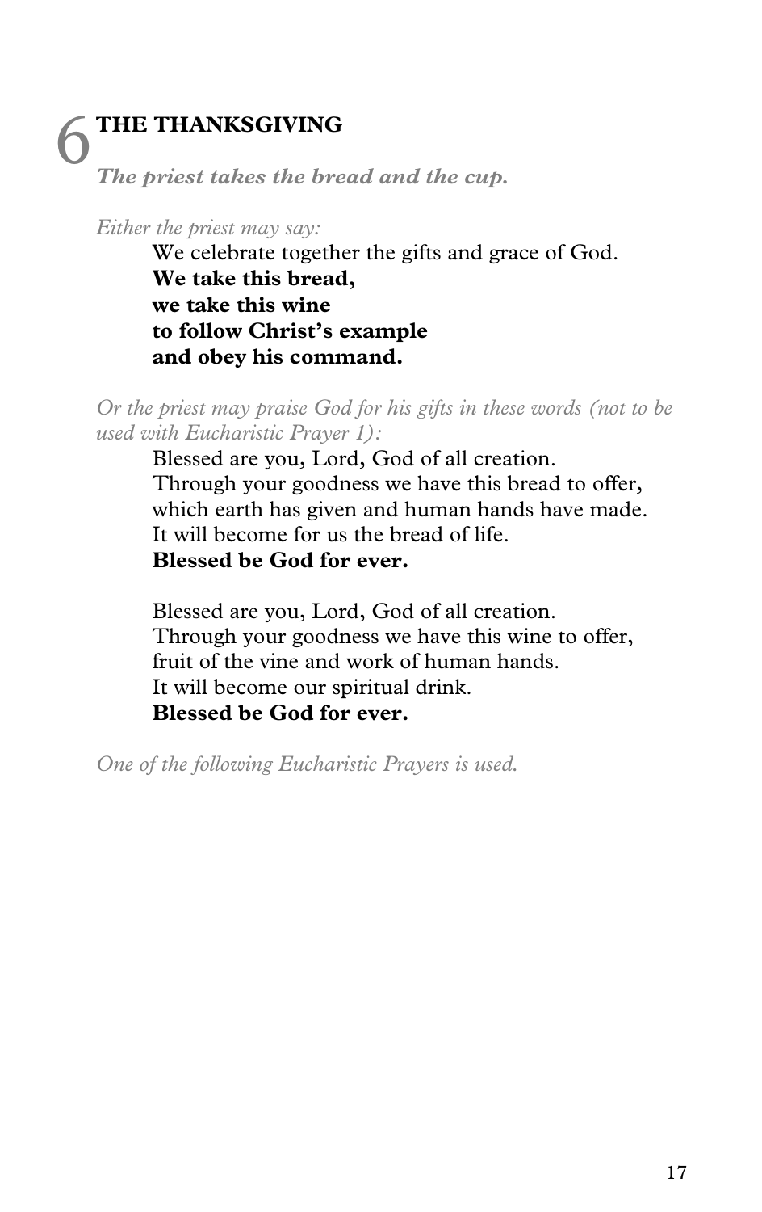# 6 THE THANKSGIVING

***The priest takes the bread and the cup.***

*Either the priest may say:*

We celebrate together the gifts and grace of God.
**We take this bread,**
**we take this wine**
**to follow Christ's example**
**and obey his command.**

*Or the priest may praise God for his gifts in these words (not to be used with Eucharistic Prayer 1):*

Blessed are you, Lord, God of all creation.
Through your goodness we have this bread to offer,
which earth has given and human hands have made.
It will become for us the bread of life.
**Blessed be God for ever.**

Blessed are you, Lord, God of all creation.
Through your goodness we have this wine to offer,
fruit of the vine and work of human hands.
It will become our spiritual drink.
**Blessed be God for ever.**

*One of the following Eucharistic Prayers is used.*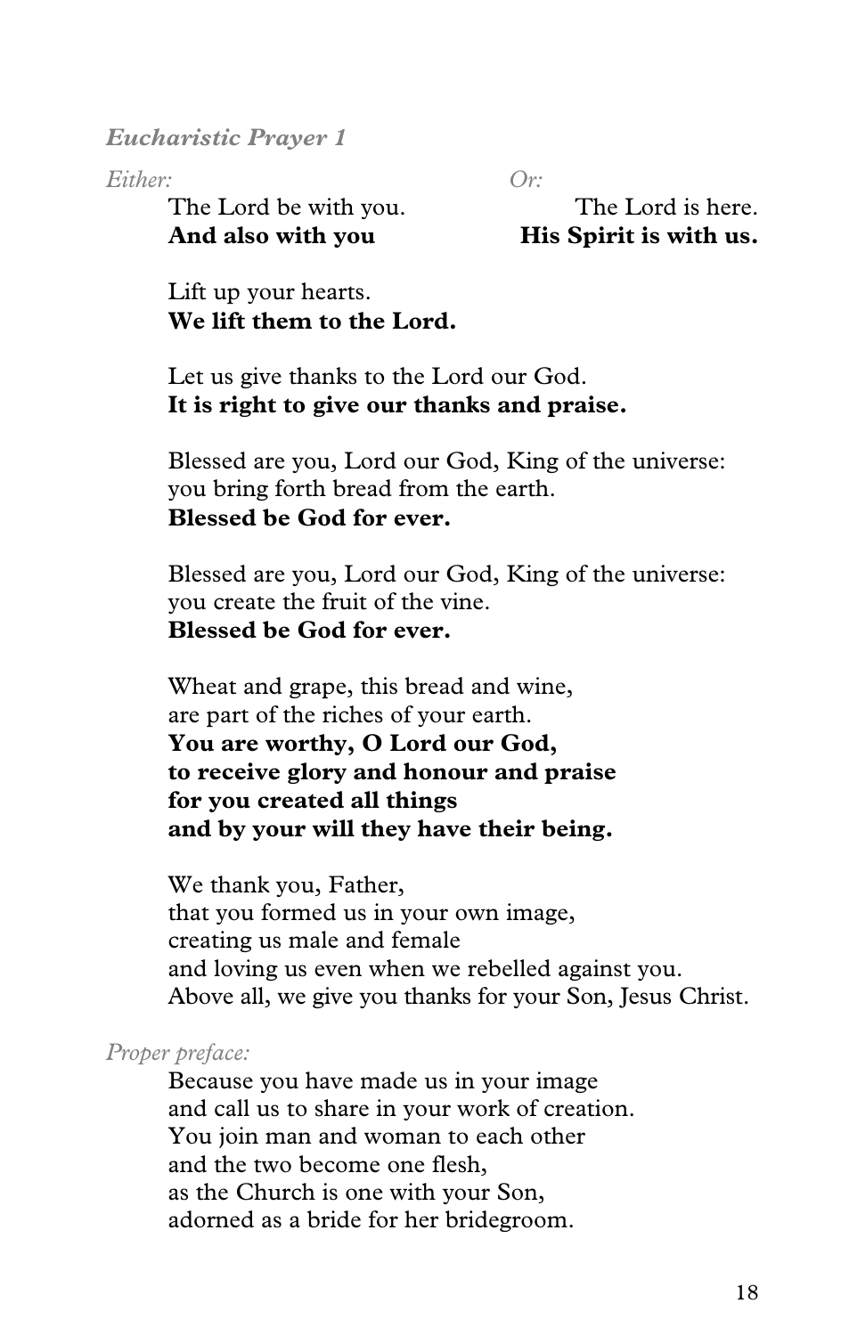*Eucharistic Prayer 1*

*Either:*

The Lord be with you.
**And also with you**

*Or:*

The Lord is here.
**His Spirit is with us.**

Lift up your hearts.
**We lift them to the Lord.**

Let us give thanks to the Lord our God.
**It is right to give our thanks and praise.**

Blessed are you, Lord our God, King of the universe:
you bring forth bread from the earth.
**Blessed be God for ever.**

Blessed are you, Lord our God, King of the universe:
you create the fruit of the vine.
**Blessed be God for ever.**

Wheat and grape, this bread and wine,
are part of the riches of your earth.
**You are worthy, O Lord our God,**
**to receive glory and honour and praise**
**for you created all things**
**and by your will they have their being.**

We thank you, Father,
that you formed us in your own image,
creating us male and female
and loving us even when we rebelled against you.
Above all, we give you thanks for your Son, Jesus Christ.

*Proper preface:*

Because you have made us in your image
and call us to share in your work of creation.
You join man and woman to each other
and the two become one flesh,
as the Church is one with your Son,
adorned as a bride for her bridegroom.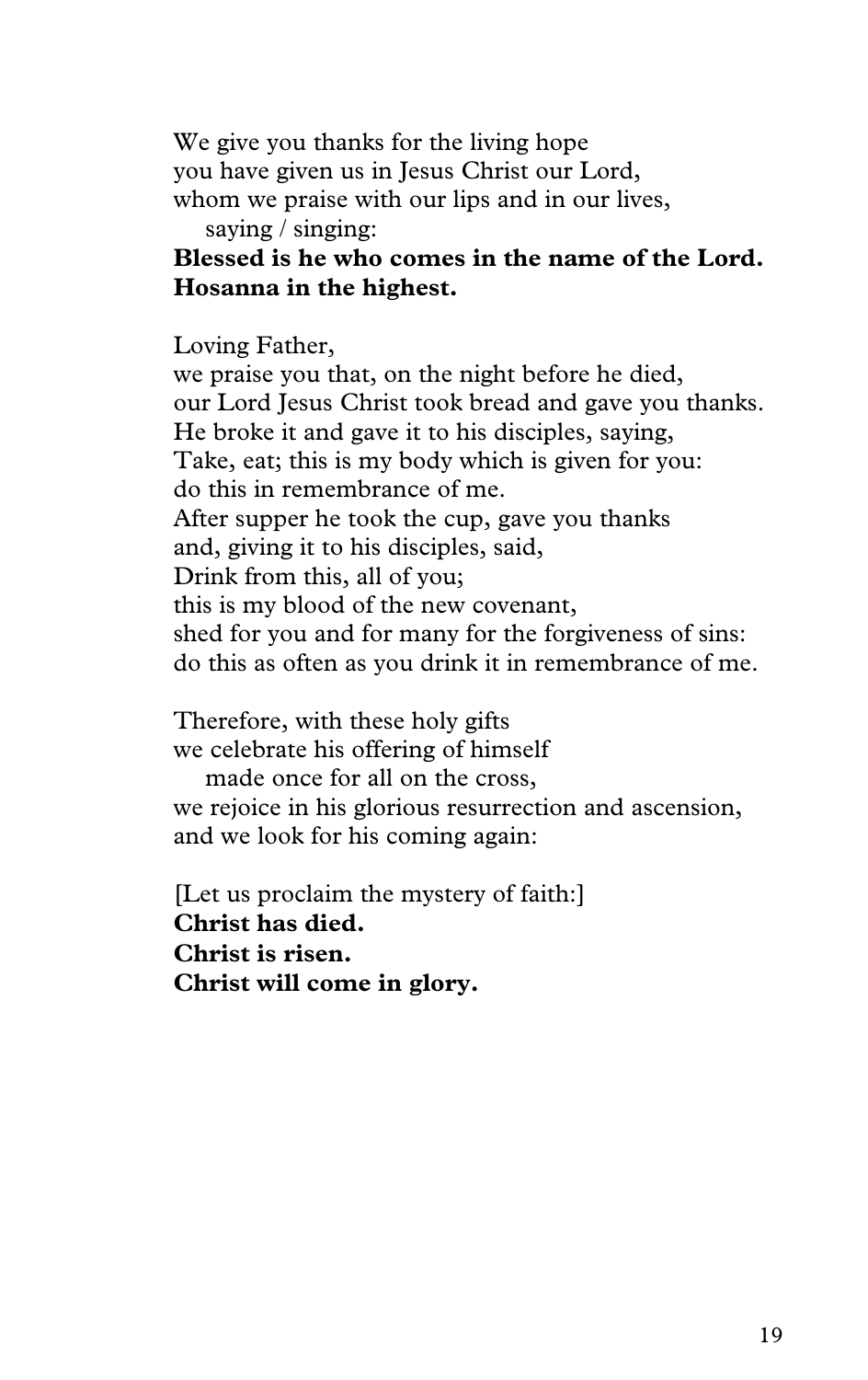We give you thanks for the living hope  
you have given us in Jesus Christ our Lord,  
whom we praise with our lips and in our lives,  
&nbsp;&nbsp;&nbsp;saying / singing:  
**Blessed is he who comes in the name of the Lord.**  
**Hosanna in the highest.**

Loving Father,  
we praise you that, on the night before he died,  
our Lord Jesus Christ took bread and gave you thanks.  
He broke it and gave it to his disciples, saying,  
Take, eat; this is my body which is given for you:  
do this in remembrance of me.  
After supper he took the cup, gave you thanks  
and, giving it to his disciples, said,  
Drink from this, all of you;  
this is my blood of the new covenant,  
shed for you and for many for the forgiveness of sins:  
do this as often as you drink it in remembrance of me.

Therefore, with these holy gifts  
we celebrate his offering of himself  
&nbsp;&nbsp;&nbsp;made once for all on the cross,  
we rejoice in his glorious resurrection and ascension,  
and we look for his coming again:

[Let us proclaim the mystery of faith:]  
**Christ has died.**  
**Christ is risen.**  
**Christ will come in glory.**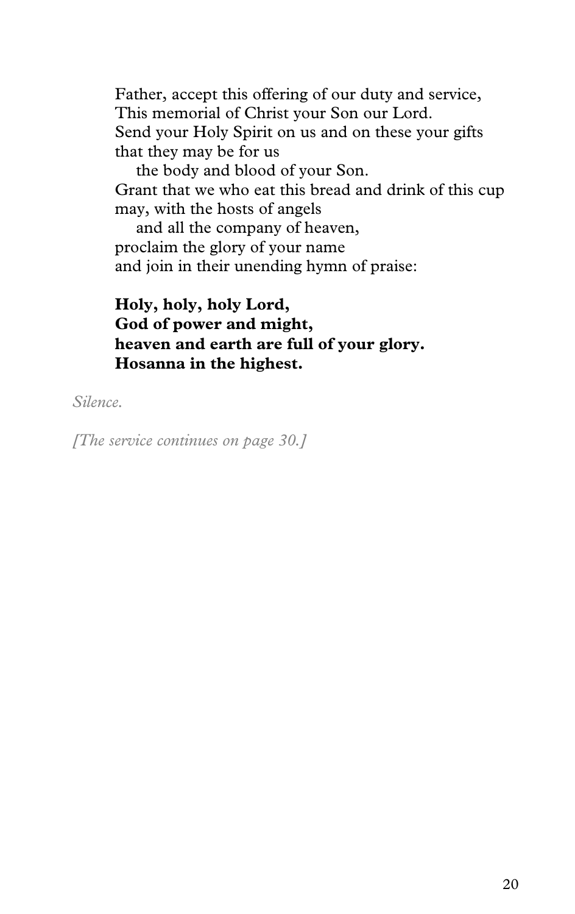Father, accept this offering of our duty and service,
This memorial of Christ your Son our Lord.
Send your Holy Spirit on us and on these your gifts
that they may be for us
   the body and blood of your Son.
Grant that we who eat this bread and drink of this cup
may, with the hosts of angels
   and all the company of heaven,
proclaim the glory of your name
and join in their unending hymn of praise:

**Holy, holy, holy Lord,**
**God of power and might,**
**heaven and earth are full of your glory.**
**Hosanna in the highest.**

*Silence.*

*[The service continues on page 30.]*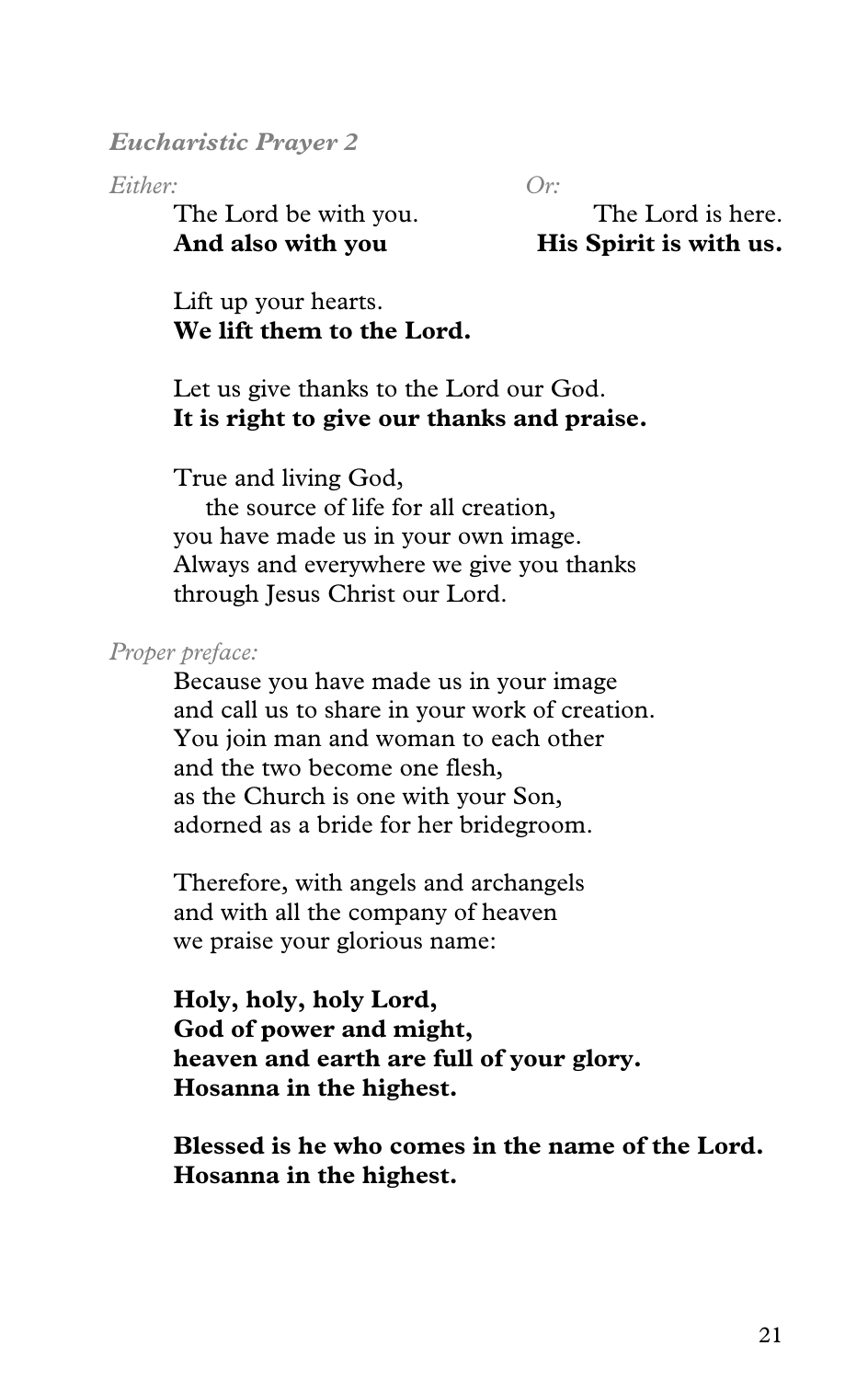***Eucharistic Prayer 2***

*Either:*

The Lord be with you.
**And also with you**

*Or:*

The Lord is here.
**His Spirit is with us.**

Lift up your hearts.
**We lift them to the Lord.**

Let us give thanks to the Lord our God.
**It is right to give our thanks and praise.**

True and living God,
the source of life for all creation,
you have made us in your own image.
Always and everywhere we give you thanks
through Jesus Christ our Lord.

*Proper preface:*

Because you have made us in your image
and call us to share in your work of creation.
You join man and woman to each other
and the two become one flesh,
as the Church is one with your Son,
adorned as a bride for her bridegroom.

Therefore, with angels and archangels
and with all the company of heaven
we praise your glorious name:

**Holy, holy, holy Lord,**
**God of power and might,**
**heaven and earth are full of your glory.**
**Hosanna in the highest.**

**Blessed is he who comes in the name of the Lord.**
**Hosanna in the highest.**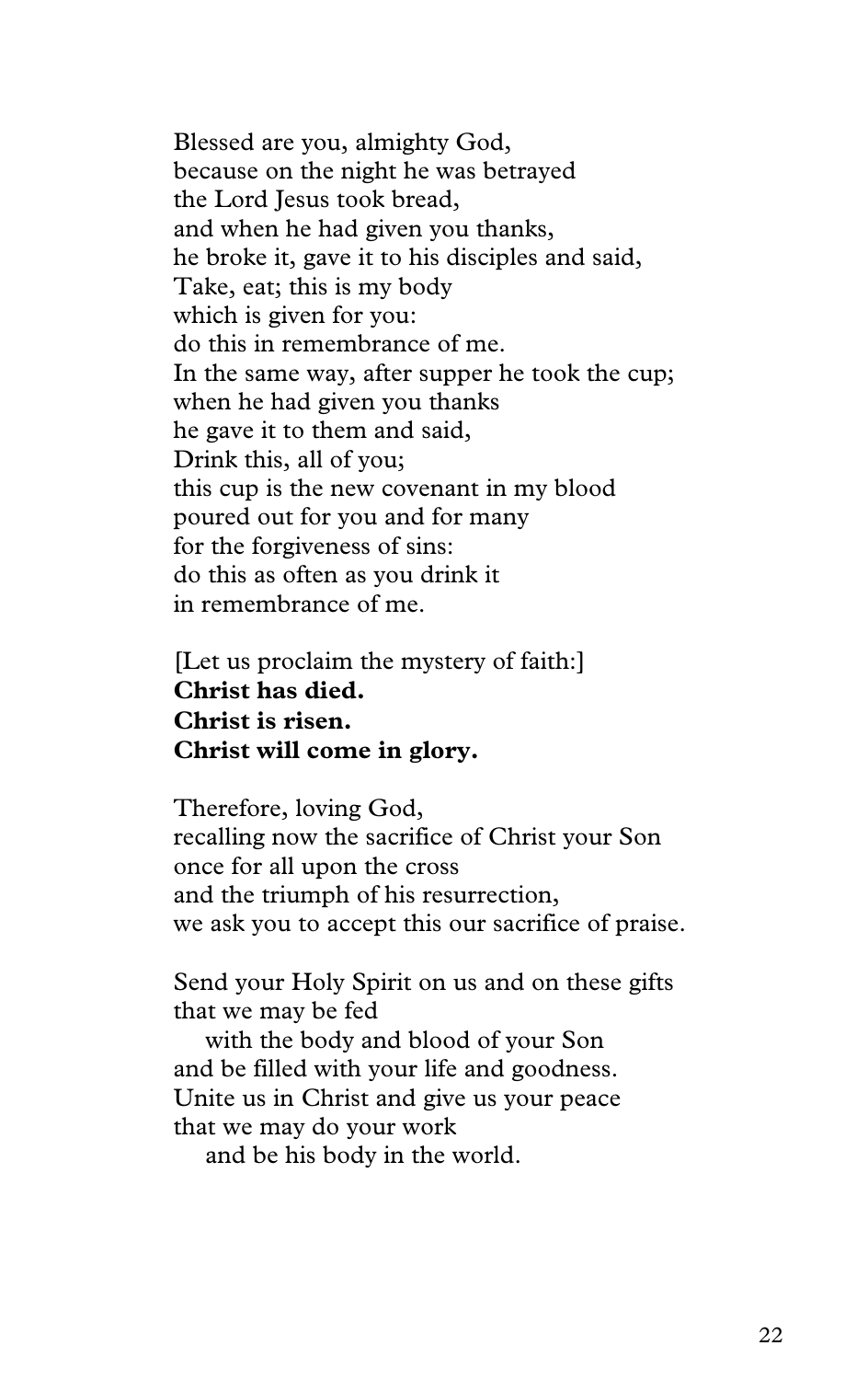Blessed are you, almighty God,  
because on the night he was betrayed  
the Lord Jesus took bread,  
and when he had given you thanks,  
he broke it, gave it to his disciples and said,  
Take, eat; this is my body  
which is given for you:  
do this in remembrance of me.  
In the same way, after supper he took the cup;  
when he had given you thanks  
he gave it to them and said,  
Drink this, all of you;  
this cup is the new covenant in my blood  
poured out for you and for many  
for the forgiveness of sins:  
do this as often as you drink it  
in remembrance of me.

[Let us proclaim the mystery of faith:]  
**Christ has died.**  
**Christ is risen.**  
**Christ will come in glory.**

Therefore, loving God,  
recalling now the sacrifice of Christ your Son  
once for all upon the cross  
and the triumph of his resurrection,  
we ask you to accept this our sacrifice of praise.

Send your Holy Spirit on us and on these gifts  
that we may be fed  
  with the body and blood of your Son  
and be filled with your life and goodness.  
Unite us in Christ and give us your peace  
that we may do your work  
  and be his body in the world.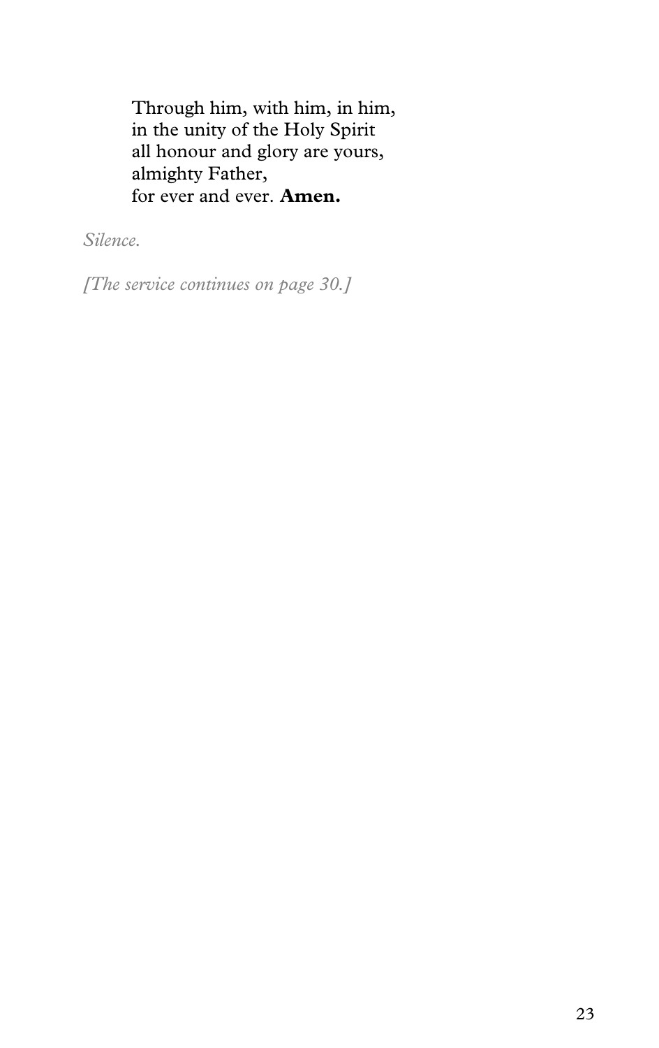Through him, with him, in him,  
in the unity of the Holy Spirit  
all honour and glory are yours,  
almighty Father,  
for ever and ever. **Amen.**

*Silence.*

*[The service continues on page 30.]*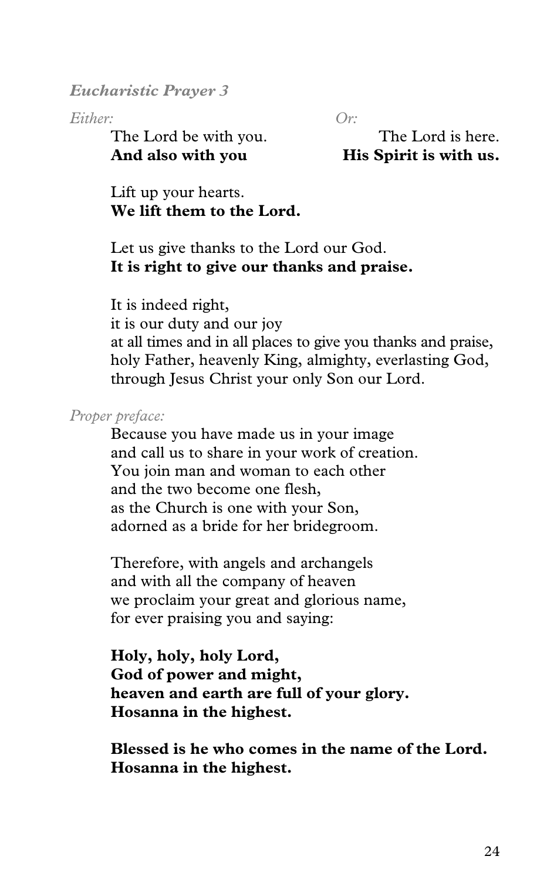*Eucharistic Prayer 3*

*Either:*

The Lord be with you.
**And also with you**

*Or:*

The Lord is here.
**His Spirit is with us.**

Lift up your hearts.
**We lift them to the Lord.**

Let us give thanks to the Lord our God.
**It is right to give our thanks and praise.**

It is indeed right,
it is our duty and our joy
at all times and in all places to give you thanks and praise,
holy Father, heavenly King, almighty, everlasting God,
through Jesus Christ your only Son our Lord.

*Proper preface:*

Because you have made us in your image
and call us to share in your work of creation.
You join man and woman to each other
and the two become one flesh,
as the Church is one with your Son,
adorned as a bride for her bridegroom.

Therefore, with angels and archangels
and with all the company of heaven
we proclaim your great and glorious name,
for ever praising you and saying:

**Holy, holy, holy Lord,
God of power and might,
heaven and earth are full of your glory.
Hosanna in the highest.**

**Blessed is he who comes in the name of the Lord.
Hosanna in the highest.**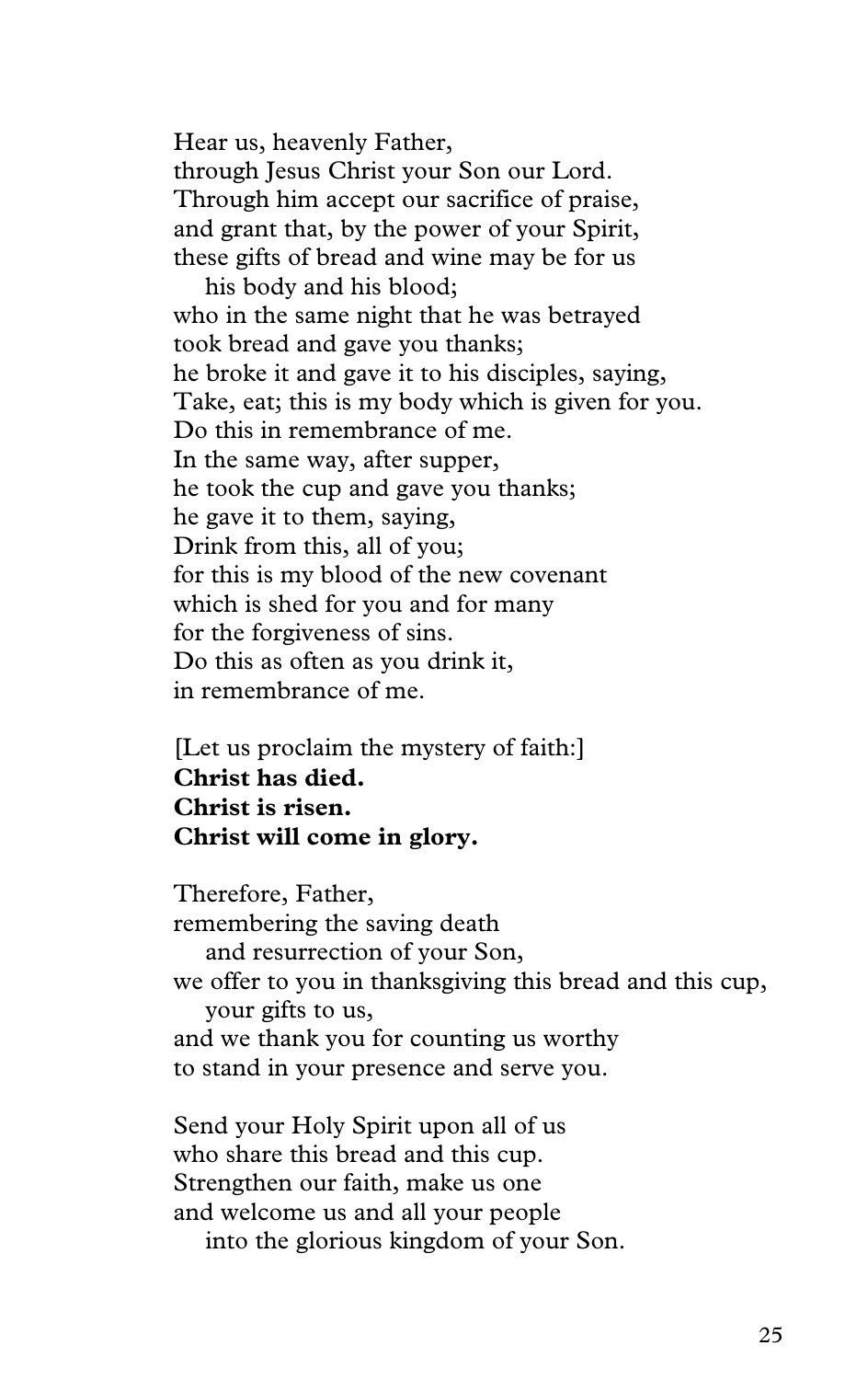Hear us, heavenly Father,
through Jesus Christ your Son our Lord.
Through him accept our sacrifice of praise,
and grant that, by the power of your Spirit,
these gifts of bread and wine may be for us
   his body and his blood;
who in the same night that he was betrayed
took bread and gave you thanks;
he broke it and gave it to his disciples, saying,
Take, eat; this is my body which is given for you.
Do this in remembrance of me.
In the same way, after supper,
he took the cup and gave you thanks;
he gave it to them, saying,
Drink from this, all of you;
for this is my blood of the new covenant
which is shed for you and for many
for the forgiveness of sins.
Do this as often as you drink it,
in remembrance of me.

[Let us proclaim the mystery of faith:]
**Christ has died.**
**Christ is risen.**
**Christ will come in glory.**

Therefore, Father,
remembering the saving death
   and resurrection of your Son,
we offer to you in thanksgiving this bread and this cup,
   your gifts to us,
and we thank you for counting us worthy
to stand in your presence and serve you.

Send your Holy Spirit upon all of us
who share this bread and this cup.
Strengthen our faith, make us one
and welcome us and all your people
   into the glorious kingdom of your Son.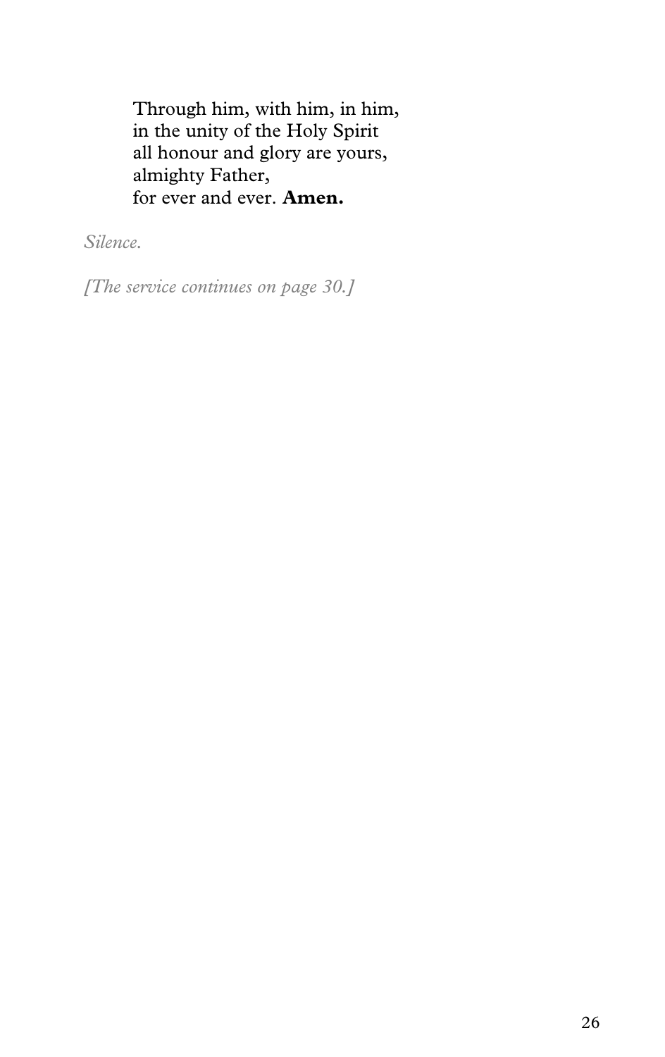Through him, with him, in him,  
in the unity of the Holy Spirit  
all honour and glory are yours,  
almighty Father,  
for ever and ever. **Amen.**

*Silence.*

*[The service continues on page 30.]*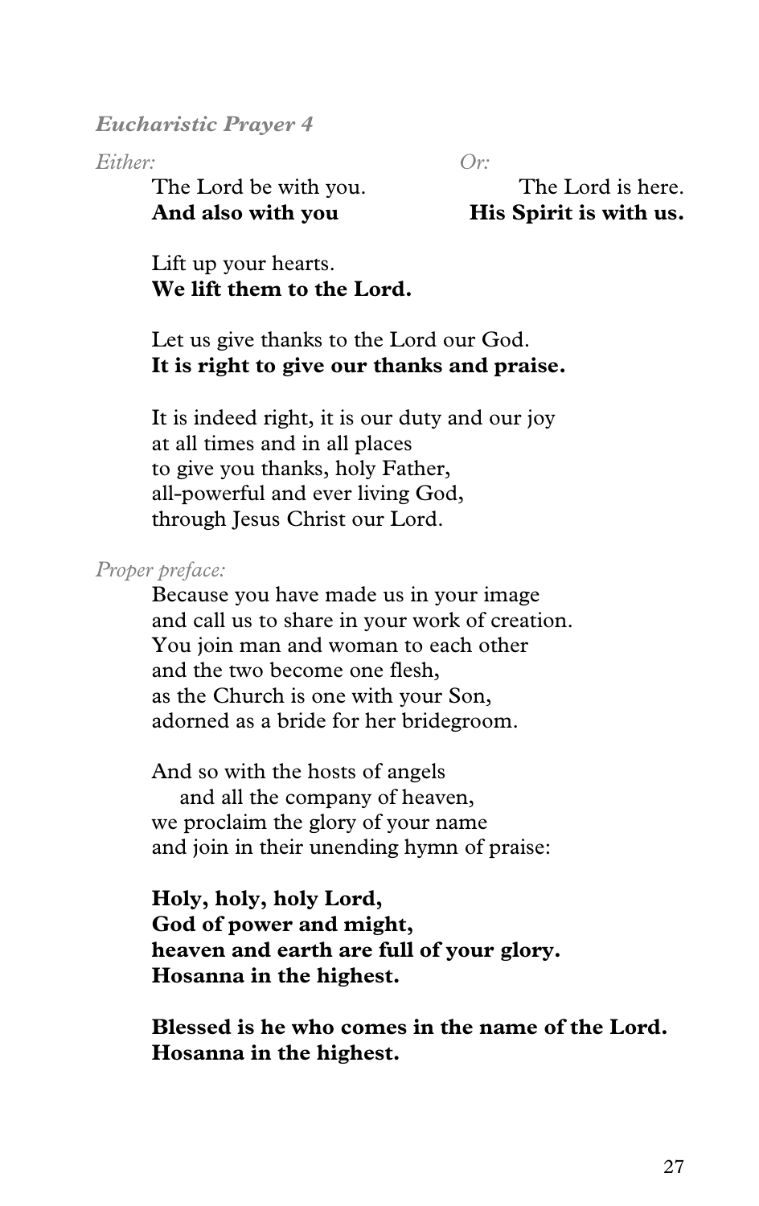*Eucharistic Prayer 4*

*Either:*

The Lord be with you.
**And also with you**

*Or:*

The Lord is here.
**His Spirit is with us.**

Lift up your hearts.
**We lift them to the Lord.**

Let us give thanks to the Lord our God.
**It is right to give our thanks and praise.**

It is indeed right, it is our duty and our joy
at all times and in all places
to give you thanks, holy Father,
all-powerful and ever living God,
through Jesus Christ our Lord.

*Proper preface:*

Because you have made us in your image
and call us to share in your work of creation.
You join man and woman to each other
and the two become one flesh,
as the Church is one with your Son,
adorned as a bride for her bridegroom.

And so with the hosts of angels
and all the company of heaven,
we proclaim the glory of your name
and join in their unending hymn of praise:

**Holy, holy, holy Lord,**
**God of power and might,**
**heaven and earth are full of your glory.**
**Hosanna in the highest.**

**Blessed is he who comes in the name of the Lord.**
**Hosanna in the highest.**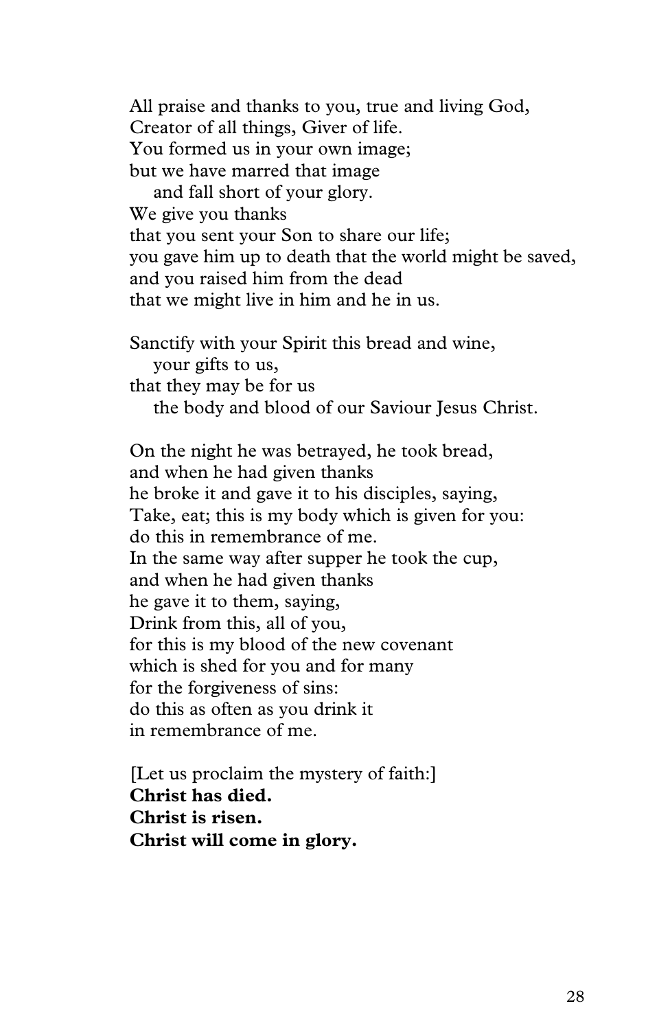All praise and thanks to you, true and living God,  
Creator of all things, Giver of life.  
You formed us in your own image;  
but we have marred that image  
    and fall short of your glory.  
We give you thanks  
that you sent your Son to share our life;  
you gave him up to death that the world might be saved,  
and you raised him from the dead  
that we might live in him and he in us.

Sanctify with your Spirit this bread and wine,  
    your gifts to us,  
that they may be for us  
    the body and blood of our Saviour Jesus Christ.

On the night he was betrayed, he took bread,  
and when he had given thanks  
he broke it and gave it to his disciples, saying,  
Take, eat; this is my body which is given for you:  
do this in remembrance of me.  
In the same way after supper he took the cup,  
and when he had given thanks  
he gave it to them, saying,  
Drink from this, all of you,  
for this is my blood of the new covenant  
which is shed for you and for many  
for the forgiveness of sins:  
do this as often as you drink it  
in remembrance of me.

[Let us proclaim the mystery of faith:]  
**Christ has died.**  
**Christ is risen.**  
**Christ will come in glory.**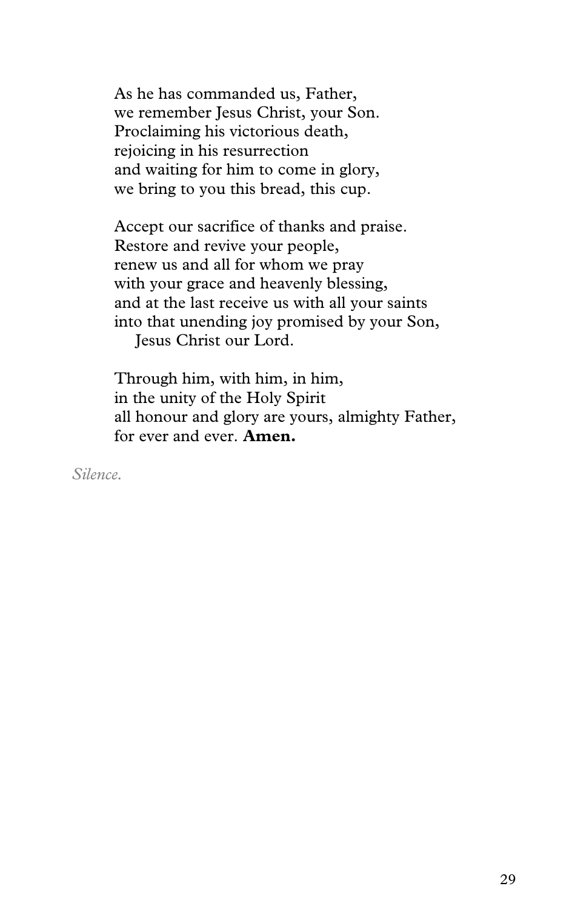As he has commanded us, Father,
we remember Jesus Christ, your Son.
Proclaiming his victorious death,
rejoicing in his resurrection
and waiting for him to come in glory,
we bring to you this bread, this cup.

Accept our sacrifice of thanks and praise.
Restore and revive your people,
renew us and all for whom we pray
with your grace and heavenly blessing,
and at the last receive us with all your saints
into that unending joy promised by your Son,
Jesus Christ our Lord.

Through him, with him, in him,
in the unity of the Holy Spirit
all honour and glory are yours, almighty Father,
for ever and ever. **Amen.**

*Silence.*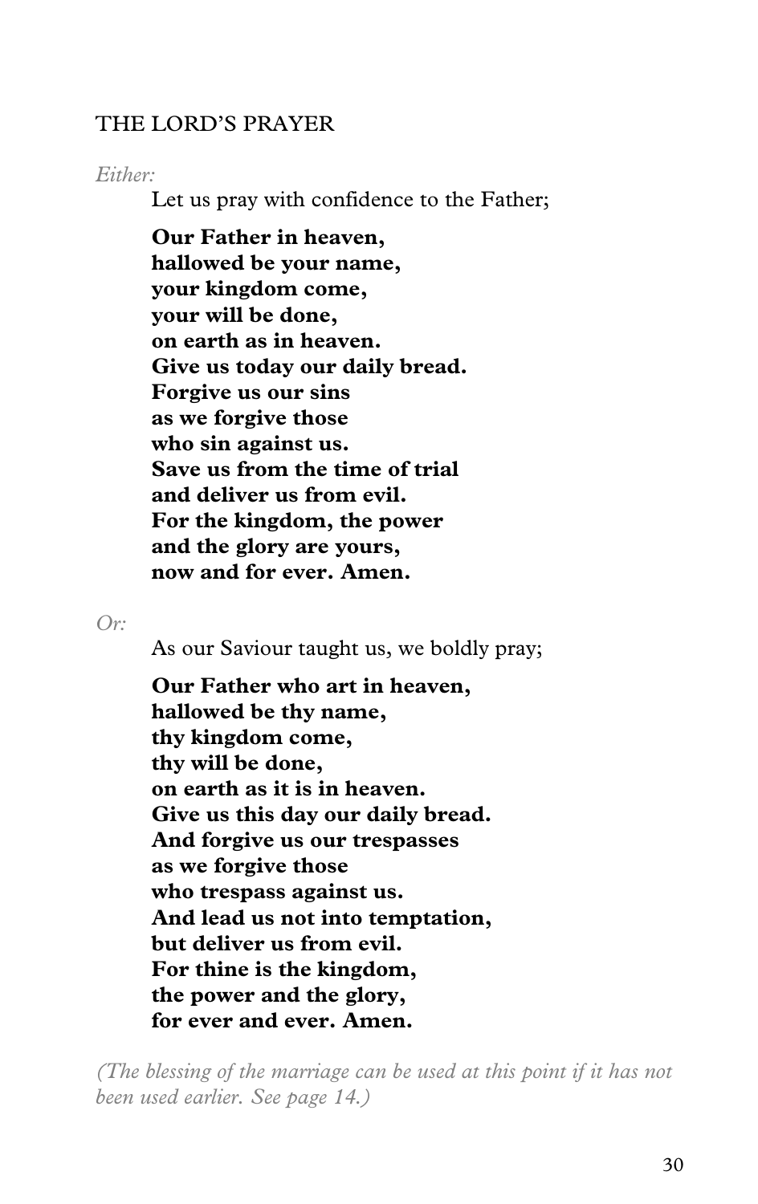## THE LORD'S PRAYER

*Either:*

Let us pray with confidence to the Father;

**Our Father in heaven,**
**hallowed be your name,**
**your kingdom come,**
**your will be done,**
**on earth as in heaven.**
**Give us today our daily bread.**
**Forgive us our sins**
**as we forgive those**
**who sin against us.**
**Save us from the time of trial**
**and deliver us from evil.**
**For the kingdom, the power**
**and the glory are yours,**
**now and for ever. Amen.**

*Or:*

As our Saviour taught us, we boldly pray;

**Our Father who art in heaven,**
**hallowed be thy name,**
**thy kingdom come,**
**thy will be done,**
**on earth as it is in heaven.**
**Give us this day our daily bread.**
**And forgive us our trespasses**
**as we forgive those**
**who trespass against us.**
**And lead us not into temptation,**
**but deliver us from evil.**
**For thine is the kingdom,**
**the power and the glory,**
**for ever and ever. Amen.**

*(The blessing of the marriage can be used at this point if it has not been used earlier. See page 14.)*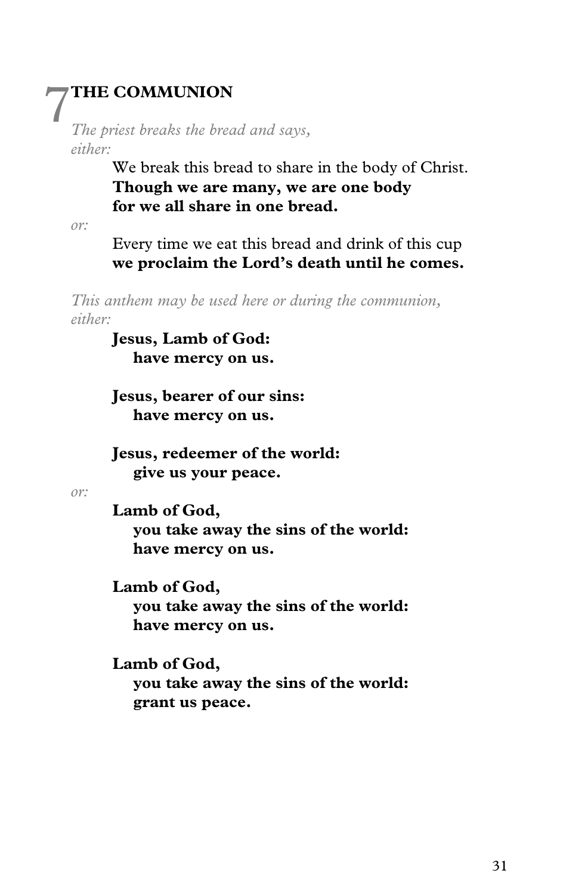# 7 THE COMMUNION

*The priest breaks the bread and says,*
*either:*

We break this bread to share in the body of Christ.
**Though we are many, we are one body**
**for we all share in one bread.**

*or:*

Every time we eat this bread and drink of this cup
**we proclaim the Lord's death until he comes.**

*This anthem may be used here or during the communion,*
*either:*

**Jesus, Lamb of God:**
**have mercy on us.**

**Jesus, bearer of our sins:**
**have mercy on us.**

**Jesus, redeemer of the world:**
**give us your peace.**

*or:*

**Lamb of God,**
**you take away the sins of the world:**
**have mercy on us.**

**Lamb of God,**
**you take away the sins of the world:**
**have mercy on us.**

**Lamb of God,**
**you take away the sins of the world:**
**grant us peace.**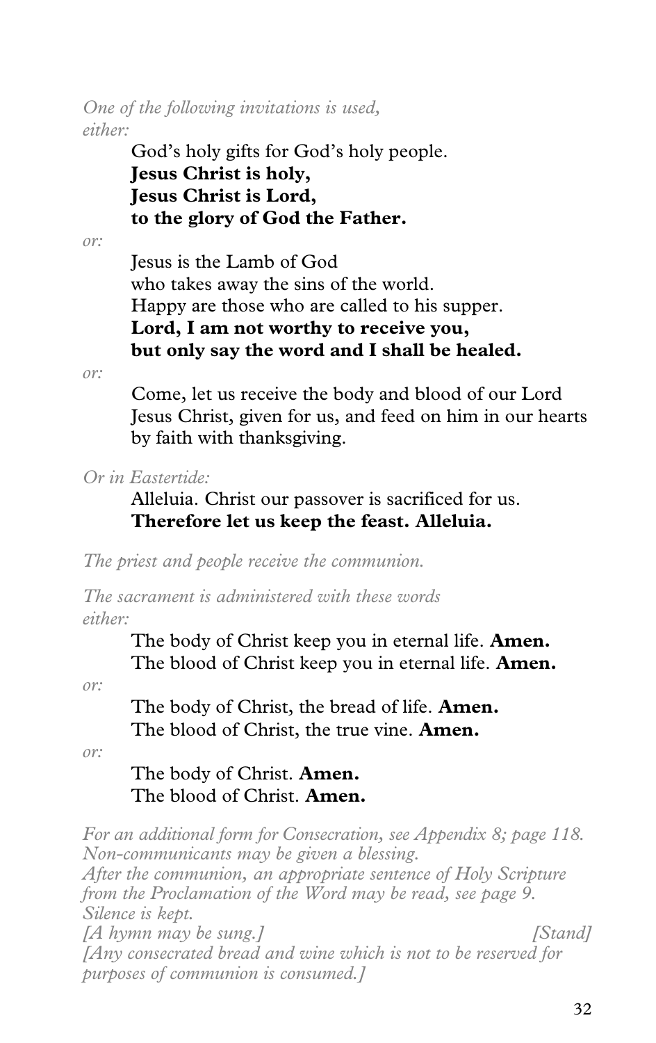*One of the following invitations is used,*
*either:*

God's holy gifts for God's holy people.
**Jesus Christ is holy,**
**Jesus Christ is Lord,**
**to the glory of God the Father.**

*or:*

Jesus is the Lamb of God
who takes away the sins of the world.
Happy are those who are called to his supper.
**Lord, I am not worthy to receive you,**
**but only say the word and I shall be healed.**

*or:*

Come, let us receive the body and blood of our Lord Jesus Christ, given for us, and feed on him in our hearts by faith with thanksgiving.

*Or in Eastertide:*

Alleluia. Christ our passover is sacrificed for us.
**Therefore let us keep the feast. Alleluia.**

*The priest and people receive the communion.*

*The sacrament is administered with these words*
*either:*

The body of Christ keep you in eternal life. **Amen.**
The blood of Christ keep you in eternal life. **Amen.**

*or:*

The body of Christ, the bread of life. **Amen.**
The blood of Christ, the true vine. **Amen.**

*or:*

The body of Christ. **Amen.**
The blood of Christ. **Amen.**

*For an additional form for Consecration, see Appendix 8; page 118.*
*Non-communicants may be given a blessing.*
*After the communion, an appropriate sentence of Holy Scripture from the Proclamation of the Word may be read, see page 9.*
*Silence is kept.*
*[A hymn may be sung.]* *[Stand]*
*[Any consecrated bread and wine which is not to be reserved for purposes of communion is consumed.]*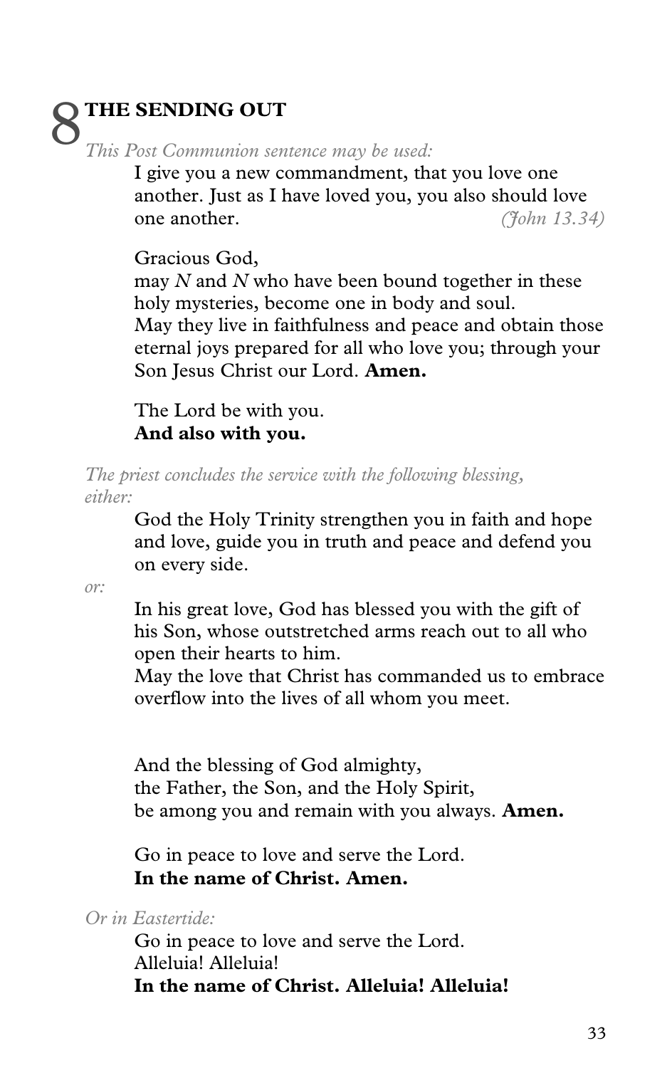# 8 THE SENDING OUT

*This Post Communion sentence may be used:*

I give you a new commandment, that you love one another. Just as I have loved you, you also should love one another. *(John 13.34)*

Gracious God,
may *N* and *N* who have been bound together in these holy mysteries, become one in body and soul.
May they live in faithfulness and peace and obtain those eternal joys prepared for all who love you; through your Son Jesus Christ our Lord. **Amen.**

The Lord be with you.
**And also with you.**

*The priest concludes the service with the following blessing, either:*

God the Holy Trinity strengthen you in faith and hope and love, guide you in truth and peace and defend you on every side.

*or:*

In his great love, God has blessed you with the gift of his Son, whose outstretched arms reach out to all who open their hearts to him.
May the love that Christ has commanded us to embrace overflow into the lives of all whom you meet.

And the blessing of God almighty,
the Father, the Son, and the Holy Spirit,
be among you and remain with you always. **Amen.**

Go in peace to love and serve the Lord.
**In the name of Christ. Amen.**

*Or in Eastertide:*

Go in peace to love and serve the Lord.
Alleluia! Alleluia!
**In the name of Christ. Alleluia! Alleluia!**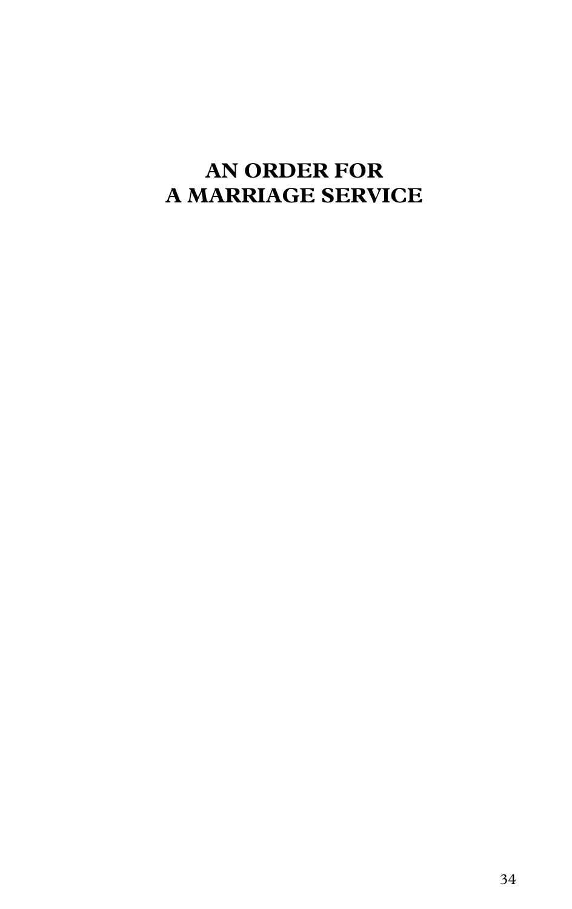# AN ORDER FOR A MARRIAGE SERVICE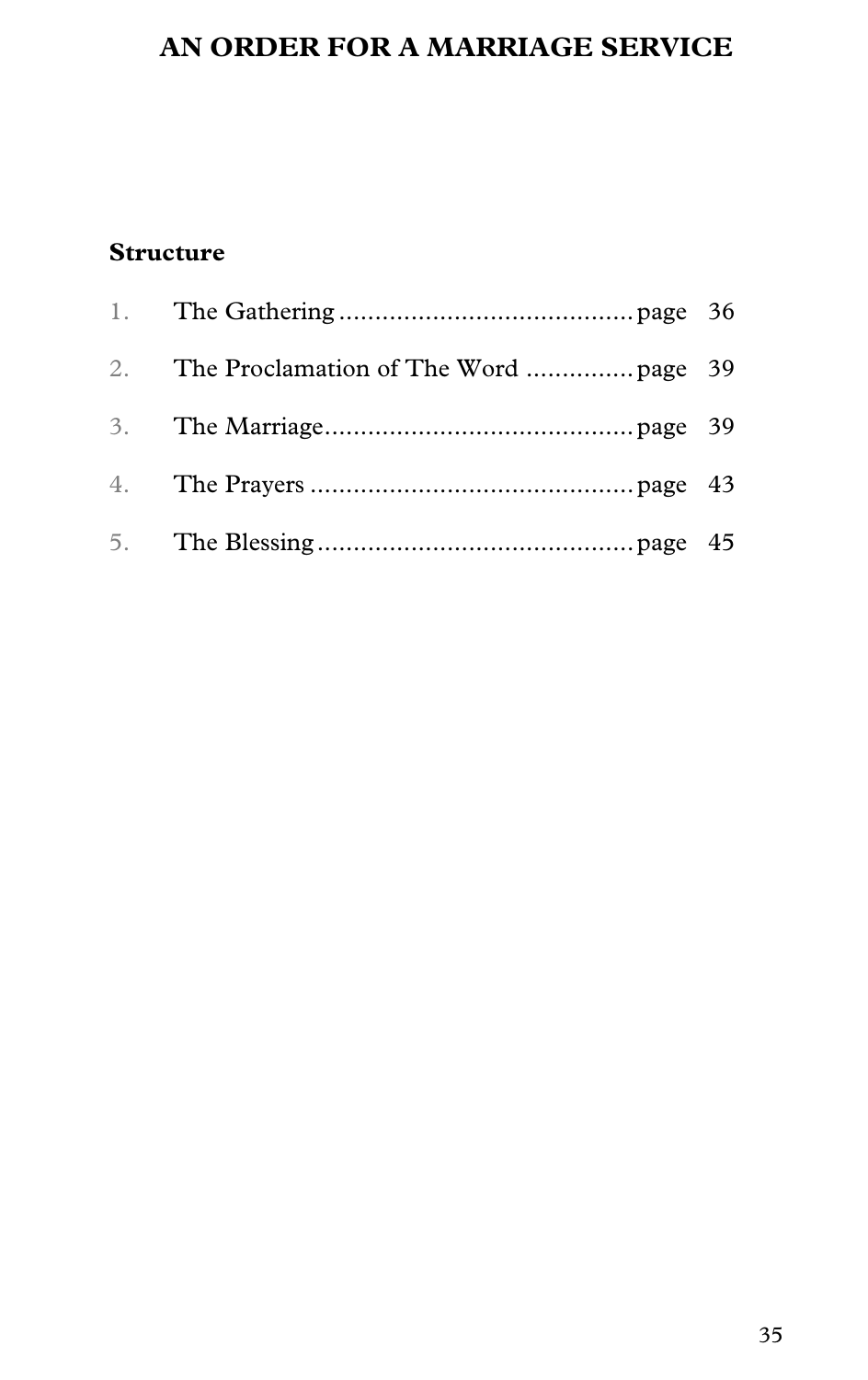# AN ORDER FOR A MARRIAGE SERVICE

**Structure**

1. The Gathering ........................................ page 36
2. The Proclamation of The Word .............. page 39
3. The Marriage.......................................... page 39
4. The Prayers ............................................ page 43
5. The Blessing ........................................... page 45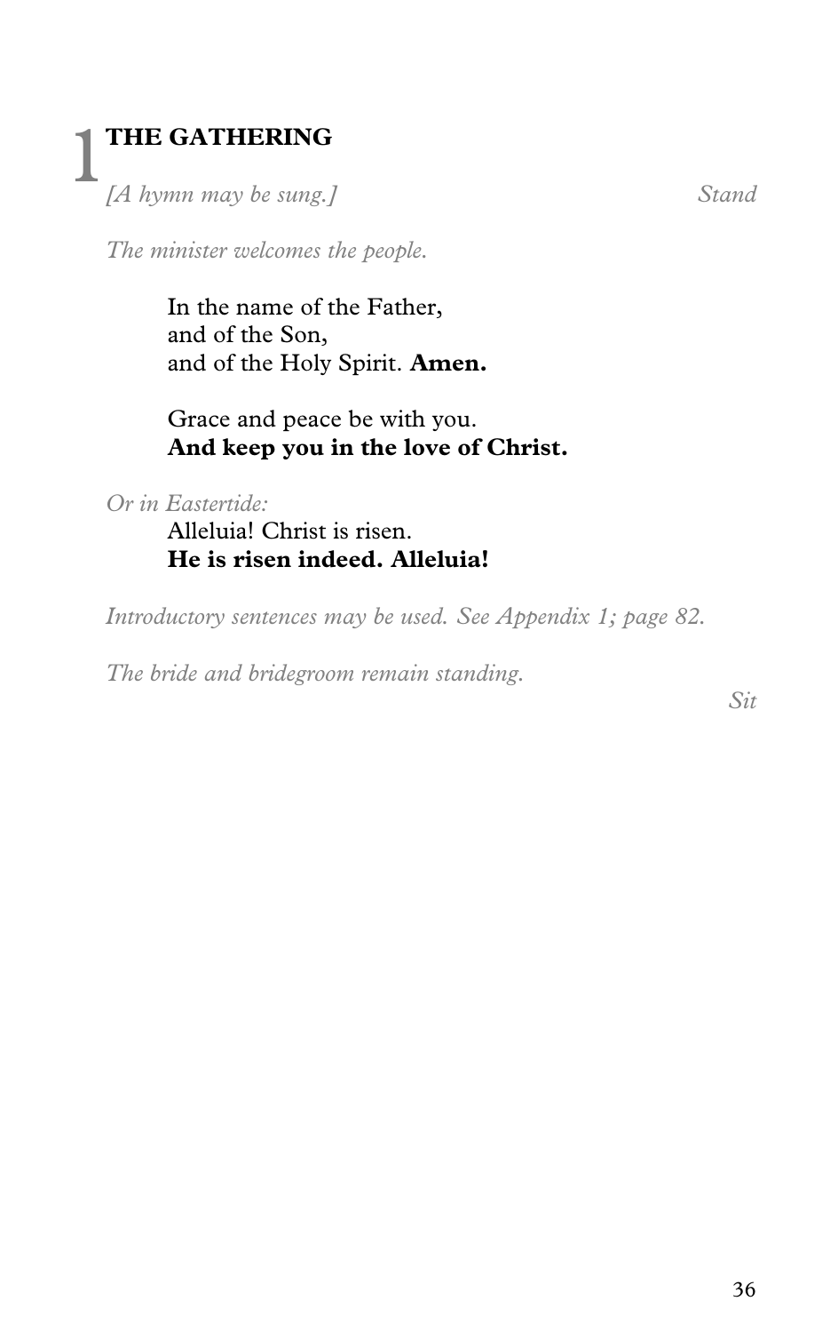# 1 THE GATHERING

*[A hymn may be sung.]* *Stand*

*The minister welcomes the people.*

In the name of the Father,
and of the Son,
and of the Holy Spirit. **Amen.**

Grace and peace be with you.
**And keep you in the love of Christ.**

*Or in Eastertide:*

Alleluia! Christ is risen.
**He is risen indeed. Alleluia!**

*Introductory sentences may be used. See Appendix 1; page 82.*

*The bride and bridegroom remain standing.*

*Sit*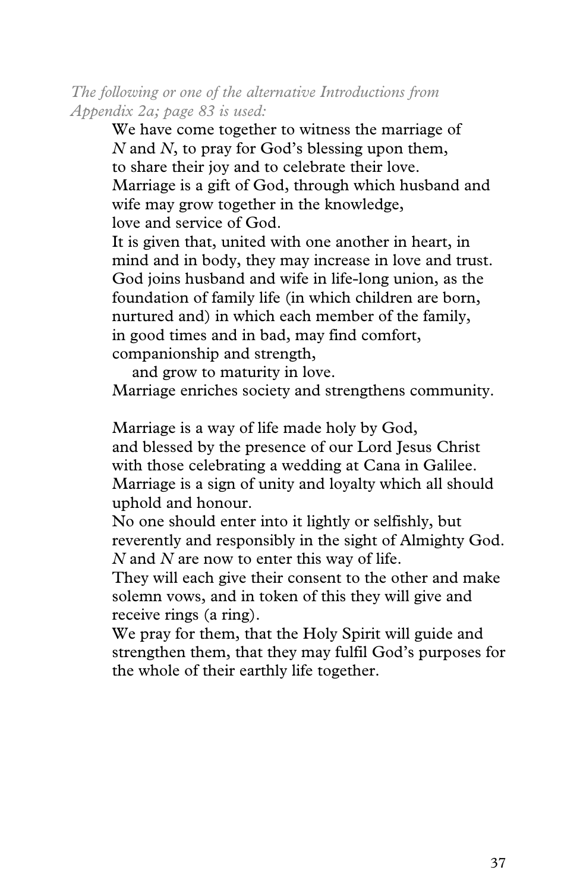*The following or one of the alternative Introductions from Appendix 2a; page 83 is used:*

We have come together to witness the marriage of *N* and *N*, to pray for God's blessing upon them, to share their joy and to celebrate their love.
Marriage is a gift of God, through which husband and wife may grow together in the knowledge, love and service of God.
It is given that, united with one another in heart, in mind and in body, they may increase in love and trust.
God joins husband and wife in life-long union, as the foundation of family life (in which children are born, nurtured and) in which each member of the family, in good times and in bad, may find comfort, companionship and strength,
  and grow to maturity in love.
Marriage enriches society and strengthens community.

Marriage is a way of life made holy by God, and blessed by the presence of our Lord Jesus Christ with those celebrating a wedding at Cana in Galilee.
Marriage is a sign of unity and loyalty which all should uphold and honour.
No one should enter into it lightly or selfishly, but reverently and responsibly in the sight of Almighty God.
*N* and *N* are now to enter this way of life.
They will each give their consent to the other and make solemn vows, and in token of this they will give and receive rings (a ring).
We pray for them, that the Holy Spirit will guide and strengthen them, that they may fulfil God's purposes for the whole of their earthly life together.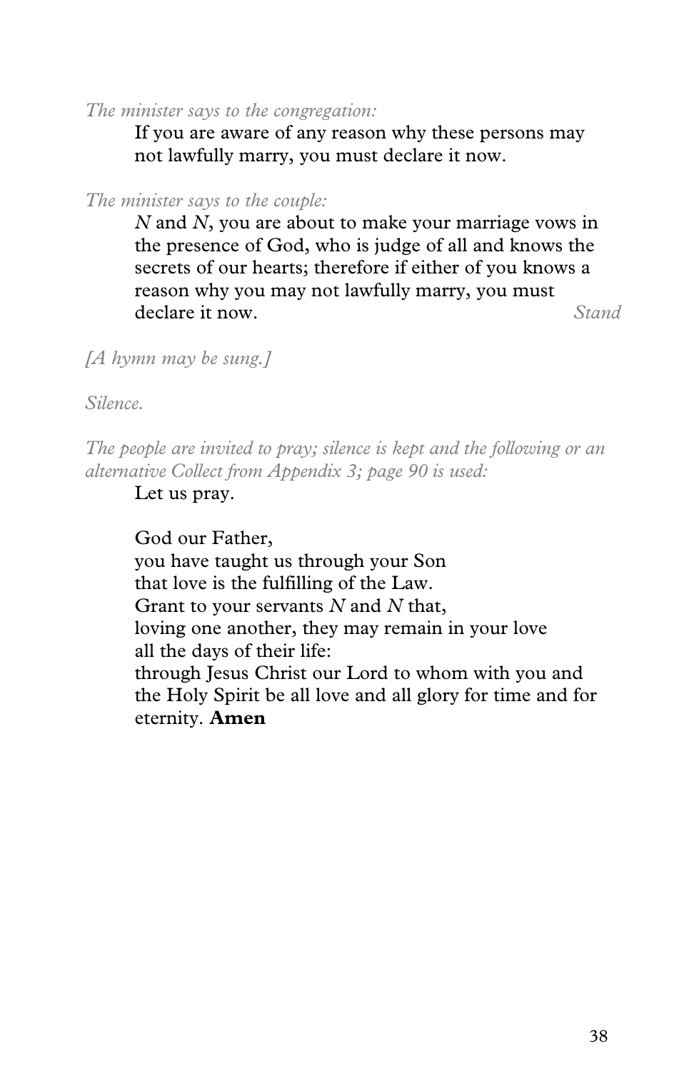*The minister says to the congregation:*

If you are aware of any reason why these persons may not lawfully marry, you must declare it now.

*The minister says to the couple:*

*N* and *N*, you are about to make your marriage vows in the presence of God, who is judge of all and knows the secrets of our hearts; therefore if either of you knows a reason why you may not lawfully marry, you must declare it now. *Stand*

*[A hymn may be sung.]*

*Silence.*

*The people are invited to pray; silence is kept and the following or an alternative Collect from Appendix 3; page 90 is used:*

Let us pray.

God our Father,  
you have taught us through your Son  
that love is the fulfilling of the Law.  
Grant to your servants *N* and *N* that,  
loving one another, they may remain in your love  
all the days of their life:  
through Jesus Christ our Lord to whom with you and the Holy Spirit be all love and all glory for time and for eternity. **Amen**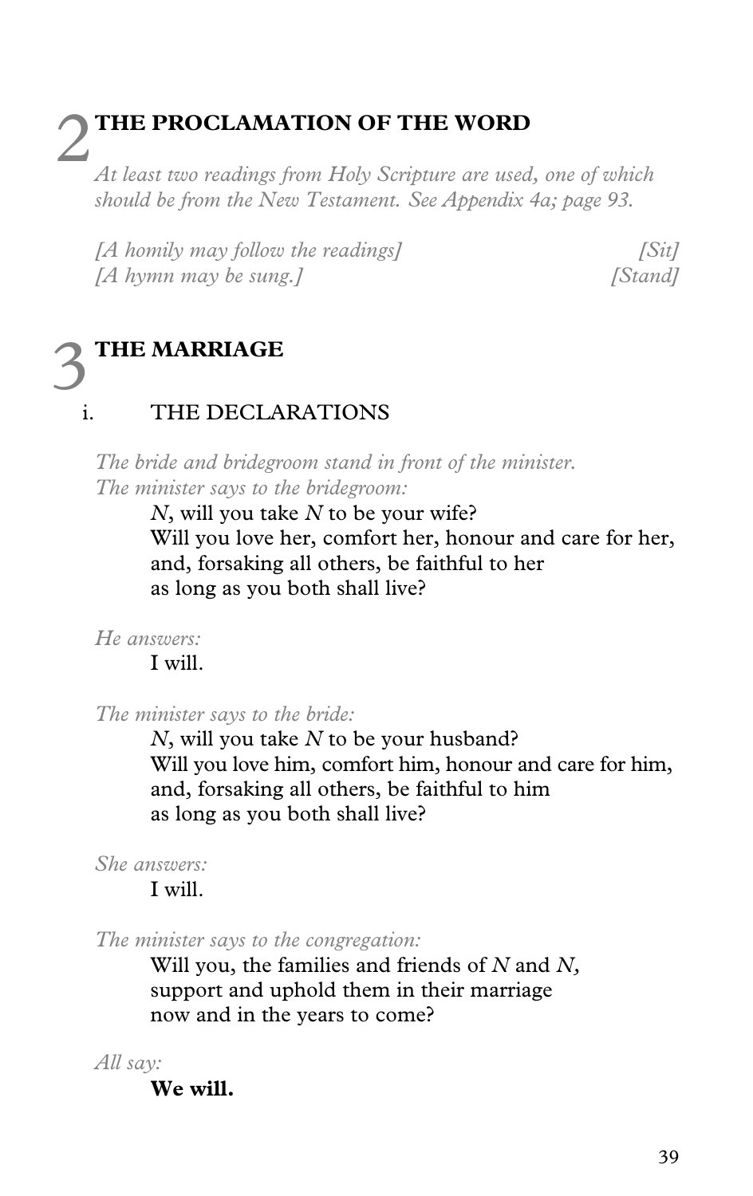## 2 THE PROCLAMATION OF THE WORD

*At least two readings from Holy Scripture are used, one of which should be from the New Testament. See Appendix 4a; page 93.*

*[A homily may follow the readings]* *[Sit]*
*[A hymn may be sung.]* *[Stand]*

## 3 THE MARRIAGE

### i. THE DECLARATIONS

*The bride and bridegroom stand in front of the minister.*
*The minister says to the bridegroom:*

> *N*, will you take *N* to be your wife?
> Will you love her, comfort her, honour and care for her,
> and, forsaking all others, be faithful to her
> as long as you both shall live?

*He answers:*

> I will.

*The minister says to the bride:*

> *N*, will you take *N* to be your husband?
> Will you love him, comfort him, honour and care for him,
> and, forsaking all others, be faithful to him
> as long as you both shall live?

*She answers:*

> I will.

*The minister says to the congregation:*

> Will you, the families and friends of *N* and *N*,
> support and uphold them in their marriage
> now and in the years to come?

*All say:*

> **We will.**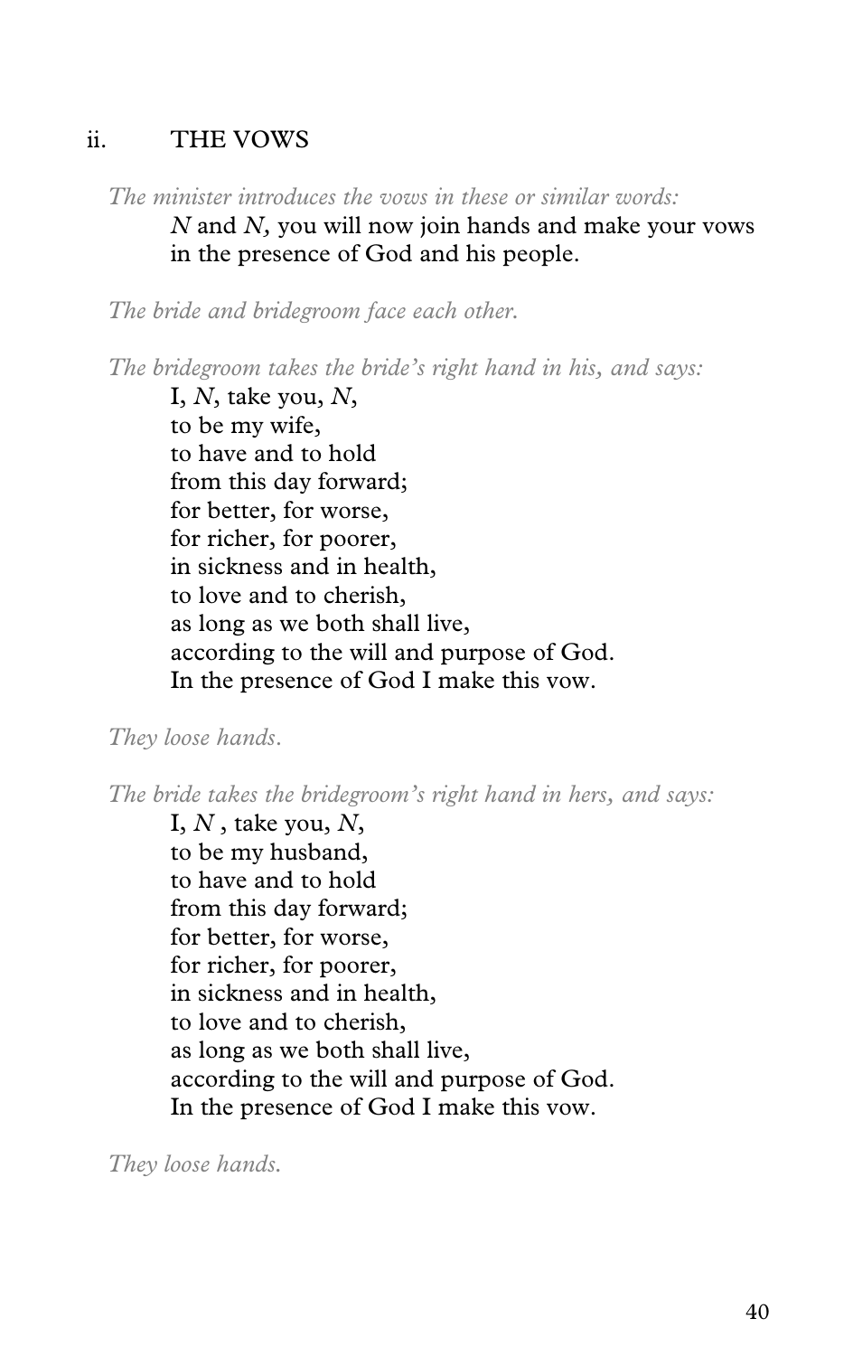## ii. THE VOWS

*The minister introduces the vows in these or similar words:*

*N* and *N,* you will now join hands and make your vows
in the presence of God and his people.

*The bride and bridegroom face each other.*

*The bridegroom takes the bride's right hand in his, and says:*

I, *N*, take you, *N*,
to be my wife,
to have and to hold
from this day forward;
for better, for worse,
for richer, for poorer,
in sickness and in health,
to love and to cherish,
as long as we both shall live,
according to the will and purpose of God.
In the presence of God I make this vow.

*They loose hands.*

*The bride takes the bridegroom's right hand in hers, and says:*

I, *N* , take you, *N*,
to be my husband,
to have and to hold
from this day forward;
for better, for worse,
for richer, for poorer,
in sickness and in health,
to love and to cherish,
as long as we both shall live,
according to the will and purpose of God.
In the presence of God I make this vow.

*They loose hands.*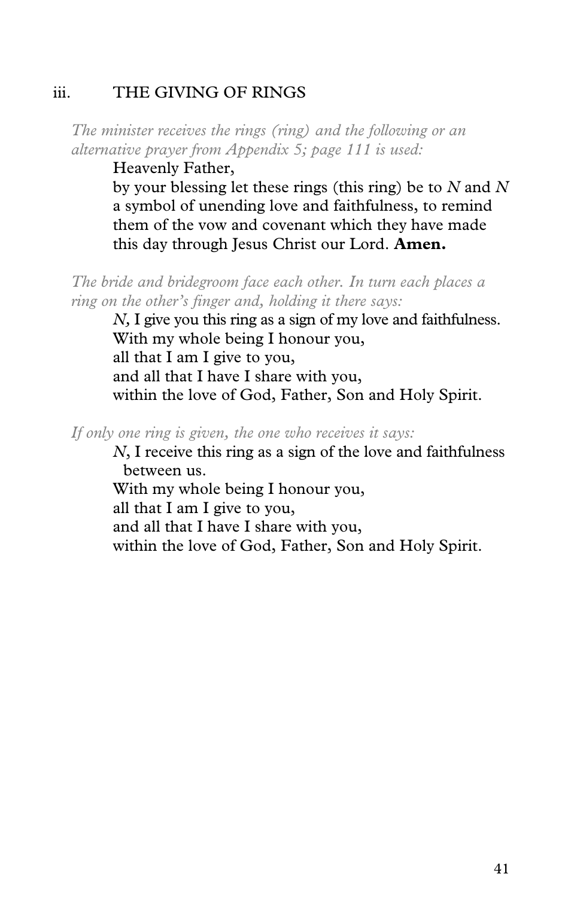## iii. THE GIVING OF RINGS

*The minister receives the rings (ring) and the following or an alternative prayer from Appendix 5; page 111 is used:*

Heavenly Father,
by your blessing let these rings (this ring) be to *N* and *N* a symbol of unending love and faithfulness, to remind them of the vow and covenant which they have made this day through Jesus Christ our Lord. **Amen.**

*The bride and bridegroom face each other. In turn each places a ring on the other's finger and, holding it there says:*

*N*, I give you this ring as a sign of my love and faithfulness.
With my whole being I honour you,
all that I am I give to you,
and all that I have I share with you,
within the love of God, Father, Son and Holy Spirit.

*If only one ring is given, the one who receives it says:*

*N*, I receive this ring as a sign of the love and faithfulness between us.
With my whole being I honour you,
all that I am I give to you,
and all that I have I share with you,
within the love of God, Father, Son and Holy Spirit.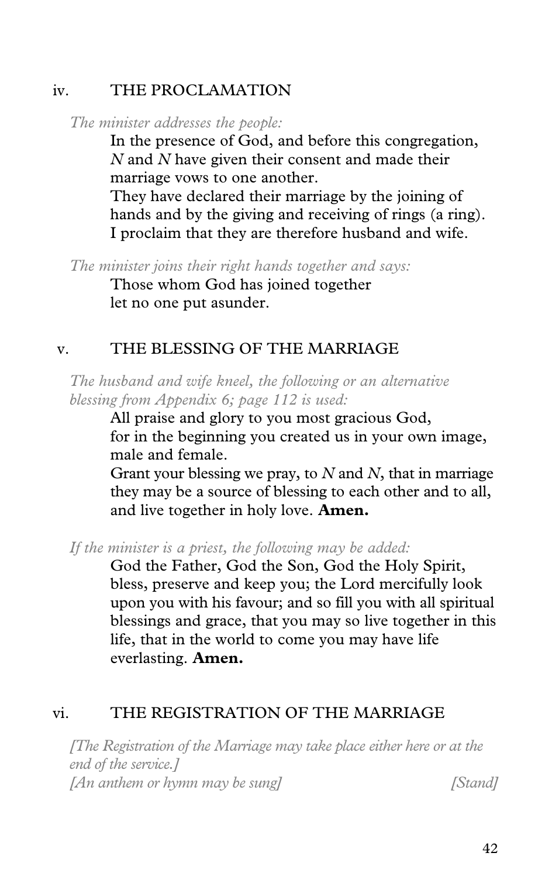## iv. THE PROCLAMATION

*The minister addresses the people:*

In the presence of God, and before this congregation,
*N* and *N* have given their consent and made their
marriage vows to one another.
They have declared their marriage by the joining of
hands and by the giving and receiving of rings (a ring).
I proclaim that they are therefore husband and wife.

*The minister joins their right hands together and says:*

Those whom God has joined together
let no one put asunder.

## v. THE BLESSING OF THE MARRIAGE

*The husband and wife kneel, the following or an alternative blessing from Appendix 6; page 112 is used:*

All praise and glory to you most gracious God,
for in the beginning you created us in your own image,
male and female.
Grant your blessing we pray, to *N* and *N*, that in marriage
they may be a source of blessing to each other and to all,
and live together in holy love. **Amen.**

*If the minister is a priest, the following may be added:*

God the Father, God the Son, God the Holy Spirit,
bless, preserve and keep you; the Lord mercifully look
upon you with his favour; and so fill you with all spiritual
blessings and grace, that you may so live together in this
life, that in the world to come you may have life
everlasting. **Amen.**

## vi. THE REGISTRATION OF THE MARRIAGE

*[The Registration of the Marriage may take place either here or at the end of the service.]*
*[An anthem or hymn may be sung]* *[Stand]*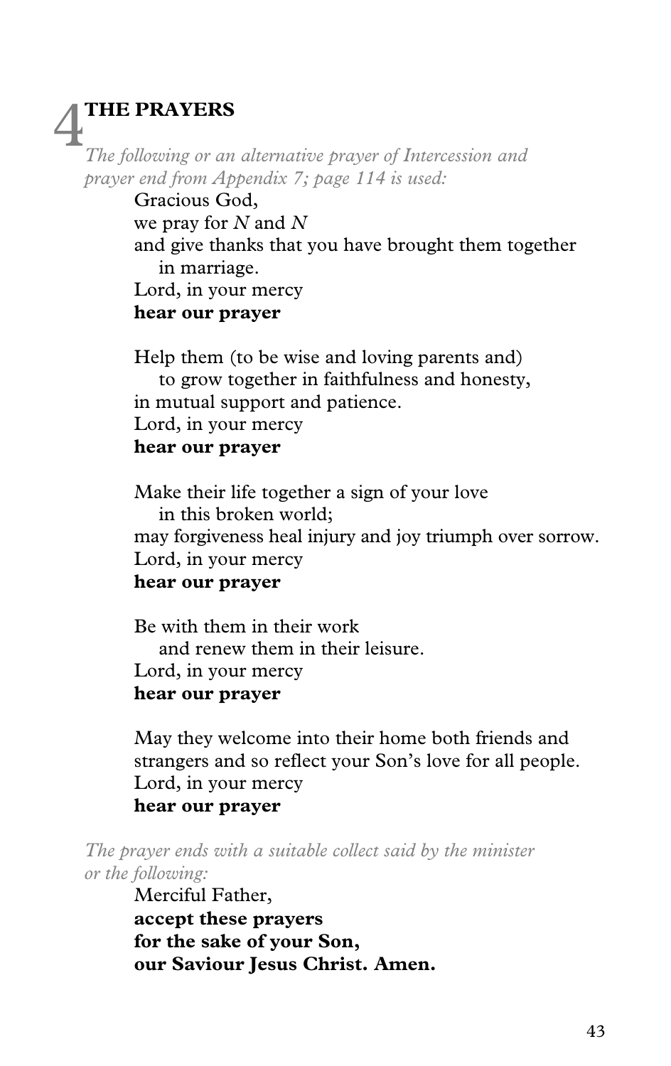## 4 THE PRAYERS

*The following or an alternative prayer of Intercession and prayer end from Appendix 7; page 114 is used:*

Gracious God,
we pray for *N* and *N*
and give thanks that you have brought them together
in marriage.
Lord, in your mercy
**hear our prayer**

Help them (to be wise and loving parents and)
to grow together in faithfulness and honesty,
in mutual support and patience.
Lord, in your mercy
**hear our prayer**

Make their life together a sign of your love
in this broken world;
may forgiveness heal injury and joy triumph over sorrow.
Lord, in your mercy
**hear our prayer**

Be with them in their work
and renew them in their leisure.
Lord, in your mercy
**hear our prayer**

May they welcome into their home both friends and
strangers and so reflect your Son's love for all people.
Lord, in your mercy
**hear our prayer**

*The prayer ends with a suitable collect said by the minister or the following:*

Merciful Father,
**accept these prayers**
**for the sake of your Son,**
**our Saviour Jesus Christ. Amen.**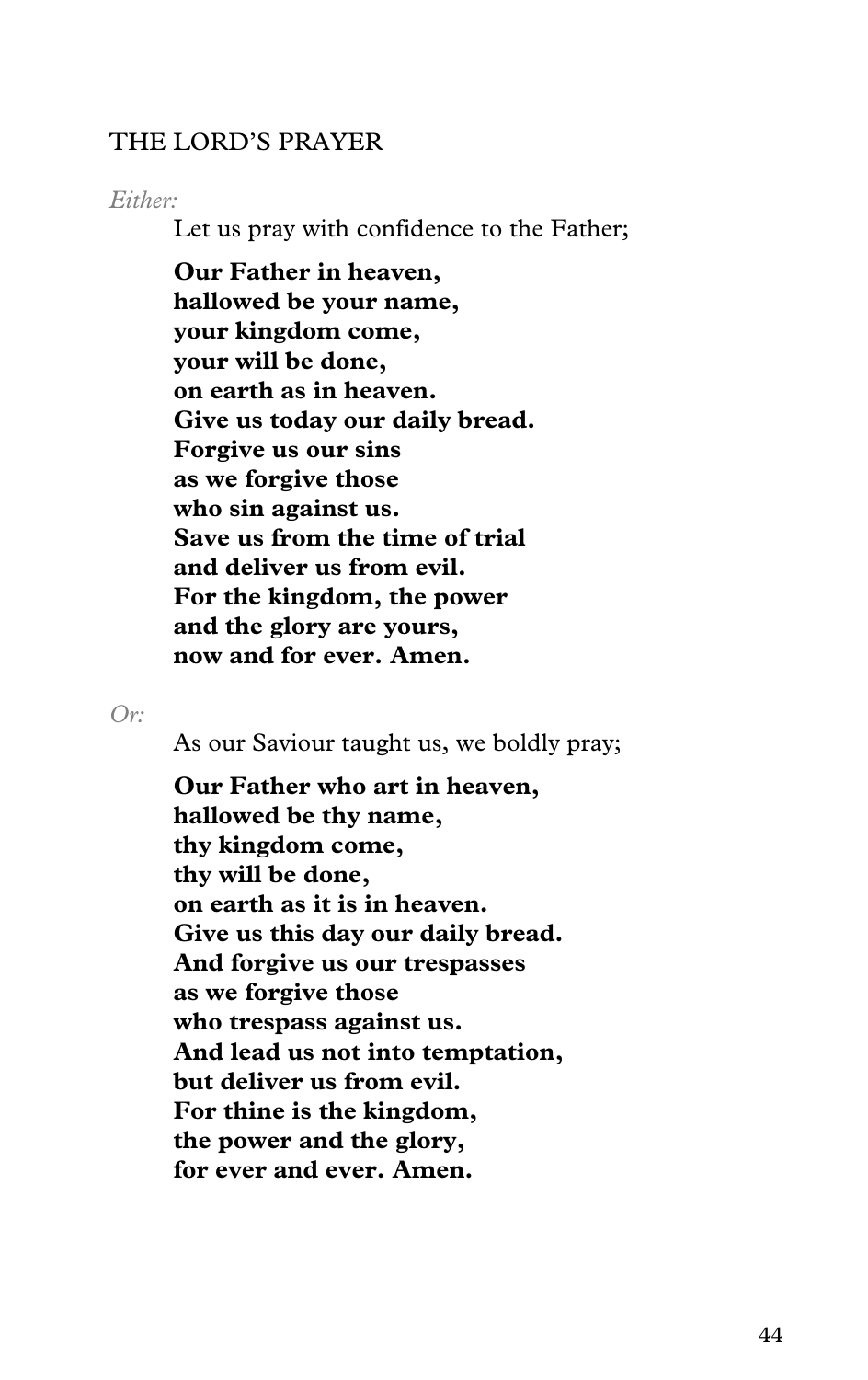## THE LORD'S PRAYER

*Either:*

Let us pray with confidence to the Father;

**Our Father in heaven,**
**hallowed be your name,**
**your kingdom come,**
**your will be done,**
**on earth as in heaven.**
**Give us today our daily bread.**
**Forgive us our sins**
**as we forgive those**
**who sin against us.**
**Save us from the time of trial**
**and deliver us from evil.**
**For the kingdom, the power**
**and the glory are yours,**
**now and for ever. Amen.**

*Or:*

As our Saviour taught us, we boldly pray;

**Our Father who art in heaven,**
**hallowed be thy name,**
**thy kingdom come,**
**thy will be done,**
**on earth as it is in heaven.**
**Give us this day our daily bread.**
**And forgive us our trespasses**
**as we forgive those**
**who trespass against us.**
**And lead us not into temptation,**
**but deliver us from evil.**
**For thine is the kingdom,**
**the power and the glory,**
**for ever and ever. Amen.**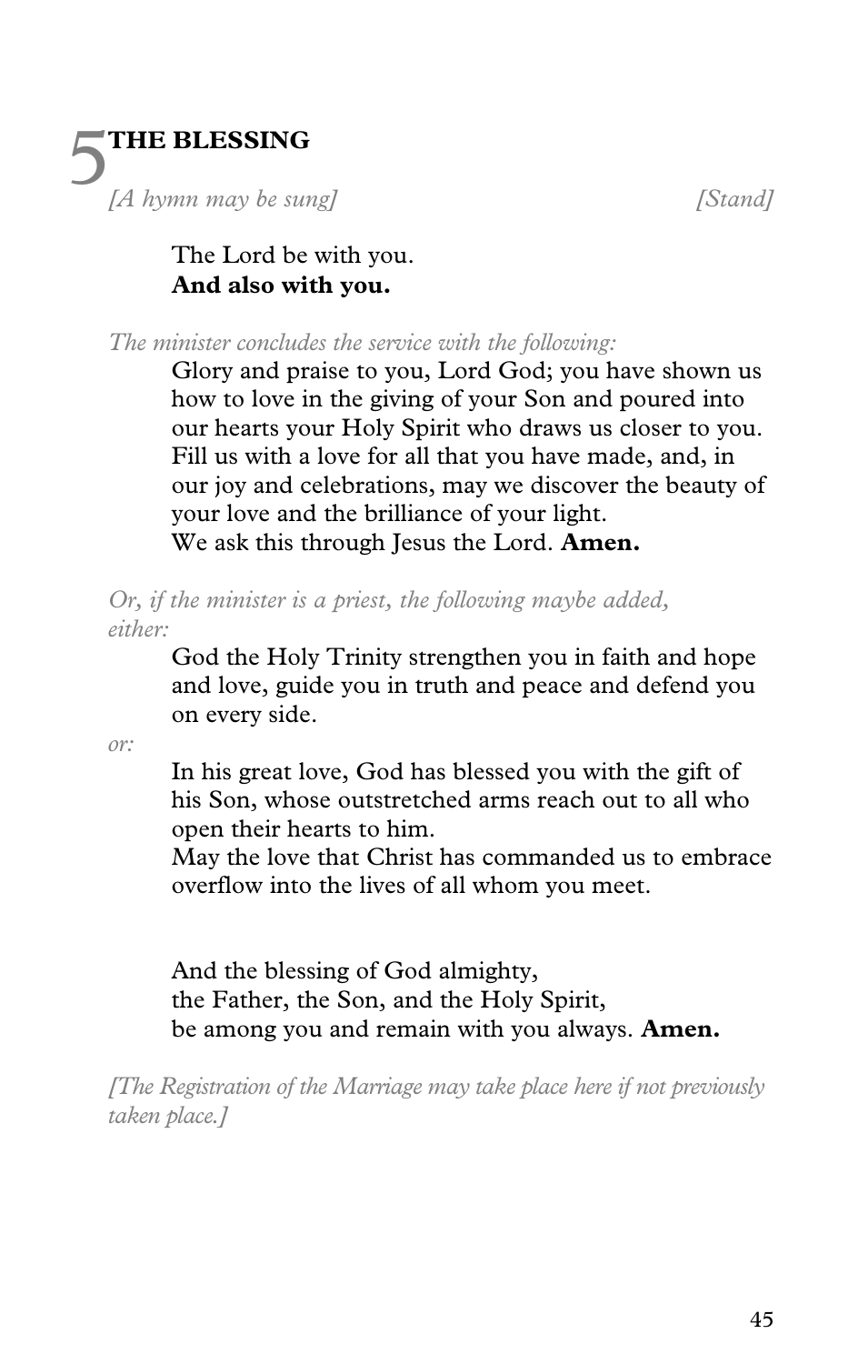# 5 THE BLESSING

*[A hymn may be sung]* *[Stand]*

The Lord be with you.
**And also with you.**

*The minister concludes the service with the following:*

Glory and praise to you, Lord God; you have shown us how to love in the giving of your Son and poured into our hearts your Holy Spirit who draws us closer to you. Fill us with a love for all that you have made, and, in our joy and celebrations, may we discover the beauty of your love and the brilliance of your light.
We ask this through Jesus the Lord. **Amen.**

*Or, if the minister is a priest, the following maybe added, either:*

God the Holy Trinity strengthen you in faith and hope and love, guide you in truth and peace and defend you on every side.

*or:*

In his great love, God has blessed you with the gift of his Son, whose outstretched arms reach out to all who open their hearts to him.
May the love that Christ has commanded us to embrace overflow into the lives of all whom you meet.

And the blessing of God almighty,
the Father, the Son, and the Holy Spirit,
be among you and remain with you always. **Amen.**

*[The Registration of the Marriage may take place here if not previously taken place.]*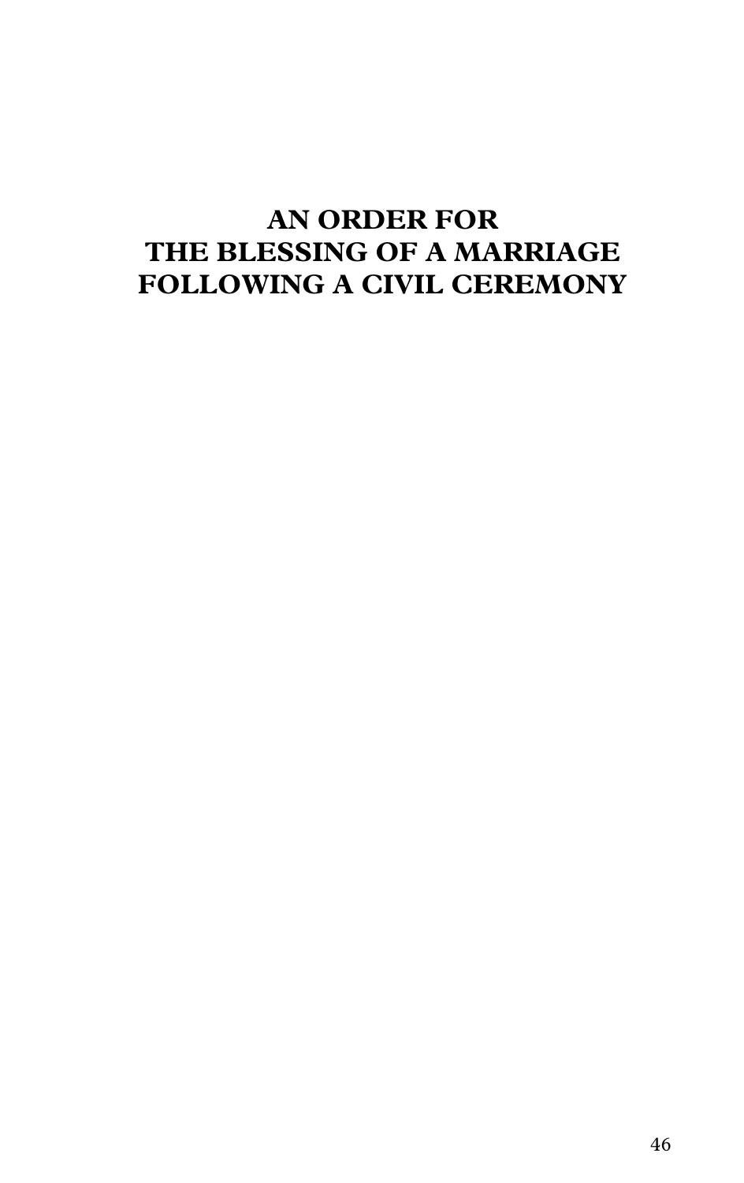# AN ORDER FOR THE BLESSING OF A MARRIAGE FOLLOWING A CIVIL CEREMONY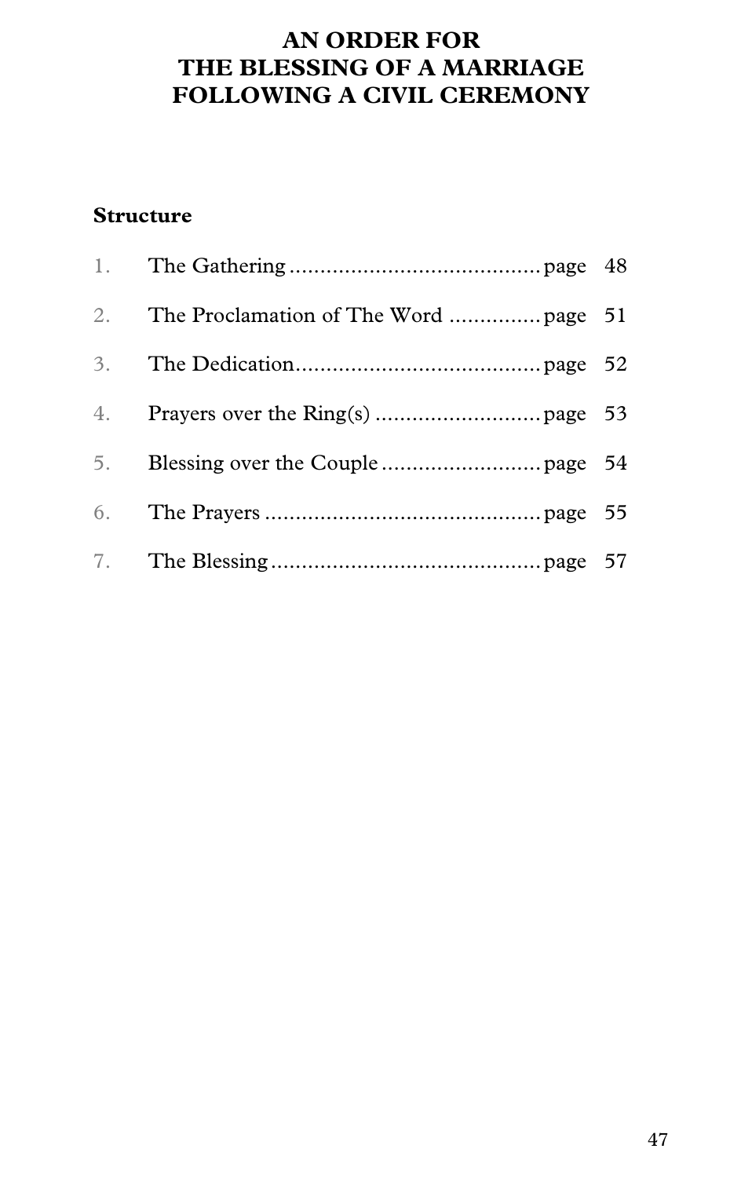# AN ORDER FOR THE BLESSING OF A MARRIAGE FOLLOWING A CIVIL CEREMONY

## Structure

1. The Gathering .......................................... page 48
2. The Proclamation of The Word ............... page 51
3. The Dedication.......................................... page 52
4. Prayers over the Ring(s) ........................... page 53
5. Blessing over the Couple .......................... page 54
6. The Prayers ............................................... page 55
7. The Blessing .............................................. page 57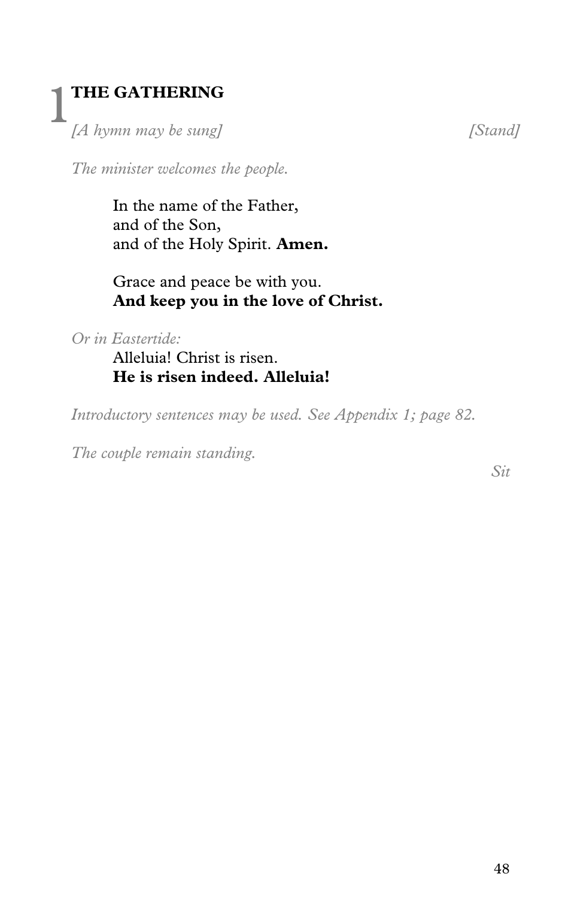# 1 THE GATHERING

*[A hymn may be sung]* *[Stand]*

*The minister welcomes the people.*

In the name of the Father,
and of the Son,
and of the Holy Spirit. **Amen.**

Grace and peace be with you.
**And keep you in the love of Christ.**

*Or in Eastertide:*

Alleluia! Christ is risen.
**He is risen indeed. Alleluia!**

*Introductory sentences may be used. See Appendix 1; page 82.*

*The couple remain standing.*

*Sit*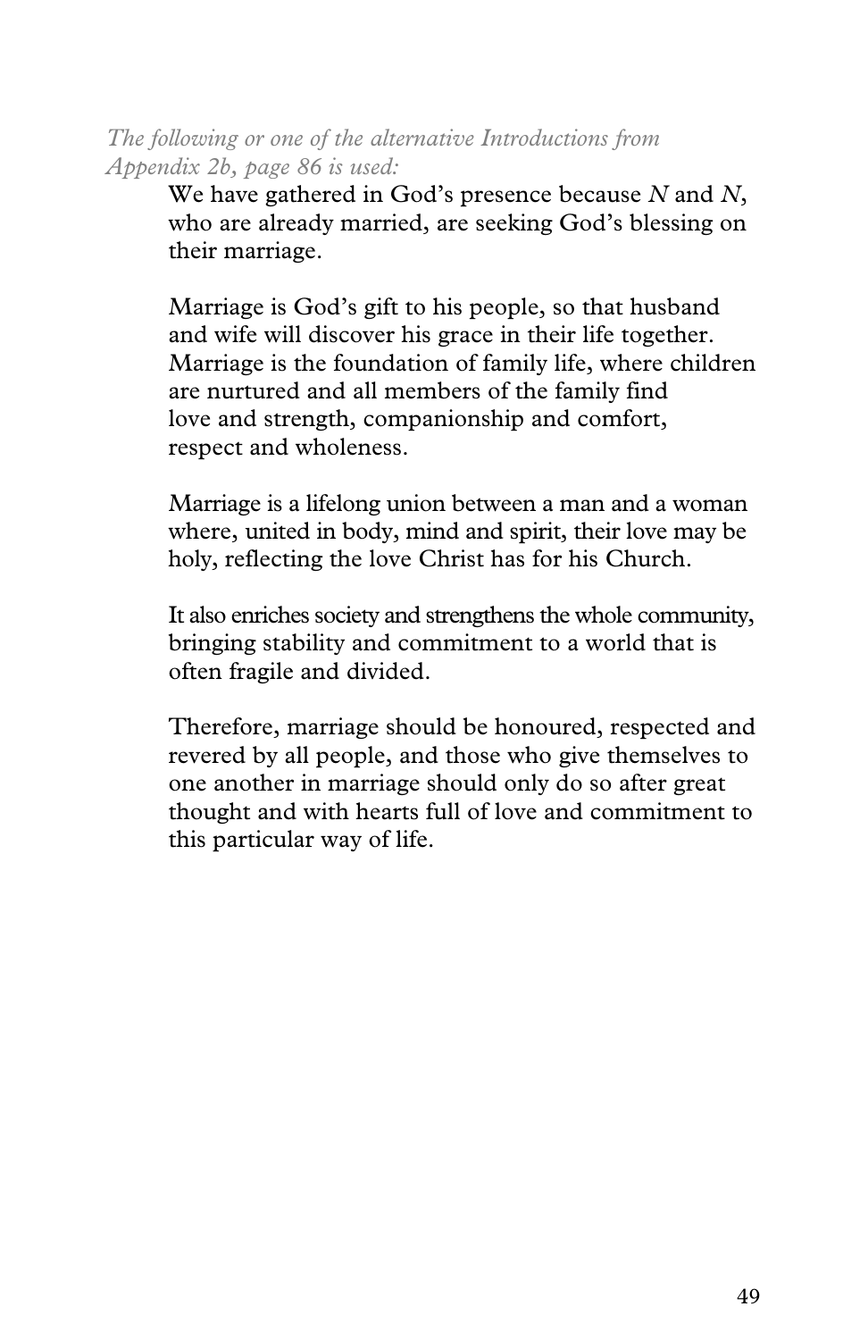*The following or one of the alternative Introductions from Appendix 2b, page 86 is used:*

We have gathered in God's presence because *N* and *N*, who are already married, are seeking God's blessing on their marriage.

Marriage is God's gift to his people, so that husband and wife will discover his grace in their life together. Marriage is the foundation of family life, where children are nurtured and all members of the family find love and strength, companionship and comfort, respect and wholeness.

Marriage is a lifelong union between a man and a woman where, united in body, mind and spirit, their love may be holy, reflecting the love Christ has for his Church.

It also enriches society and strengthens the whole community, bringing stability and commitment to a world that is often fragile and divided.

Therefore, marriage should be honoured, respected and revered by all people, and those who give themselves to one another in marriage should only do so after great thought and with hearts full of love and commitment to this particular way of life.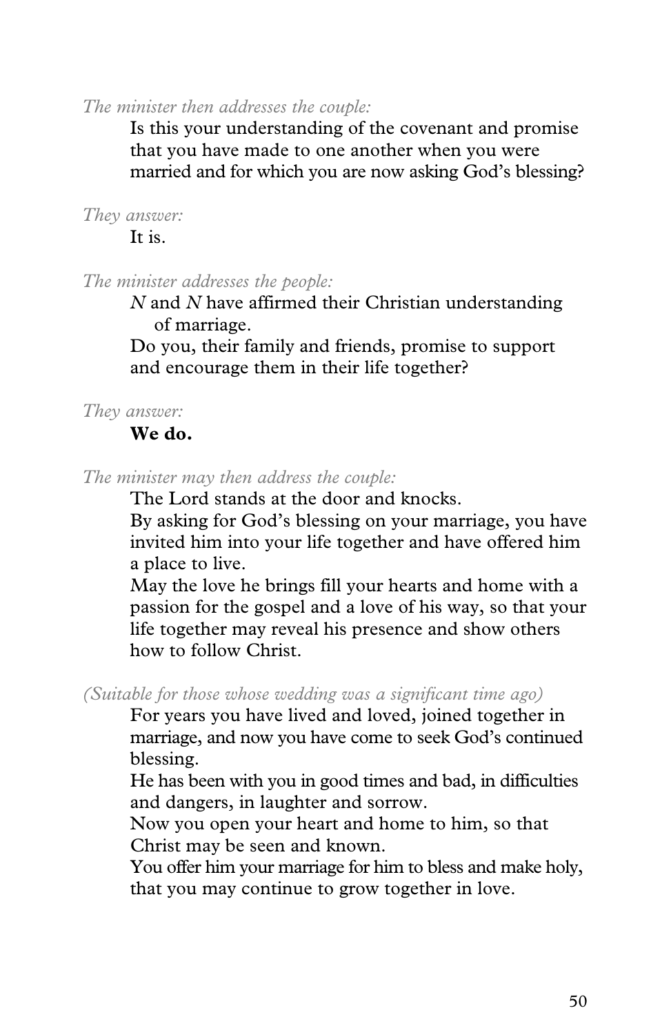*The minister then addresses the couple:*

Is this your understanding of the covenant and promise that you have made to one another when you were married and for which you are now asking God's blessing?

*They answer:*

It is.

*The minister addresses the people:*

*N* and *N* have affirmed their Christian understanding of marriage.
Do you, their family and friends, promise to support and encourage them in their life together?

*They answer:*

**We do.**

*The minister may then address the couple:*

The Lord stands at the door and knocks.
By asking for God's blessing on your marriage, you have invited him into your life together and have offered him a place to live.
May the love he brings fill your hearts and home with a passion for the gospel and a love of his way, so that your life together may reveal his presence and show others how to follow Christ.

*(Suitable for those whose wedding was a significant time ago)*

For years you have lived and loved, joined together in marriage, and now you have come to seek God's continued blessing.
He has been with you in good times and bad, in difficulties and dangers, in laughter and sorrow.
Now you open your heart and home to him, so that Christ may be seen and known.
You offer him your marriage for him to bless and make holy, that you may continue to grow together in love.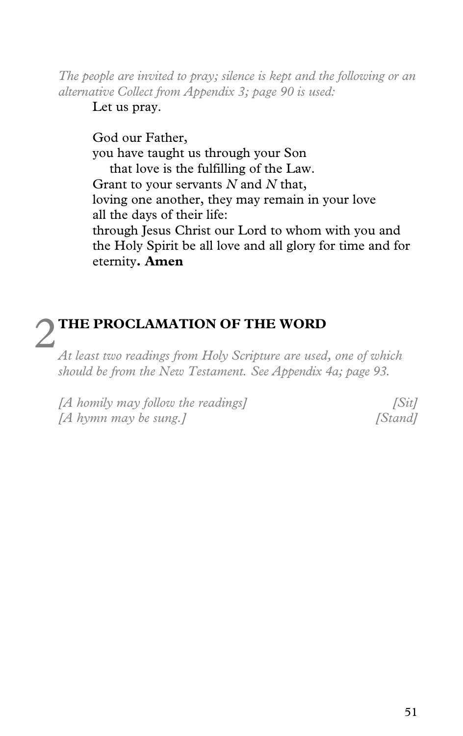*The people are invited to pray; silence is kept and the following or an alternative Collect from Appendix 3; page 90 is used:*

Let us pray.

God our Father,
you have taught us through your Son
that love is the fulfilling of the Law.
Grant to your servants *N* and *N* that,
loving one another, they may remain in your love
all the days of their life:
through Jesus Christ our Lord to whom with you and the Holy Spirit be all love and all glory for time and for eternity**. Amen**

## 2 THE PROCLAMATION OF THE WORD

*At least two readings from Holy Scripture are used, one of which should be from the New Testament. See Appendix 4a; page 93.*

*[A homily may follow the readings]* *[Sit]*
*[A hymn may be sung.]* *[Stand]*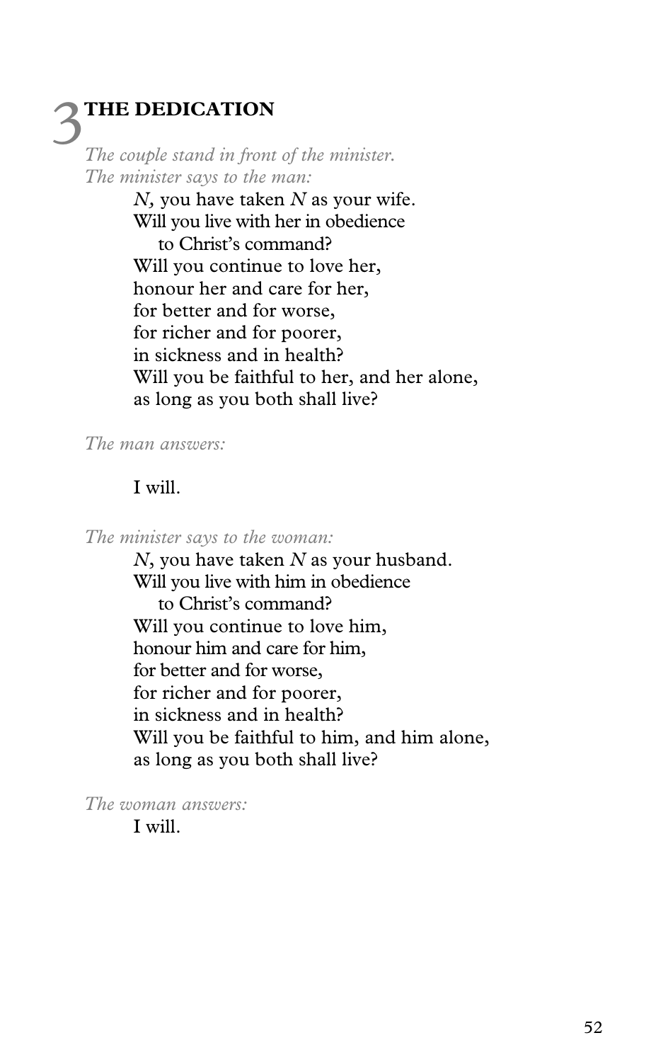# 3 THE DEDICATION

*The couple stand in front of the minister.*
*The minister says to the man:*

*N*, you have taken *N* as your wife.
Will you live with her in obedience
to Christ's command?
Will you continue to love her,
honour her and care for her,
for better and for worse,
for richer and for poorer,
in sickness and in health?
Will you be faithful to her, and her alone,
as long as you both shall live?

*The man answers:*

I will.

*The minister says to the woman:*

*N*, you have taken *N* as your husband.
Will you live with him in obedience
to Christ's command?
Will you continue to love him,
honour him and care for him,
for better and for worse,
for richer and for poorer,
in sickness and in health?
Will you be faithful to him, and him alone,
as long as you both shall live?

*The woman answers:*

I will.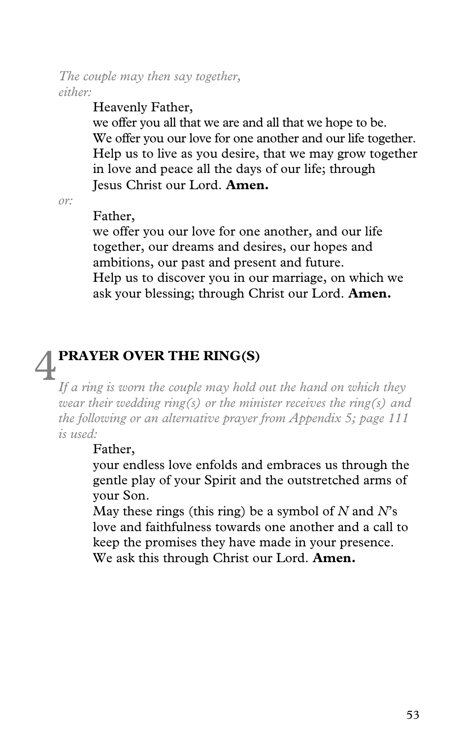*The couple may then say together,*
*either:*

Heavenly Father,
we offer you all that we are and all that we hope to be.
We offer you our love for one another and our life together.
Help us to live as you desire, that we may grow together in love and peace all the days of our life; through Jesus Christ our Lord. **Amen.**

*or:*

Father,
we offer you our love for one another, and our life together, our dreams and desires, our hopes and ambitions, our past and present and future.
Help us to discover you in our marriage, on which we ask your blessing; through Christ our Lord. **Amen.**

## 4 PRAYER OVER THE RING(S)

*If a ring is worn the couple may hold out the hand on which they wear their wedding ring(s) or the minister receives the ring(s) and the following or an alternative prayer from Appendix 5; page 111 is used:*

Father,
your endless love enfolds and embraces us through the gentle play of your Spirit and the outstretched arms of your Son.
May these rings (this ring) be a symbol of *N* and *N*'s love and faithfulness towards one another and a call to keep the promises they have made in your presence.
We ask this through Christ our Lord. **Amen.**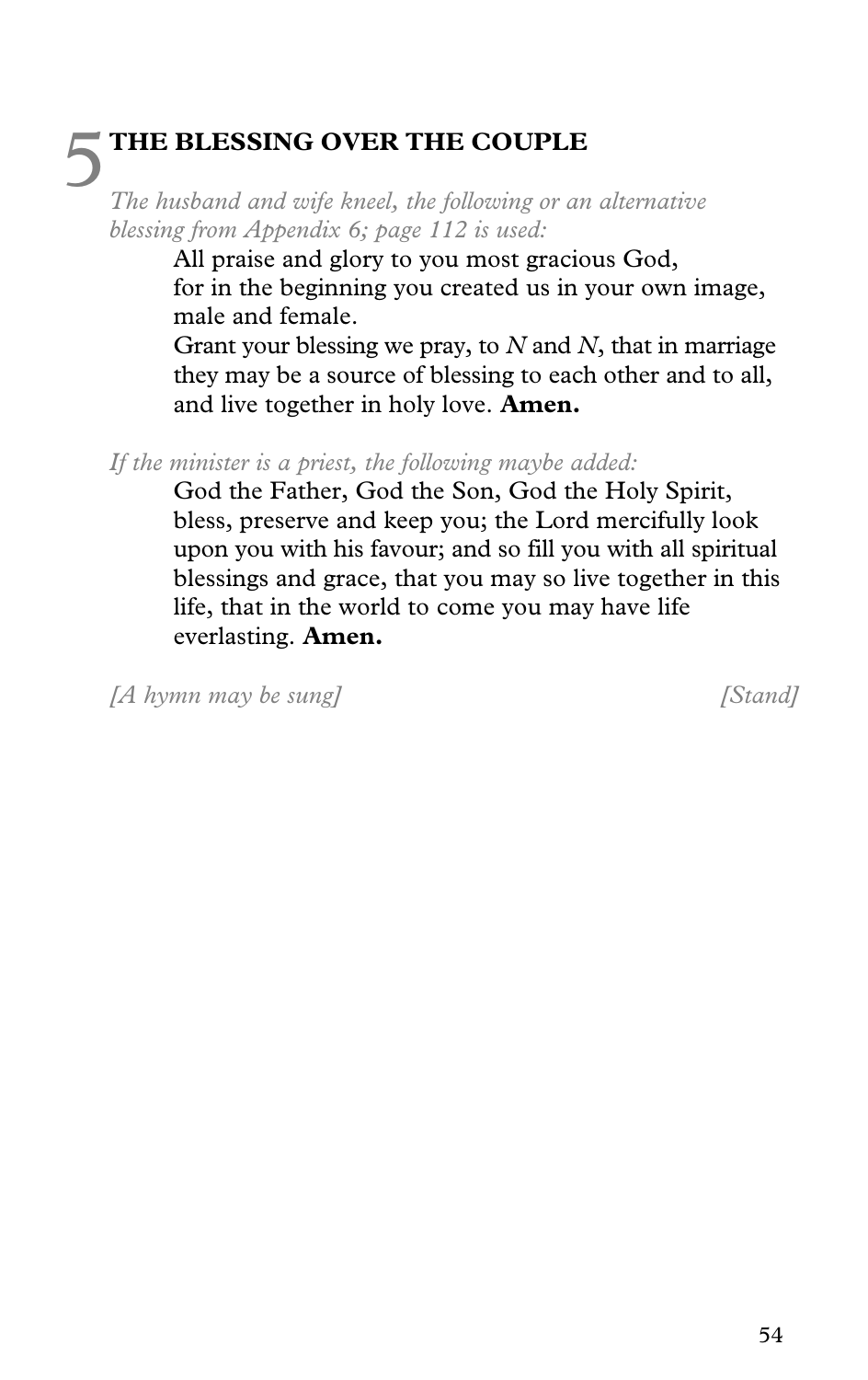# 5 THE BLESSING OVER THE COUPLE

*The husband and wife kneel, the following or an alternative blessing from Appendix 6; page 112 is used:*

> All praise and glory to you most gracious God,
> for in the beginning you created us in your own image,
> male and female.
> Grant your blessing we pray, to *N* and *N*, that in marriage they may be a source of blessing to each other and to all, and live together in holy love. **Amen.**

*If the minister is a priest, the following maybe added:*

> God the Father, God the Son, God the Holy Spirit, bless, preserve and keep you; the Lord mercifully look upon you with his favour; and so fill you with all spiritual blessings and grace, that you may so live together in this life, that in the world to come you may have life everlasting. **Amen.**

*[A hymn may be sung]* *[Stand]*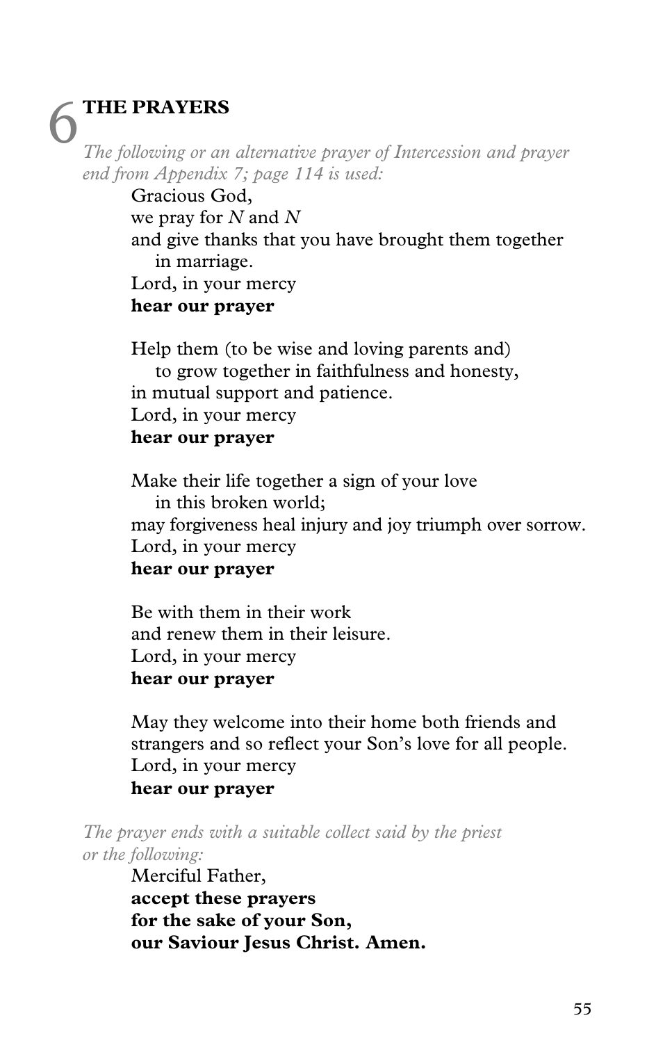# 6 THE PRAYERS

*The following or an alternative prayer of Intercession and prayer end from Appendix 7; page 114 is used:*

Gracious God,
we pray for *N* and *N*
and give thanks that you have brought them together
in marriage.
Lord, in your mercy
**hear our prayer**

Help them (to be wise and loving parents and)
to grow together in faithfulness and honesty,
in mutual support and patience.
Lord, in your mercy
**hear our prayer**

Make their life together a sign of your love
in this broken world;
may forgiveness heal injury and joy triumph over sorrow.
Lord, in your mercy
**hear our prayer**

Be with them in their work
and renew them in their leisure.
Lord, in your mercy
**hear our prayer**

May they welcome into their home both friends and strangers and so reflect your Son's love for all people.
Lord, in your mercy
**hear our prayer**

*The prayer ends with a suitable collect said by the priest or the following:*

Merciful Father,
**accept these prayers**
**for the sake of your Son,**
**our Saviour Jesus Christ. Amen.**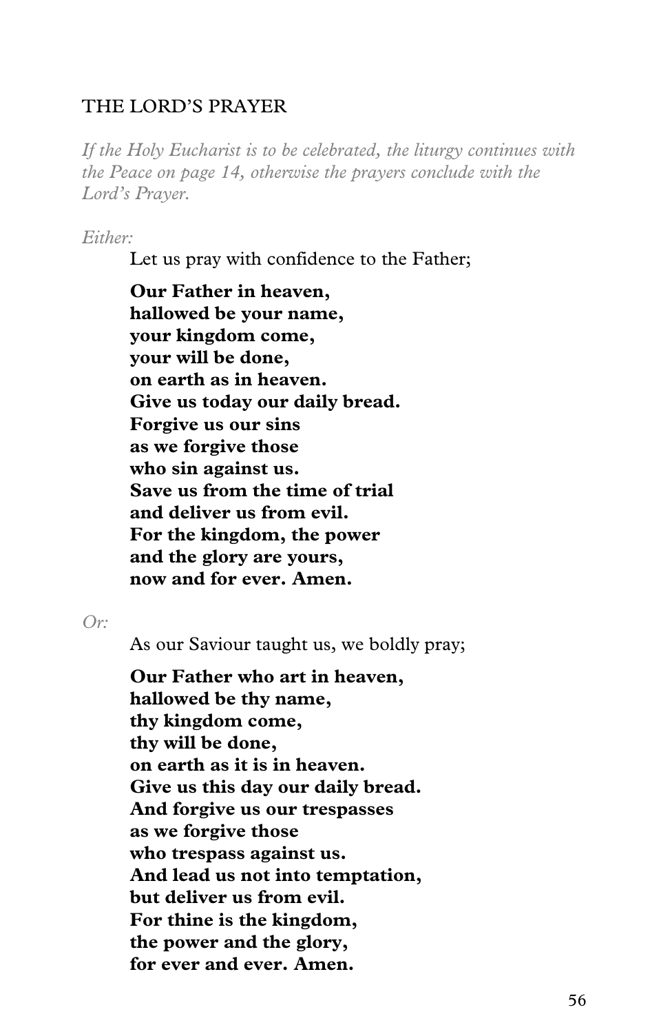## THE LORD'S PRAYER

*If the Holy Eucharist is to be celebrated, the liturgy continues with the Peace on page 14, otherwise the prayers conclude with the Lord's Prayer.*

*Either:*

Let us pray with confidence to the Father;

**Our Father in heaven,**
**hallowed be your name,**
**your kingdom come,**
**your will be done,**
**on earth as in heaven.**
**Give us today our daily bread.**
**Forgive us our sins**
**as we forgive those**
**who sin against us.**
**Save us from the time of trial**
**and deliver us from evil.**
**For the kingdom, the power**
**and the glory are yours,**
**now and for ever. Amen.**

*Or:*

As our Saviour taught us, we boldly pray;

**Our Father who art in heaven,**
**hallowed be thy name,**
**thy kingdom come,**
**thy will be done,**
**on earth as it is in heaven.**
**Give us this day our daily bread.**
**And forgive us our trespasses**
**as we forgive those**
**who trespass against us.**
**And lead us not into temptation,**
**but deliver us from evil.**
**For thine is the kingdom,**
**the power and the glory,**
**for ever and ever. Amen.**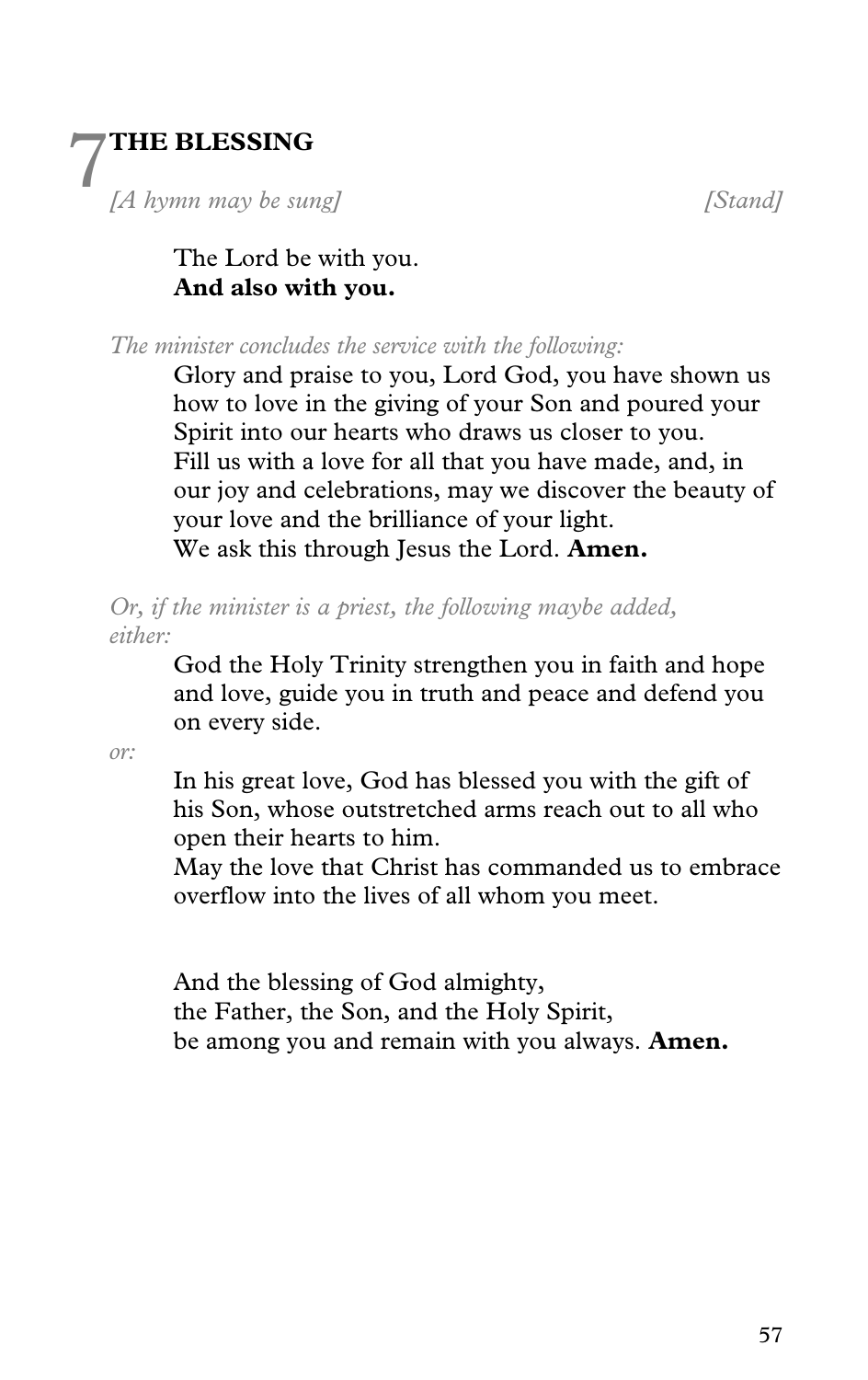# 7 THE BLESSING

*[A hymn may be sung]* *[Stand]*

The Lord be with you.
**And also with you.**

*The minister concludes the service with the following:*

Glory and praise to you, Lord God, you have shown us how to love in the giving of your Son and poured your Spirit into our hearts who draws us closer to you.
Fill us with a love for all that you have made, and, in our joy and celebrations, may we discover the beauty of your love and the brilliance of your light.
We ask this through Jesus the Lord. **Amen.**

*Or, if the minister is a priest, the following maybe added, either:*

God the Holy Trinity strengthen you in faith and hope and love, guide you in truth and peace and defend you on every side.

*or:*

In his great love, God has blessed you with the gift of his Son, whose outstretched arms reach out to all who open their hearts to him.
May the love that Christ has commanded us to embrace overflow into the lives of all whom you meet.

And the blessing of God almighty,
the Father, the Son, and the Holy Spirit,
be among you and remain with you always. **Amen.**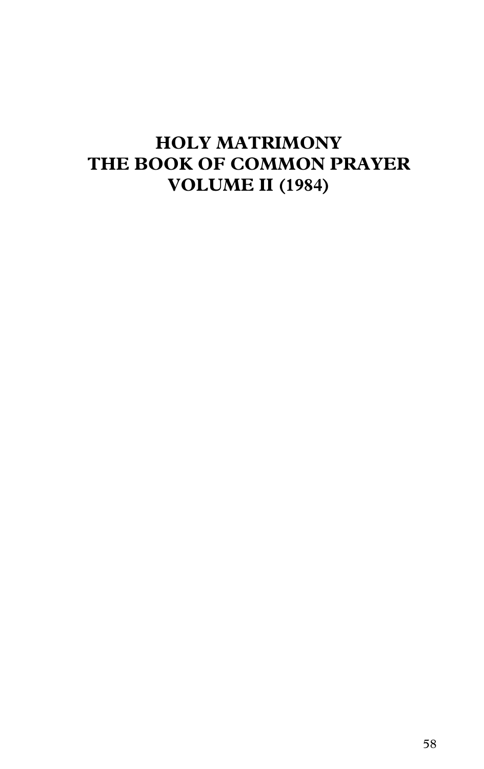# HOLY MATRIMONY
# THE BOOK OF COMMON PRAYER
# VOLUME II (1984)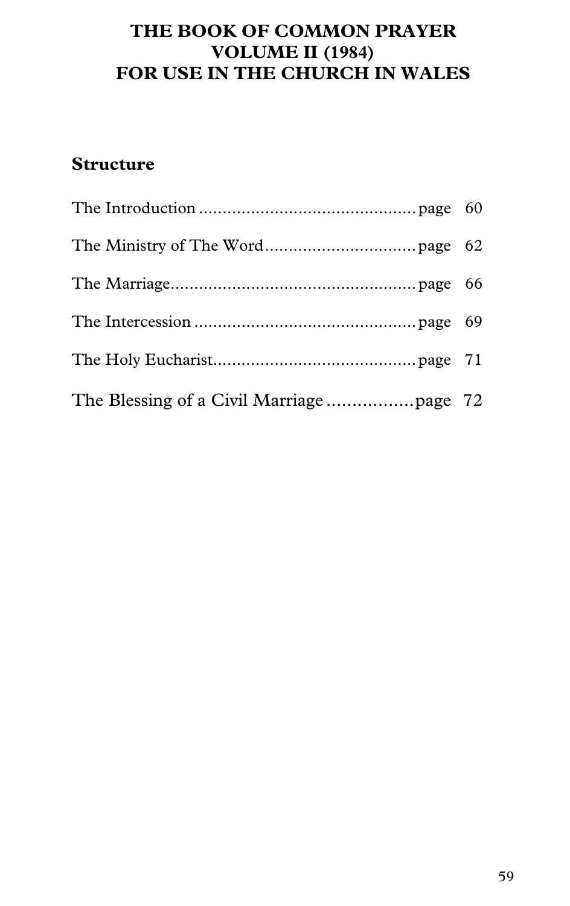# THE BOOK OF COMMON PRAYER
# VOLUME II (1984)
# FOR USE IN THE CHURCH IN WALES

## Structure

The Introduction .............................................. page 60

The Ministry of The Word................................ page 62

The Marriage.................................................... page 66

The Intercession ............................................... page 69

The Holy Eucharist........................................... page 71

The Blessing of a Civil Marriage .................page 72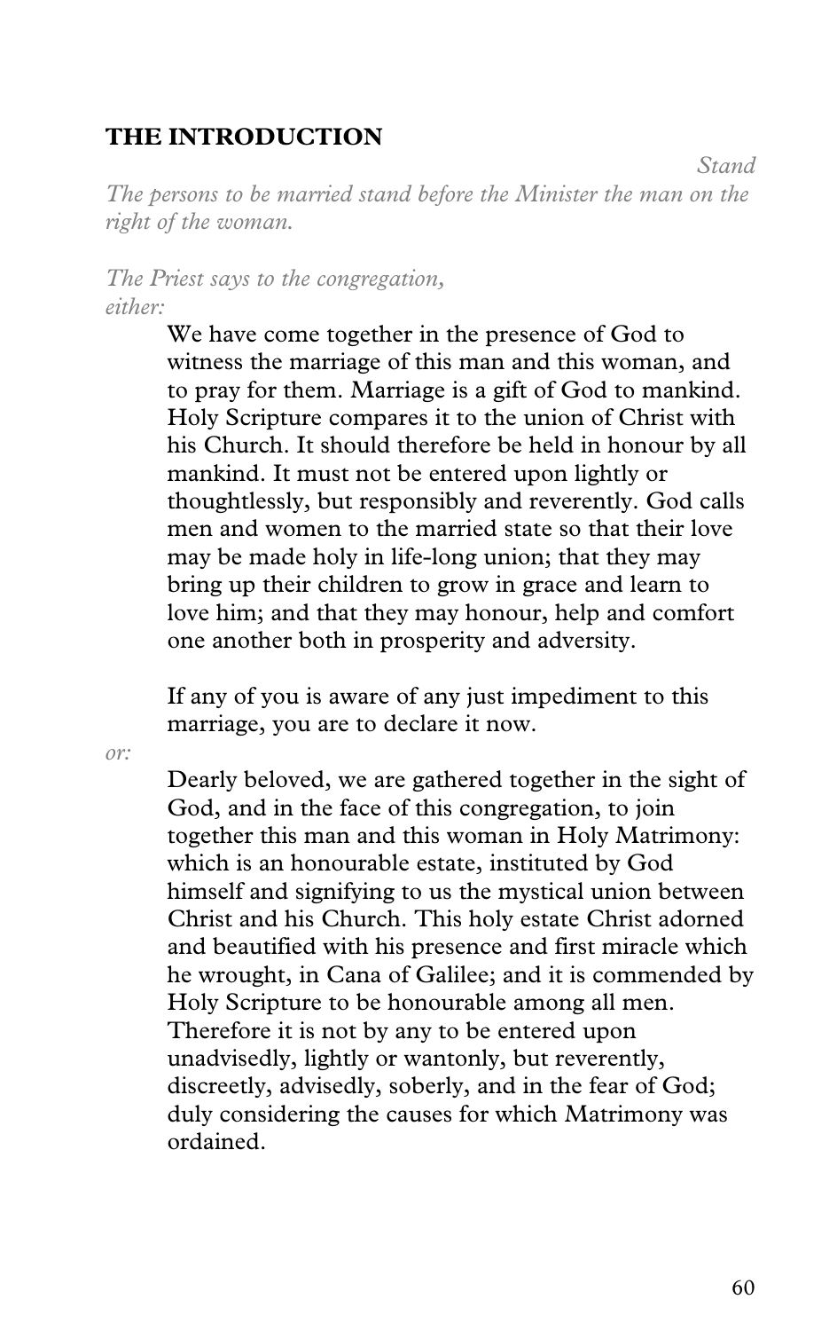## THE INTRODUCTION

*Stand*

*The persons to be married stand before the Minister the man on the right of the woman.*

*The Priest says to the congregation,*
*either:*

> We have come together in the presence of God to witness the marriage of this man and this woman, and to pray for them. Marriage is a gift of God to mankind. Holy Scripture compares it to the union of Christ with his Church. It should therefore be held in honour by all mankind. It must not be entered upon lightly or thoughtlessly, but responsibly and reverently. God calls men and women to the married state so that their love may be made holy in life-long union; that they may bring up their children to grow in grace and learn to love him; and that they may honour, help and comfort one another both in prosperity and adversity.
>
> If any of you is aware of any just impediment to this marriage, you are to declare it now.

*or:*

> Dearly beloved, we are gathered together in the sight of God, and in the face of this congregation, to join together this man and this woman in Holy Matrimony: which is an honourable estate, instituted by God himself and signifying to us the mystical union between Christ and his Church. This holy estate Christ adorned and beautified with his presence and first miracle which he wrought, in Cana of Galilee; and it is commended by Holy Scripture to be honourable among all men. Therefore it is not by any to be entered upon unadvisedly, lightly or wantonly, but reverently, discreetly, advisedly, soberly, and in the fear of God; duly considering the causes for which Matrimony was ordained.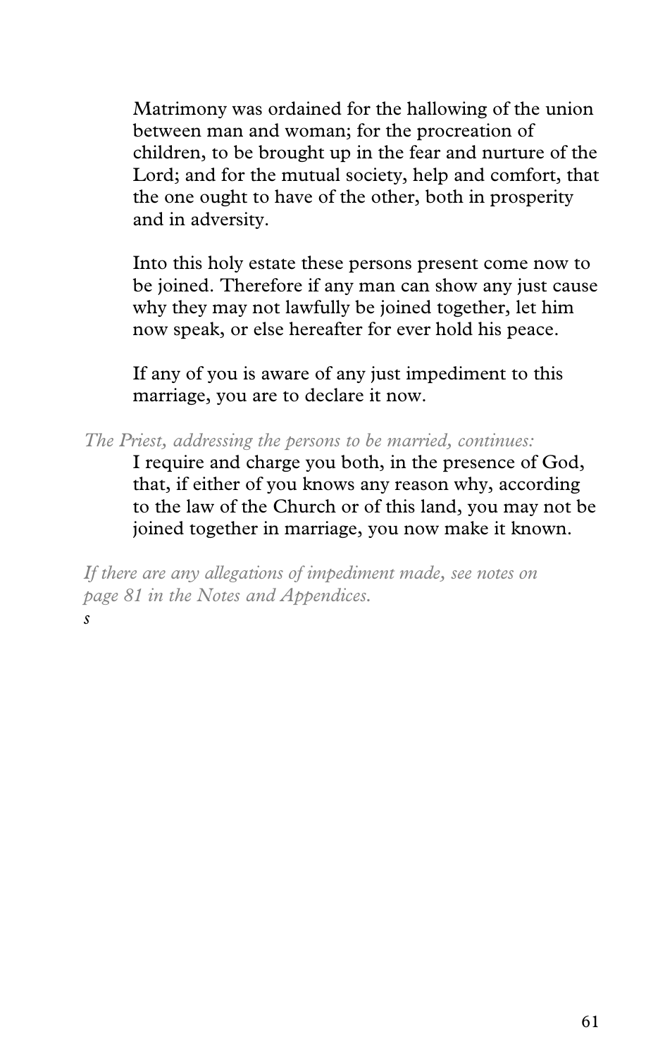Matrimony was ordained for the hallowing of the union between man and woman; for the procreation of children, to be brought up in the fear and nurture of the Lord; and for the mutual society, help and comfort, that the one ought to have of the other, both in prosperity and in adversity.

Into this holy estate these persons present come now to be joined. Therefore if any man can show any just cause why they may not lawfully be joined together, let him now speak, or else hereafter for ever hold his peace.

If any of you is aware of any just impediment to this marriage, you are to declare it now.

*The Priest, addressing the persons to be married, continues:*

I require and charge you both, in the presence of God, that, if either of you knows any reason why, according to the law of the Church or of this land, you may not be joined together in marriage, you now make it known.

*If there are any allegations of impediment made, see notes on page 81 in the Notes and Appendices.*

*s*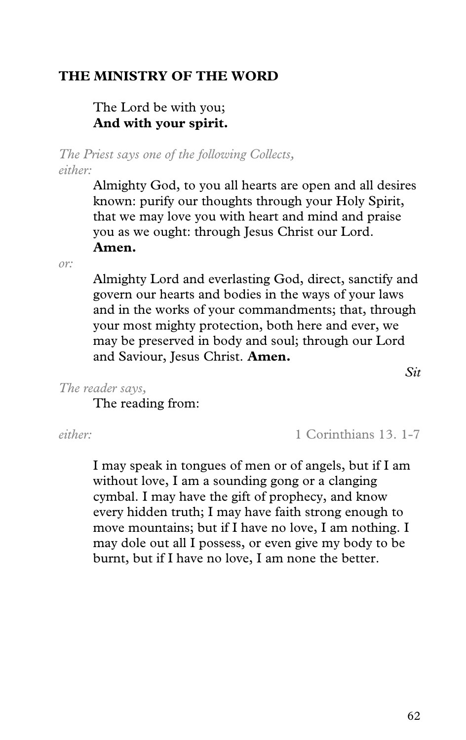## THE MINISTRY OF THE WORD

The Lord be with you;
**And with your spirit.**

*The Priest says one of the following Collects,*
*either:*

Almighty God, to you all hearts are open and all desires known: purify our thoughts through your Holy Spirit, that we may love you with heart and mind and praise you as we ought: through Jesus Christ our Lord.
**Amen.**

*or:*

Almighty Lord and everlasting God, direct, sanctify and govern our hearts and bodies in the ways of your laws and in the works of your commandments; that, through your most mighty protection, both here and ever, we may be preserved in body and soul; through our Lord and Saviour, Jesus Christ. **Amen.**

*Sit*

*The reader says,*
The reading from:

*either:* 1 Corinthians 13. 1-7

I may speak in tongues of men or of angels, but if I am without love, I am a sounding gong or a clanging cymbal. I may have the gift of prophecy, and know every hidden truth; I may have faith strong enough to move mountains; but if I have no love, I am nothing. I may dole out all I possess, or even give my body to be burnt, but if I have no love, I am none the better.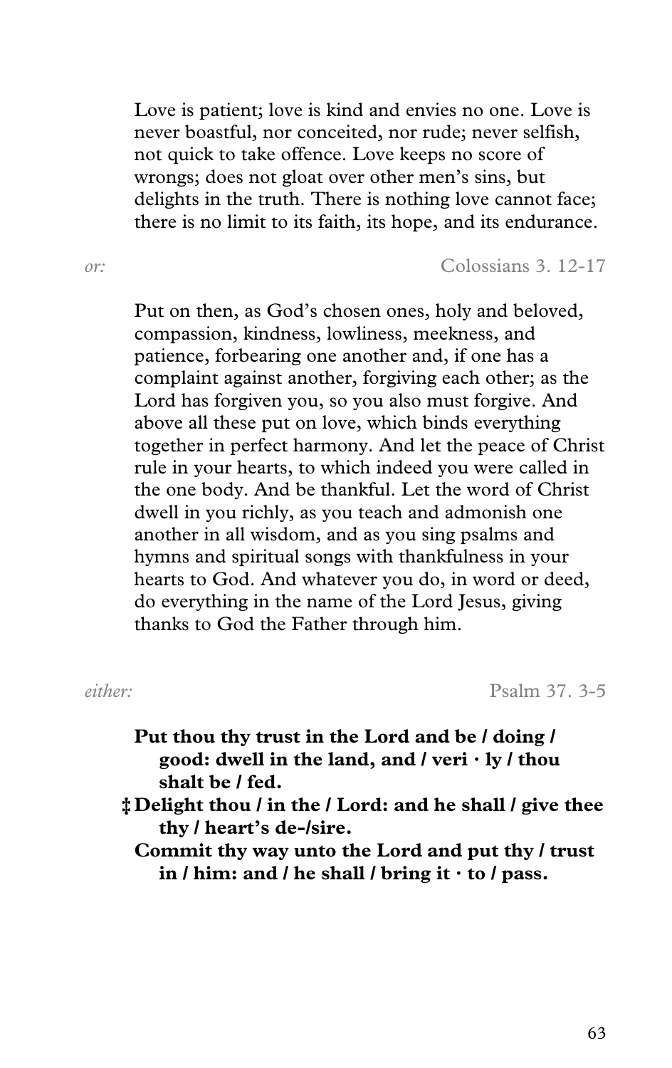Love is patient; love is kind and envies no one. Love is never boastful, nor conceited, nor rude; never selfish, not quick to take offence. Love keeps no score of wrongs; does not gloat over other men's sins, but delights in the truth. There is nothing love cannot face; there is no limit to its faith, its hope, and its endurance.

*or:* Colossians 3. 12-17

Put on then, as God's chosen ones, holy and beloved, compassion, kindness, lowliness, meekness, and patience, forbearing one another and, if one has a complaint against another, forgiving each other; as the Lord has forgiven you, so you also must forgive. And above all these put on love, which binds everything together in perfect harmony. And let the peace of Christ rule in your hearts, to which indeed you were called in the one body. And be thankful. Let the word of Christ dwell in you richly, as you teach and admonish one another in all wisdom, and as you sing psalms and hymns and spiritual songs with thankfulness in your hearts to God. And whatever you do, in word or deed, do everything in the name of the Lord Jesus, giving thanks to God the Father through him.

*either:* Psalm 37. 3-5

**Put thou thy trust in the Lord and be / doing / good: dwell in the land, and / veri · ly / thou shalt be / fed.**

**‡ Delight thou / in the / Lord: and he shall / give thee thy / heart's de-/sire.**

**Commit thy way unto the Lord and put thy / trust in / him: and / he shall / bring it · to / pass.**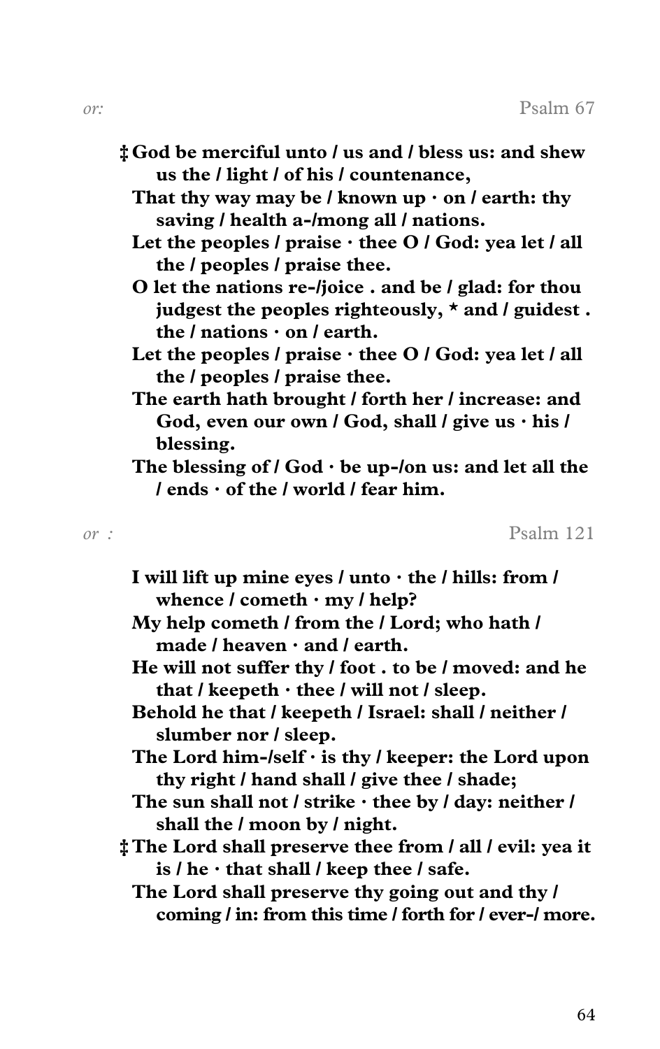*or:* Psalm 67

**‡ God be merciful unto / us and / bless us: and shew us the / light / of his / countenance,**
**That thy way may be / known up · on / earth: thy saving / health a-/mong all / nations.**
**Let the peoples / praise · thee O / God: yea let / all the / peoples / praise thee.**
**O let the nations re-/joice . and be / glad: for thou judgest the peoples righteously, * and / guidest . the / nations · on / earth.**
**Let the peoples / praise · thee O / God: yea let / all the / peoples / praise thee.**
**The earth hath brought / forth her / increase: and God, even our own / God, shall / give us · his / blessing.**
**The blessing of / God · be up-/on us: and let all the / ends · of the / world / fear him.**

*or :* Psalm 121

**I will lift up mine eyes / unto · the / hills: from / whence / cometh · my / help?**
**My help cometh / from the / Lord; who hath / made / heaven · and / earth.**
**He will not suffer thy / foot . to be / moved: and he that / keepeth · thee / will not / sleep.**
**Behold he that / keepeth / Israel: shall / neither / slumber nor / sleep.**
**The Lord him-/self · is thy / keeper: the Lord upon thy right / hand shall / give thee / shade;**
**The sun shall not / strike · thee by / day: neither / shall the / moon by / night.**
**‡ The Lord shall preserve thee from / all / evil: yea it is / he · that shall / keep thee / safe.**
**The Lord shall preserve thy going out and thy / coming / in: from this time / forth for / ever-/ more.**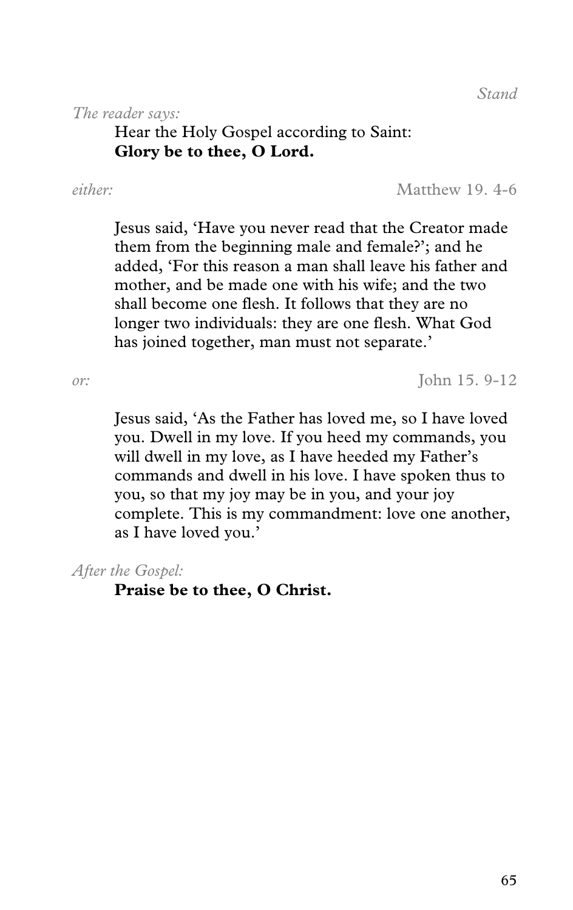*Stand*

*The reader says:*

Hear the Holy Gospel according to Saint:
**Glory be to thee, O Lord.**

*either:* Matthew 19. 4-6

Jesus said, 'Have you never read that the Creator made them from the beginning male and female?'; and he added, 'For this reason a man shall leave his father and mother, and be made one with his wife; and the two shall become one flesh. It follows that they are no longer two individuals: they are one flesh. What God has joined together, man must not separate.'

*or:* John 15. 9-12

Jesus said, 'As the Father has loved me, so I have loved you. Dwell in my love. If you heed my commands, you will dwell in my love, as I have heeded my Father's commands and dwell in his love. I have spoken thus to you, so that my joy may be in you, and your joy complete. This is my commandment: love one another, as I have loved you.'

*After the Gospel:*

**Praise be to thee, O Christ.**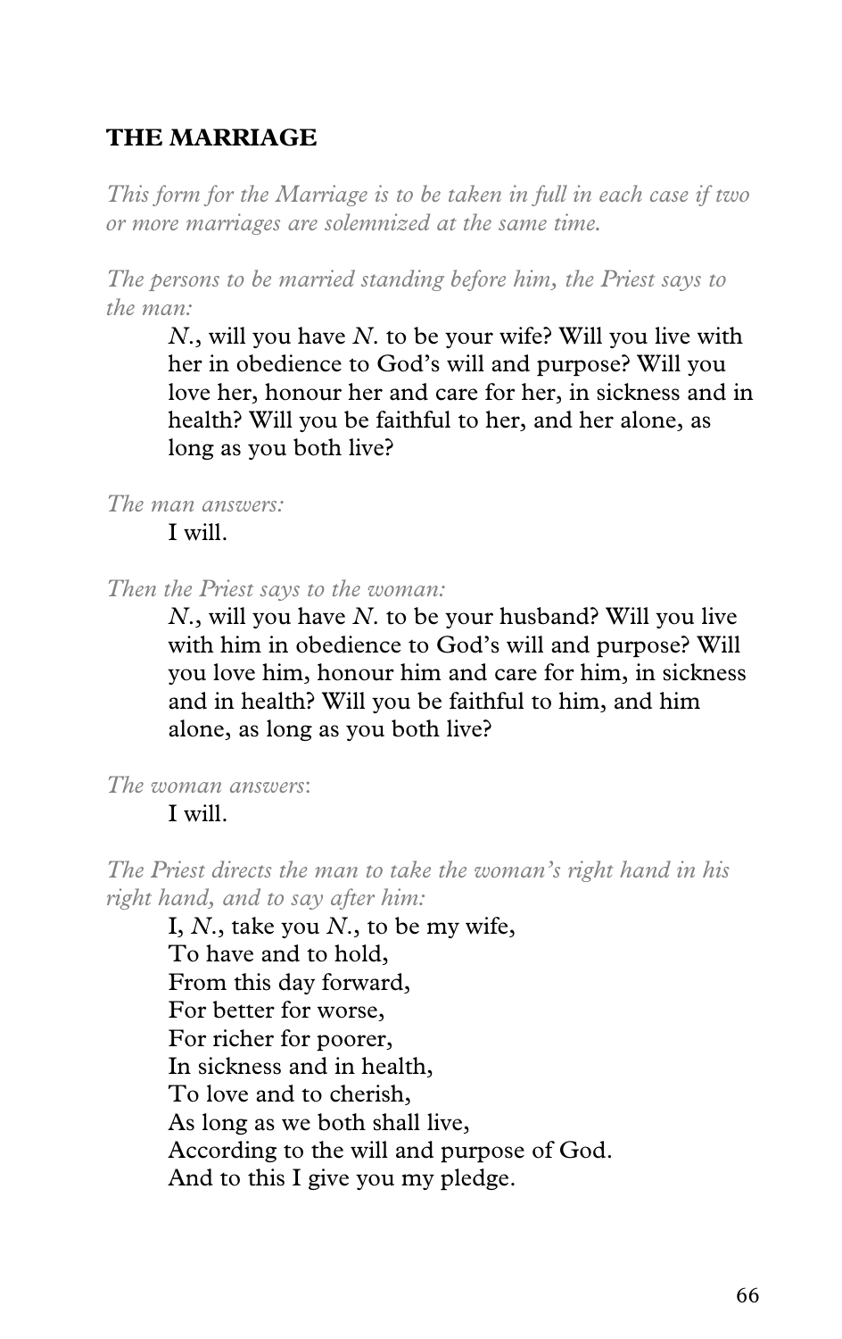## THE MARRIAGE

*This form for the Marriage is to be taken in full in each case if two or more marriages are solemnized at the same time.*

*The persons to be married standing before him, the Priest says to the man:*

> *N.*, will you have *N.* to be your wife? Will you live with her in obedience to God's will and purpose? Will you love her, honour her and care for her, in sickness and in health? Will you be faithful to her, and her alone, as long as you both live?

*The man answers:*

> I will.

*Then the Priest says to the woman:*

> *N.*, will you have *N.* to be your husband? Will you live with him in obedience to God's will and purpose? Will you love him, honour him and care for him, in sickness and in health? Will you be faithful to him, and him alone, as long as you both live?

*The woman answers*:

> I will.

*The Priest directs the man to take the woman's right hand in his right hand, and to say after him:*

> I, *N.*, take you *N.*, to be my wife,
> To have and to hold,
> From this day forward,
> For better for worse,
> For richer for poorer,
> In sickness and in health,
> To love and to cherish,
> As long as we both shall live,
> According to the will and purpose of God.
> And to this I give you my pledge.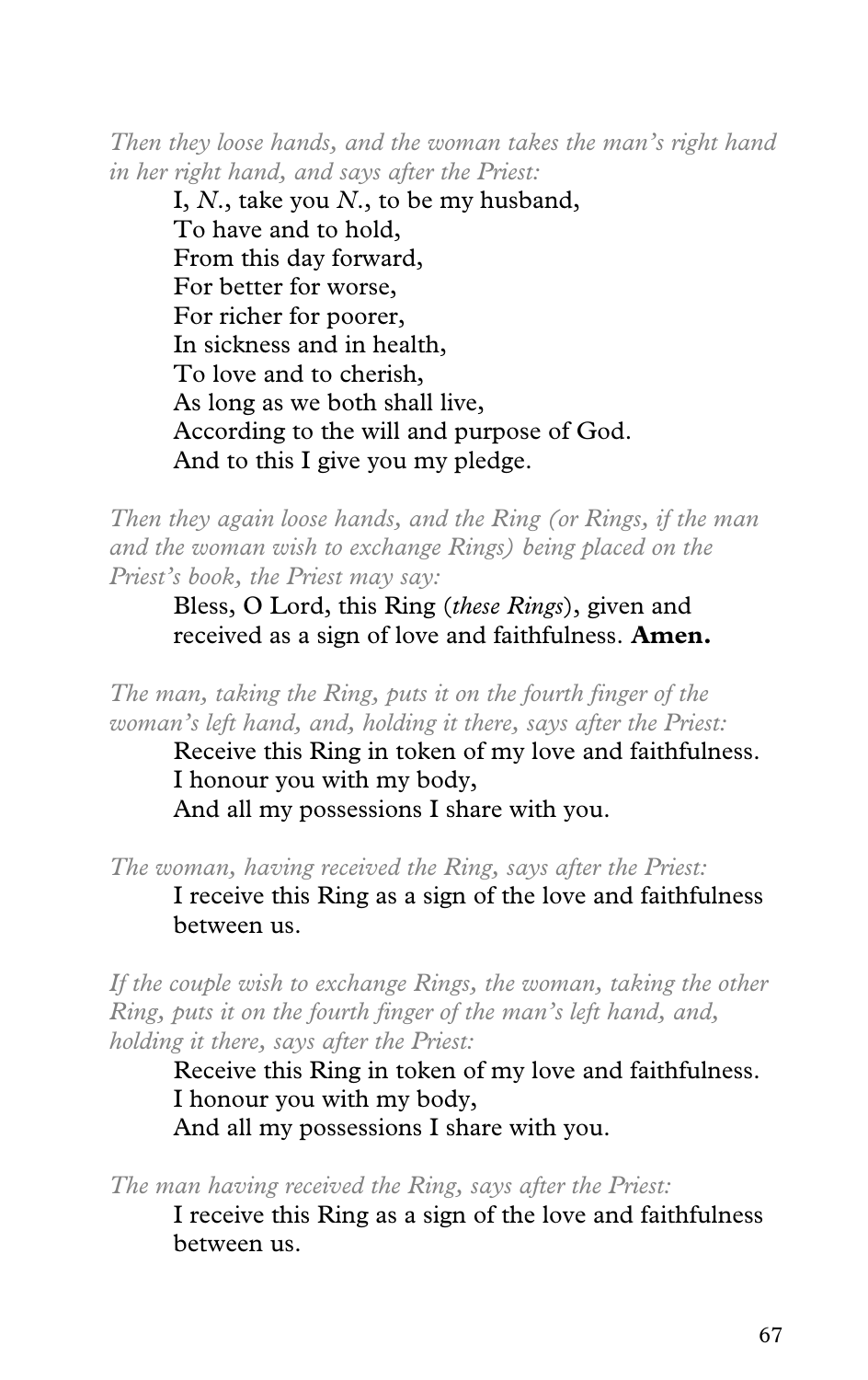*Then they loose hands, and the woman takes the man's right hand in her right hand, and says after the Priest:*

I, *N.*, take you *N.*, to be my husband,
To have and to hold,
From this day forward,
For better for worse,
For richer for poorer,
In sickness and in health,
To love and to cherish,
As long as we both shall live,
According to the will and purpose of God.
And to this I give you my pledge.

*Then they again loose hands, and the Ring (or Rings, if the man and the woman wish to exchange Rings) being placed on the Priest's book, the Priest may say:*

Bless, O Lord, this Ring (*these Rings*), given and received as a sign of love and faithfulness. **Amen.**

*The man, taking the Ring, puts it on the fourth finger of the woman's left hand, and, holding it there, says after the Priest:*

Receive this Ring in token of my love and faithfulness.
I honour you with my body,
And all my possessions I share with you.

*The woman, having received the Ring, says after the Priest:*

I receive this Ring as a sign of the love and faithfulness between us.

*If the couple wish to exchange Rings, the woman, taking the other Ring, puts it on the fourth finger of the man's left hand, and, holding it there, says after the Priest:*

Receive this Ring in token of my love and faithfulness.
I honour you with my body,
And all my possessions I share with you.

*The man having received the Ring, says after the Priest:*

I receive this Ring as a sign of the love and faithfulness between us.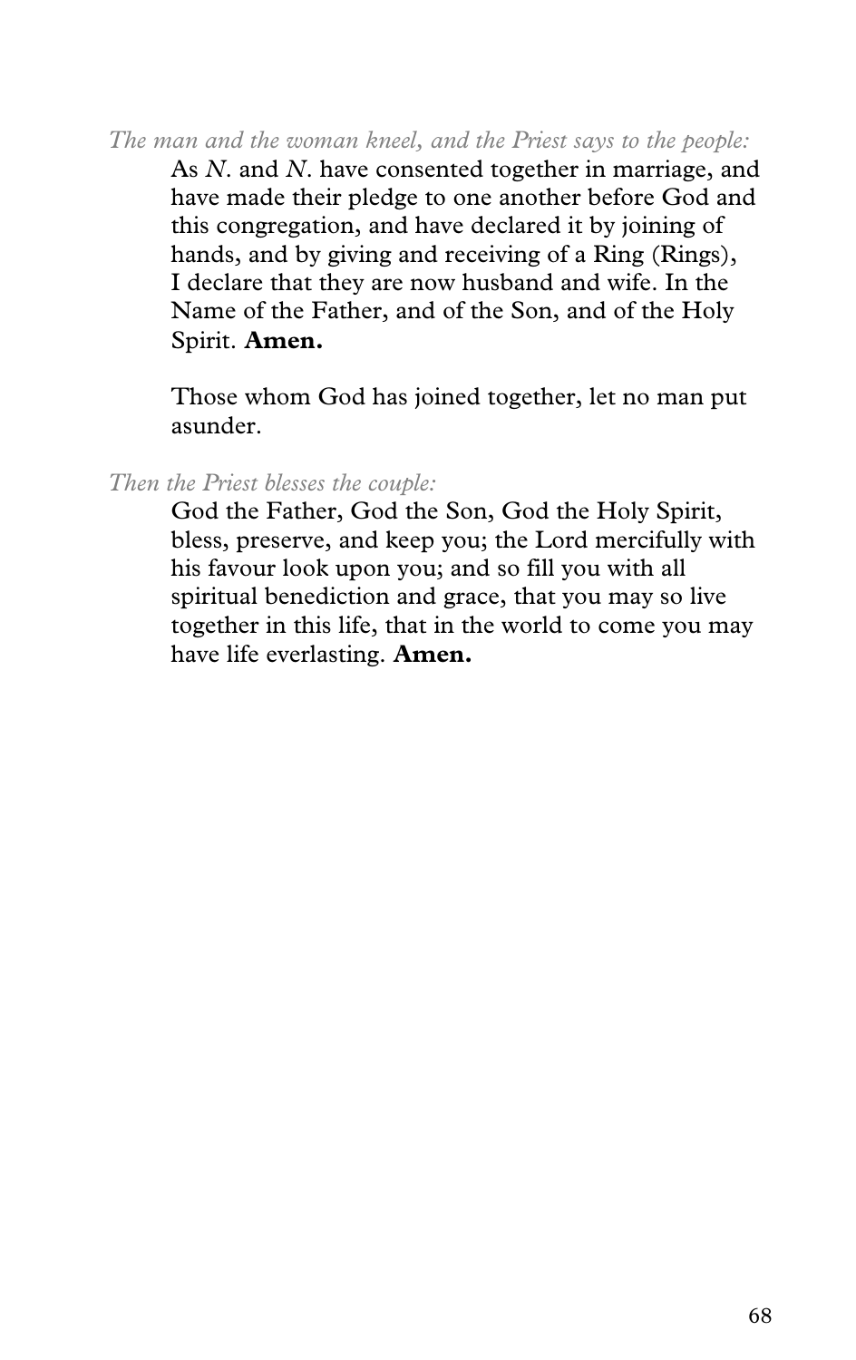*The man and the woman kneel, and the Priest says to the people:*

As *N*. and *N*. have consented together in marriage, and have made their pledge to one another before God and this congregation, and have declared it by joining of hands, and by giving and receiving of a Ring (Rings), I declare that they are now husband and wife. In the Name of the Father, and of the Son, and of the Holy Spirit. **Amen.**

Those whom God has joined together, let no man put asunder.

*Then the Priest blesses the couple:*

God the Father, God the Son, God the Holy Spirit, bless, preserve, and keep you; the Lord mercifully with his favour look upon you; and so fill you with all spiritual benediction and grace, that you may so live together in this life, that in the world to come you may have life everlasting. **Amen.**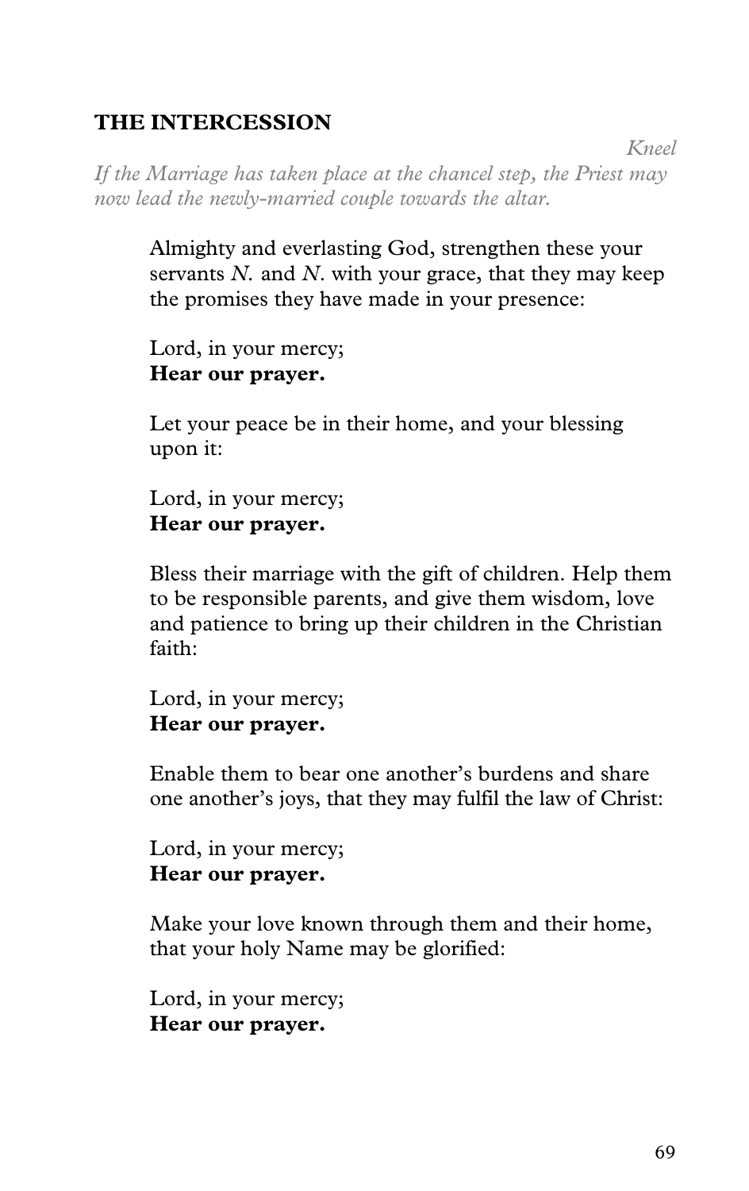## THE INTERCESSION

*Kneel*

*If the Marriage has taken place at the chancel step, the Priest may now lead the newly-married couple towards the altar.*

Almighty and everlasting God, strengthen these your servants *N.* and *N.* with your grace, that they may keep the promises they have made in your presence:

Lord, in your mercy;
**Hear our prayer.**

Let your peace be in their home, and your blessing upon it:

Lord, in your mercy;
**Hear our prayer.**

Bless their marriage with the gift of children. Help them to be responsible parents, and give them wisdom, love and patience to bring up their children in the Christian faith:

Lord, in your mercy;
**Hear our prayer.**

Enable them to bear one another's burdens and share one another's joys, that they may fulfil the law of Christ:

Lord, in your mercy;
**Hear our prayer.**

Make your love known through them and their home, that your holy Name may be glorified:

Lord, in your mercy;
**Hear our prayer.**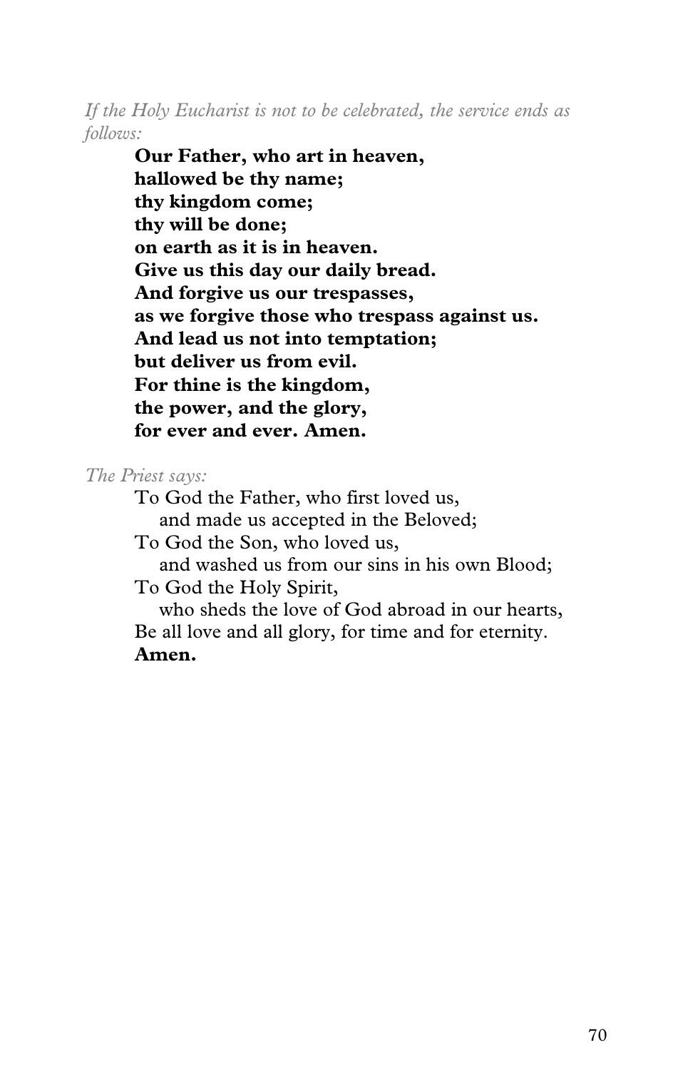*If the Holy Eucharist is not to be celebrated, the service ends as follows:*

**Our Father, who art in heaven,**
**hallowed be thy name;**
**thy kingdom come;**
**thy will be done;**
**on earth as it is in heaven.**
**Give us this day our daily bread.**
**And forgive us our trespasses,**
**as we forgive those who trespass against us.**
**And lead us not into temptation;**
**but deliver us from evil.**
**For thine is the kingdom,**
**the power, and the glory,**
**for ever and ever. Amen.**

*The Priest says:*

To God the Father, who first loved us,
and made us accepted in the Beloved;
To God the Son, who loved us,
and washed us from our sins in his own Blood;
To God the Holy Spirit,
who sheds the love of God abroad in our hearts,
Be all love and all glory, for time and for eternity.
**Amen.**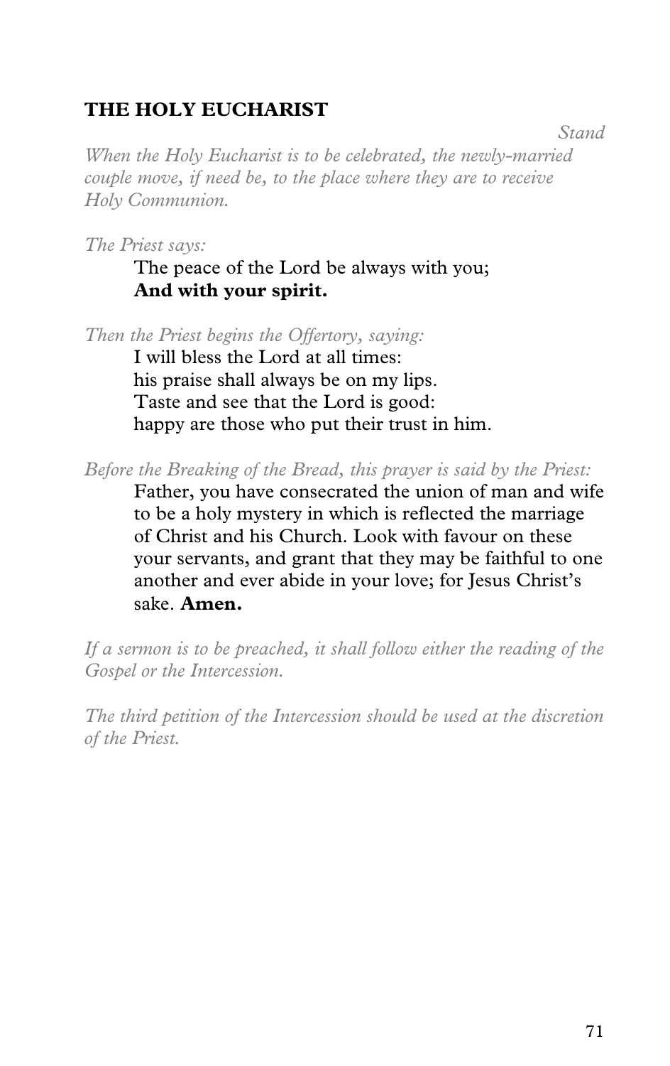## THE HOLY EUCHARIST

*Stand*

*When the Holy Eucharist is to be celebrated, the newly-married couple move, if need be, to the place where they are to receive Holy Communion.*

*The Priest says:*

The peace of the Lord be always with you;
**And with your spirit.**

*Then the Priest begins the Offertory, saying:*

I will bless the Lord at all times:
his praise shall always be on my lips.
Taste and see that the Lord is good:
happy are those who put their trust in him.

*Before the Breaking of the Bread, this prayer is said by the Priest:*

Father, you have consecrated the union of man and wife to be a holy mystery in which is reflected the marriage of Christ and his Church. Look with favour on these your servants, and grant that they may be faithful to one another and ever abide in your love; for Jesus Christ's sake. **Amen.**

*If a sermon is to be preached, it shall follow either the reading of the Gospel or the Intercession.*

*The third petition of the Intercession should be used at the discretion of the Priest.*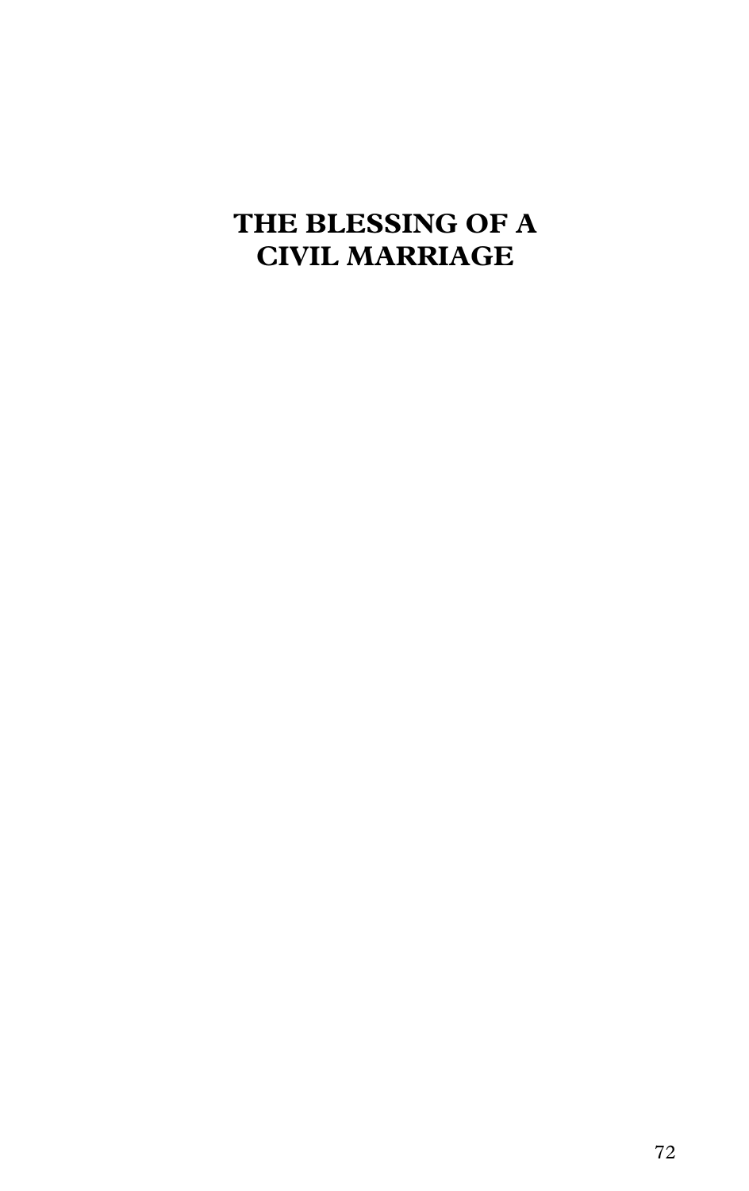# THE BLESSING OF A CIVIL MARRIAGE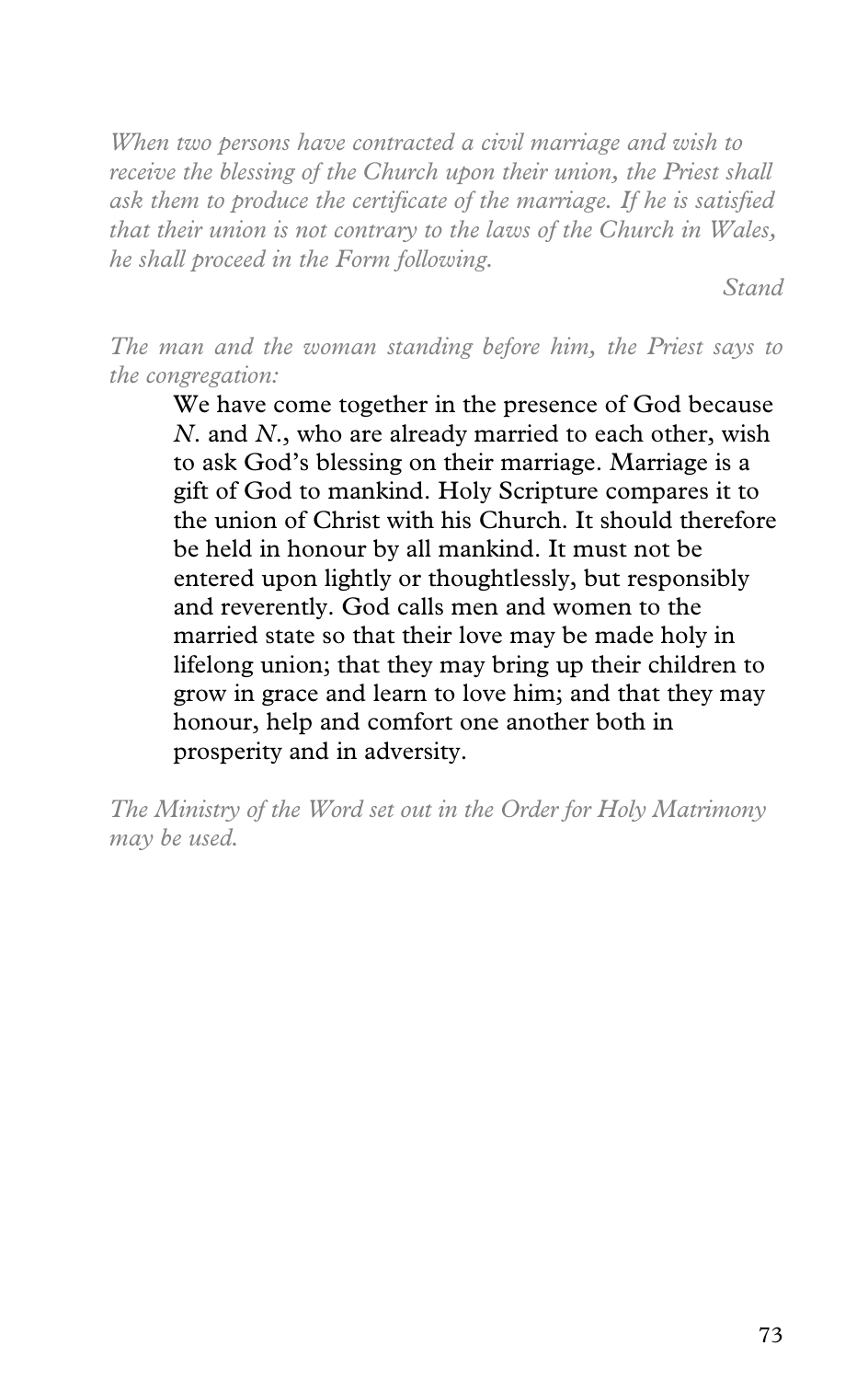*When two persons have contracted a civil marriage and wish to receive the blessing of the Church upon their union, the Priest shall ask them to produce the certificate of the marriage. If he is satisfied that their union is not contrary to the laws of the Church in Wales, he shall proceed in the Form following.*

*Stand*

*The man and the woman standing before him, the Priest says to the congregation:*

> We have come together in the presence of God because *N.* and *N.*, who are already married to each other, wish to ask God's blessing on their marriage. Marriage is a gift of God to mankind. Holy Scripture compares it to the union of Christ with his Church. It should therefore be held in honour by all mankind. It must not be entered upon lightly or thoughtlessly, but responsibly and reverently. God calls men and women to the married state so that their love may be made holy in lifelong union; that they may bring up their children to grow in grace and learn to love him; and that they may honour, help and comfort one another both in prosperity and in adversity.

*The Ministry of the Word set out in the Order for Holy Matrimony may be used.*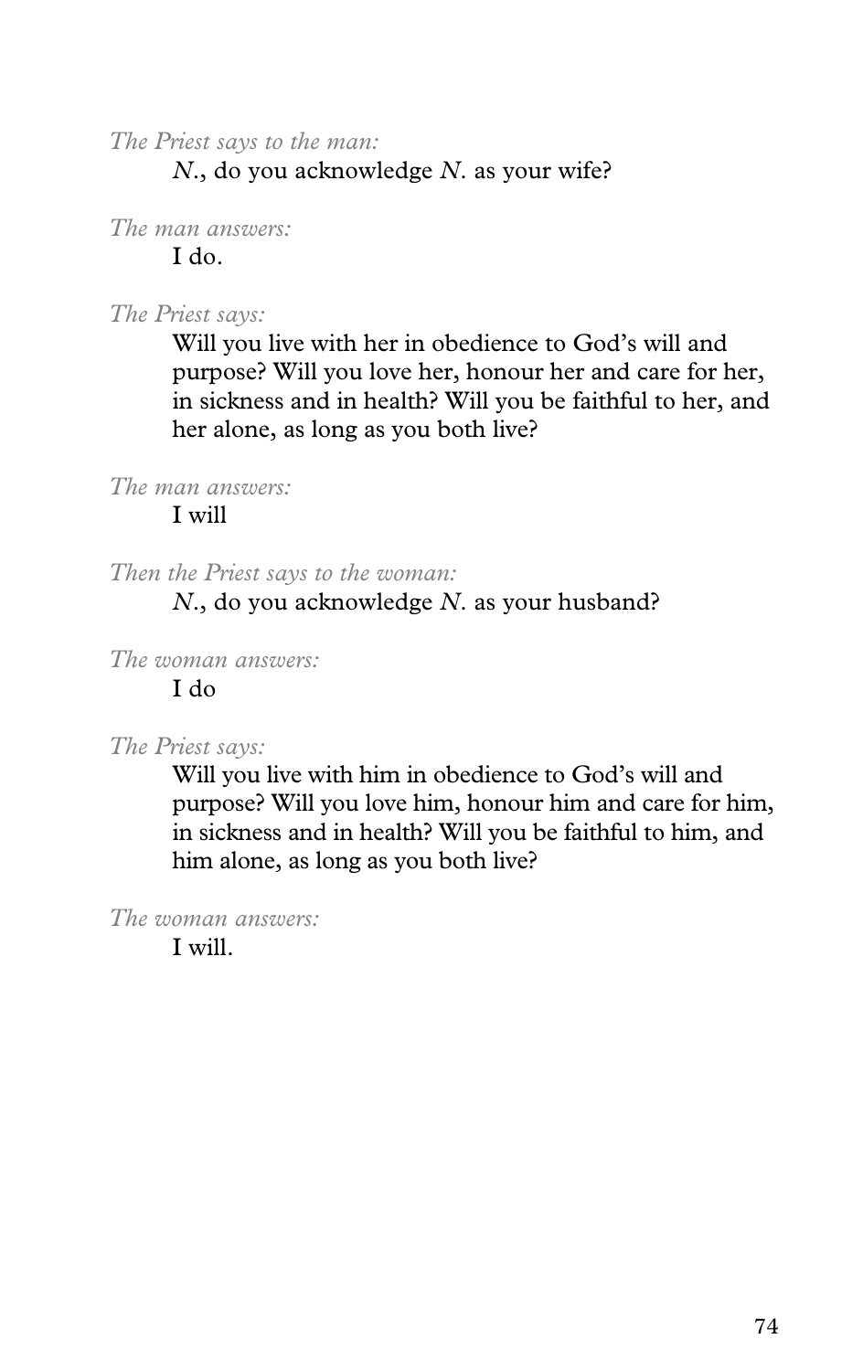*The Priest says to the man:*

*N.*, do you acknowledge *N.* as your wife?

*The man answers:*

I do.

*The Priest says:*

Will you live with her in obedience to God's will and purpose? Will you love her, honour her and care for her, in sickness and in health? Will you be faithful to her, and her alone, as long as you both live?

*The man answers:*

I will

*Then the Priest says to the woman:*

*N.*, do you acknowledge *N.* as your husband?

*The woman answers:*

I do

*The Priest says:*

Will you live with him in obedience to God's will and purpose? Will you love him, honour him and care for him, in sickness and in health? Will you be faithful to him, and him alone, as long as you both live?

*The woman answers:*

I will.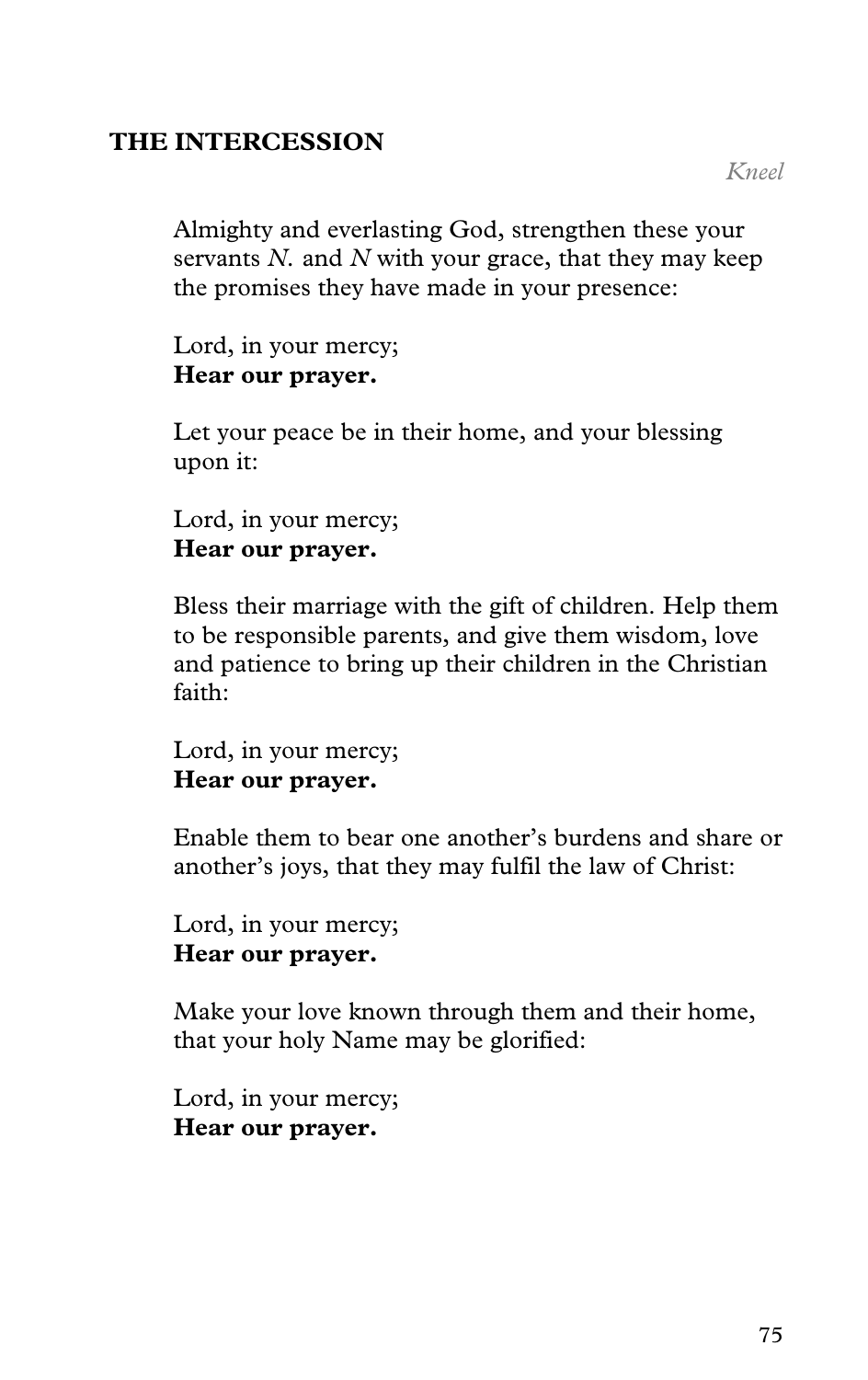## THE INTERCESSION

*Kneel*

Almighty and everlasting God, strengthen these your servants *N.* and *N* with your grace, that they may keep the promises they have made in your presence:

Lord, in your mercy;
**Hear our prayer.**

Let your peace be in their home, and your blessing upon it:

Lord, in your mercy;
**Hear our prayer.**

Bless their marriage with the gift of children. Help them to be responsible parents, and give them wisdom, love and patience to bring up their children in the Christian faith:

Lord, in your mercy;
**Hear our prayer.**

Enable them to bear one another's burdens and share or another's joys, that they may fulfil the law of Christ:

Lord, in your mercy;
**Hear our prayer.**

Make your love known through them and their home, that your holy Name may be glorified:

Lord, in your mercy;
**Hear our prayer.**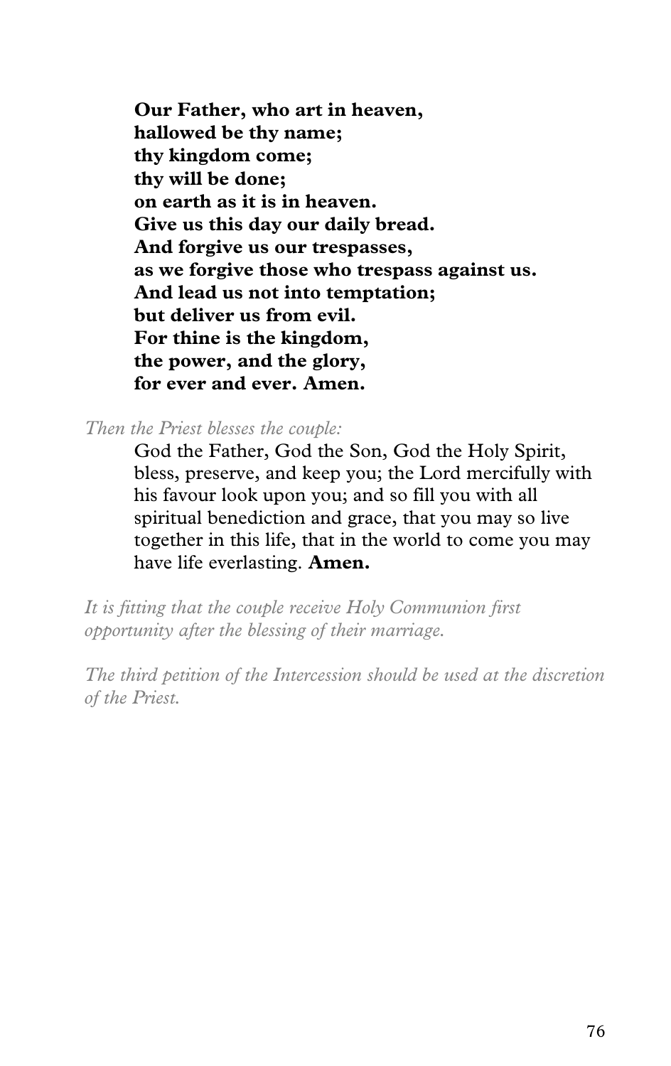**Our Father, who art in heaven,**
**hallowed be thy name;**
**thy kingdom come;**
**thy will be done;**
**on earth as it is in heaven.**
**Give us this day our daily bread.**
**And forgive us our trespasses,**
**as we forgive those who trespass against us.**
**And lead us not into temptation;**
**but deliver us from evil.**
**For thine is the kingdom,**
**the power, and the glory,**
**for ever and ever. Amen.**

*Then the Priest blesses the couple:*

God the Father, God the Son, God the Holy Spirit, bless, preserve, and keep you; the Lord mercifully with his favour look upon you; and so fill you with all spiritual benediction and grace, that you may so live together in this life, that in the world to come you may have life everlasting. **Amen.**

*It is fitting that the couple receive Holy Communion first opportunity after the blessing of their marriage.*

*The third petition of the Intercession should be used at the discretion of the Priest.*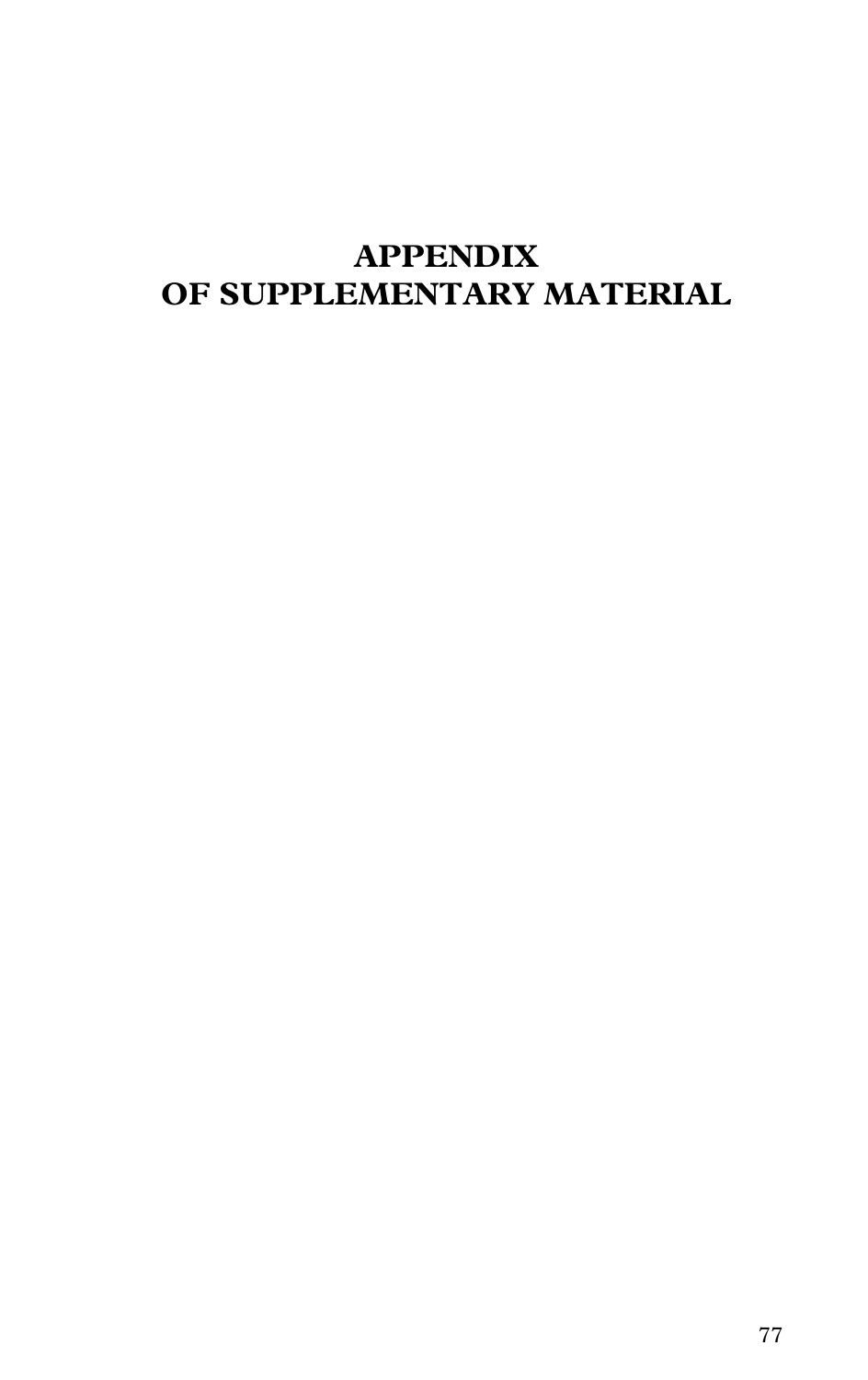# APPENDIX
# OF SUPPLEMENTARY MATERIAL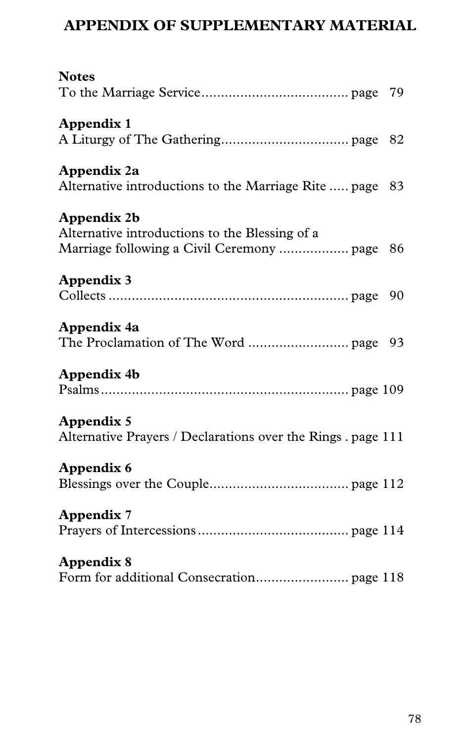# APPENDIX OF SUPPLEMENTARY MATERIAL

**Notes**
To the Marriage Service...................................... page 79

**Appendix 1**
A Liturgy of The Gathering................................. page 82

**Appendix 2a**
Alternative introductions to the Marriage Rite ..... page 83

**Appendix 2b**
Alternative introductions to the Blessing of a Marriage following a Civil Ceremony .................. page 86

**Appendix 3**
Collects .............................................................. page 90

**Appendix 4a**
The Proclamation of The Word .......................... page 93

**Appendix 4b**
Psalms................................................................ page 109

**Appendix 5**
Alternative Prayers / Declarations over the Rings . page 111

**Appendix 6**
Blessings over the Couple.................................... page 112

**Appendix 7**
Prayers of Intercessions....................................... page 114

**Appendix 8**
Form for additional Consecration........................ page 118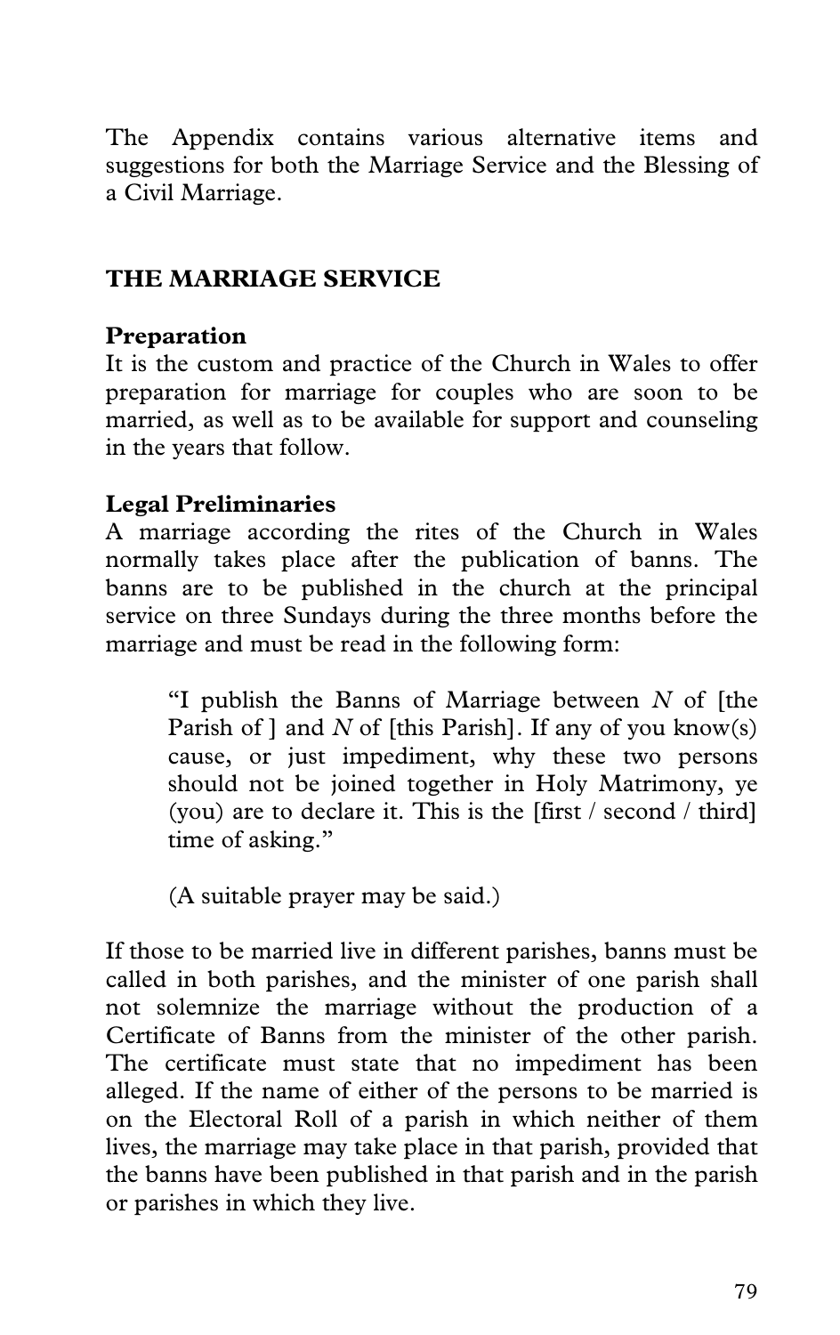The Appendix contains various alternative items and suggestions for both the Marriage Service and the Blessing of a Civil Marriage.

## THE MARRIAGE SERVICE

**Preparation**
It is the custom and practice of the Church in Wales to offer preparation for marriage for couples who are soon to be married, as well as to be available for support and counseling in the years that follow.

**Legal Preliminaries**
A marriage according the rites of the Church in Wales normally takes place after the publication of banns. The banns are to be published in the church at the principal service on three Sundays during the three months before the marriage and must be read in the following form:

> "I publish the Banns of Marriage between *N* of [the Parish of ] and *N* of [this Parish]. If any of you know(s) cause, or just impediment, why these two persons should not be joined together in Holy Matrimony, ye (you) are to declare it. This is the [first / second / third] time of asking."
>
> (A suitable prayer may be said.)

If those to be married live in different parishes, banns must be called in both parishes, and the minister of one parish shall not solemnize the marriage without the production of a Certificate of Banns from the minister of the other parish. The certificate must state that no impediment has been alleged. If the name of either of the persons to be married is on the Electoral Roll of a parish in which neither of them lives, the marriage may take place in that parish, provided that the banns have been published in that parish and in the parish or parishes in which they live.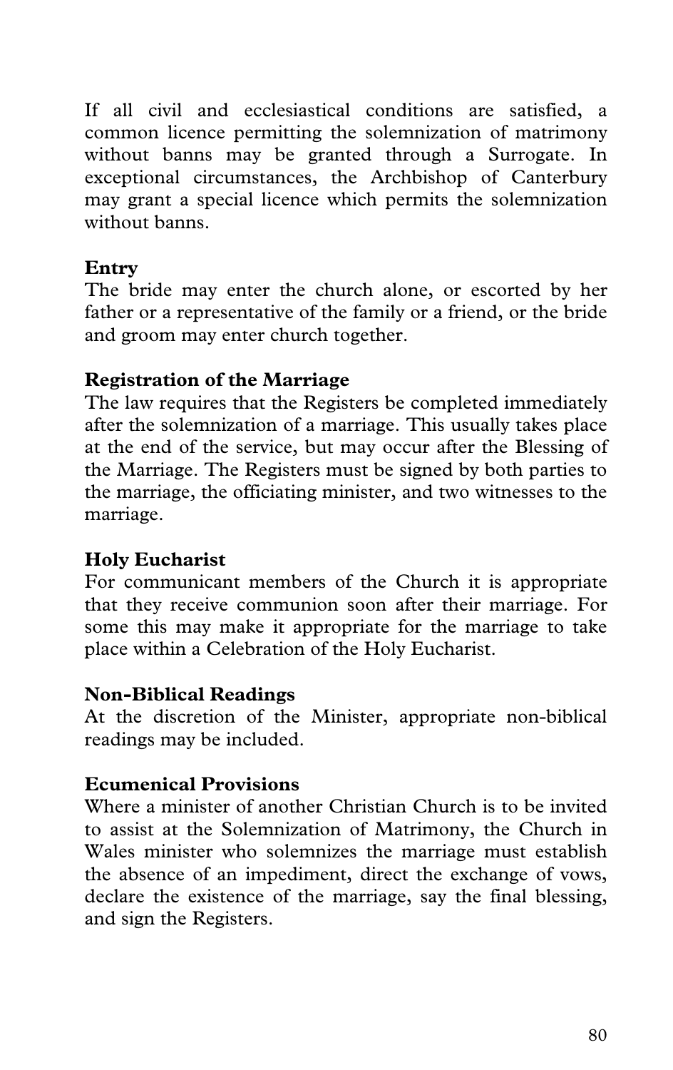If all civil and ecclesiastical conditions are satisfied, a common licence permitting the solemnization of matrimony without banns may be granted through a Surrogate. In exceptional circumstances, the Archbishop of Canterbury may grant a special licence which permits the solemnization without banns.

**Entry**
The bride may enter the church alone, or escorted by her father or a representative of the family or a friend, or the bride and groom may enter church together.

**Registration of the Marriage**
The law requires that the Registers be completed immediately after the solemnization of a marriage. This usually takes place at the end of the service, but may occur after the Blessing of the Marriage. The Registers must be signed by both parties to the marriage, the officiating minister, and two witnesses to the marriage.

**Holy Eucharist**
For communicant members of the Church it is appropriate that they receive communion soon after their marriage. For some this may make it appropriate for the marriage to take place within a Celebration of the Holy Eucharist.

**Non-Biblical Readings**
At the discretion of the Minister, appropriate non-biblical readings may be included.

**Ecumenical Provisions**
Where a minister of another Christian Church is to be invited to assist at the Solemnization of Matrimony, the Church in Wales minister who solemnizes the marriage must establish the absence of an impediment, direct the exchange of vows, declare the existence of the marriage, say the final blessing, and sign the Registers.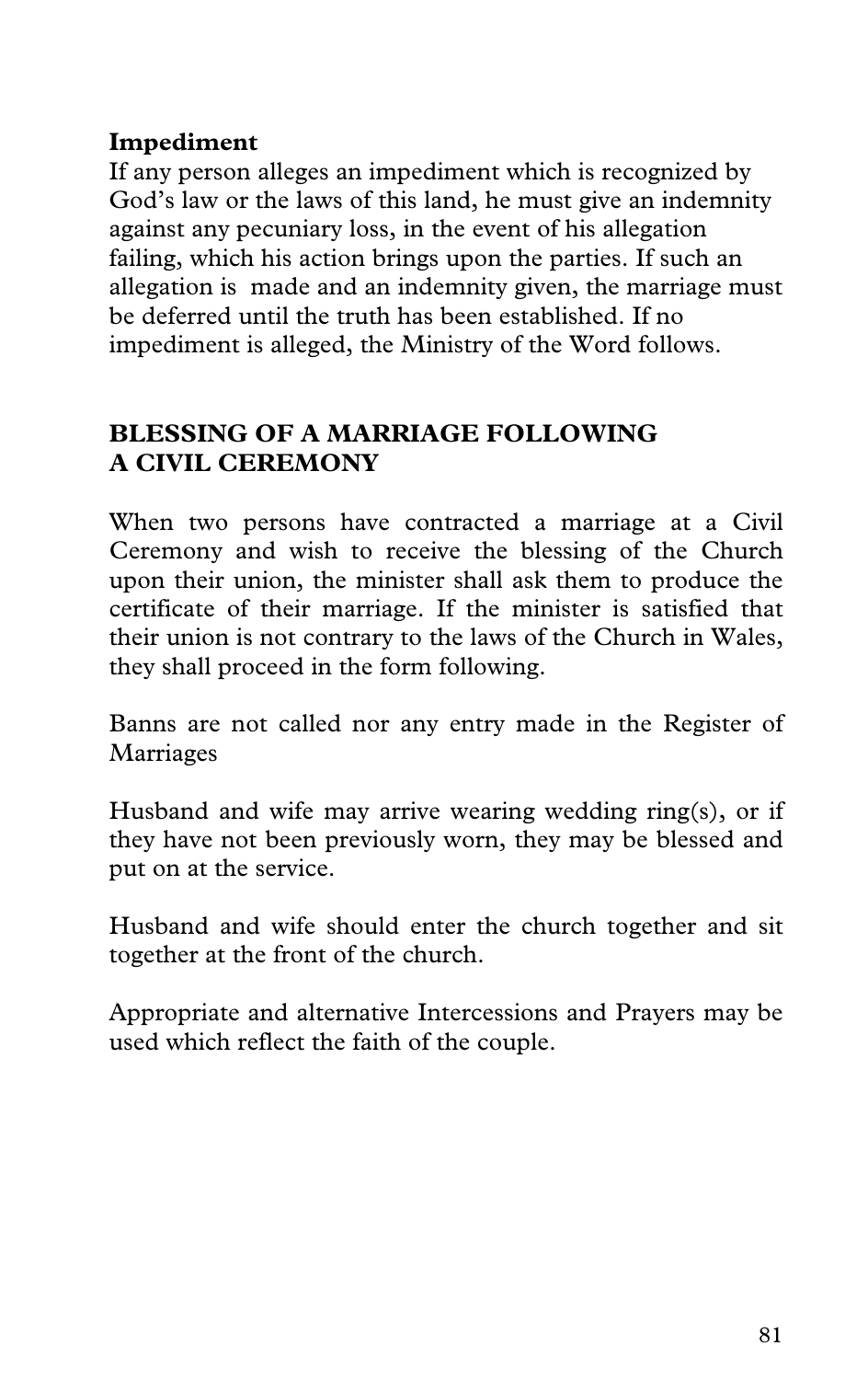**Impediment**

If any person alleges an impediment which is recognized by God's law or the laws of this land, he must give an indemnity against any pecuniary loss, in the event of his allegation failing, which his action brings upon the parties. If such an allegation is made and an indemnity given, the marriage must be deferred until the truth has been established. If no impediment is alleged, the Ministry of the Word follows.

## BLESSING OF A MARRIAGE FOLLOWING A CIVIL CEREMONY

When two persons have contracted a marriage at a Civil Ceremony and wish to receive the blessing of the Church upon their union, the minister shall ask them to produce the certificate of their marriage. If the minister is satisfied that their union is not contrary to the laws of the Church in Wales, they shall proceed in the form following.

Banns are not called nor any entry made in the Register of Marriages

Husband and wife may arrive wearing wedding ring(s), or if they have not been previously worn, they may be blessed and put on at the service.

Husband and wife should enter the church together and sit together at the front of the church.

Appropriate and alternative Intercessions and Prayers may be used which reflect the faith of the couple.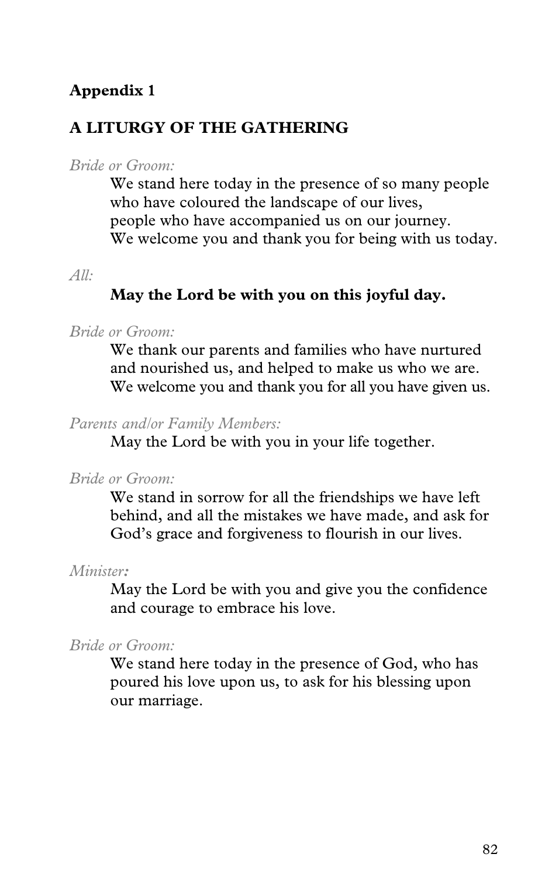**Appendix 1**

## A LITURGY OF THE GATHERING

*Bride or Groom:*

We stand here today in the presence of so many people who have coloured the landscape of our lives, people who have accompanied us on our journey. We welcome you and thank you for being with us today.

*All:*

**May the Lord be with you on this joyful day.**

*Bride or Groom:*

We thank our parents and families who have nurtured and nourished us, and helped to make us who we are. We welcome you and thank you for all you have given us.

*Parents and/or Family Members:*

May the Lord be with you in your life together.

*Bride or Groom:*

We stand in sorrow for all the friendships we have left behind, and all the mistakes we have made, and ask for God's grace and forgiveness to flourish in our lives.

*Minister:*

May the Lord be with you and give you the confidence and courage to embrace his love.

*Bride or Groom:*

We stand here today in the presence of God, who has poured his love upon us, to ask for his blessing upon our marriage.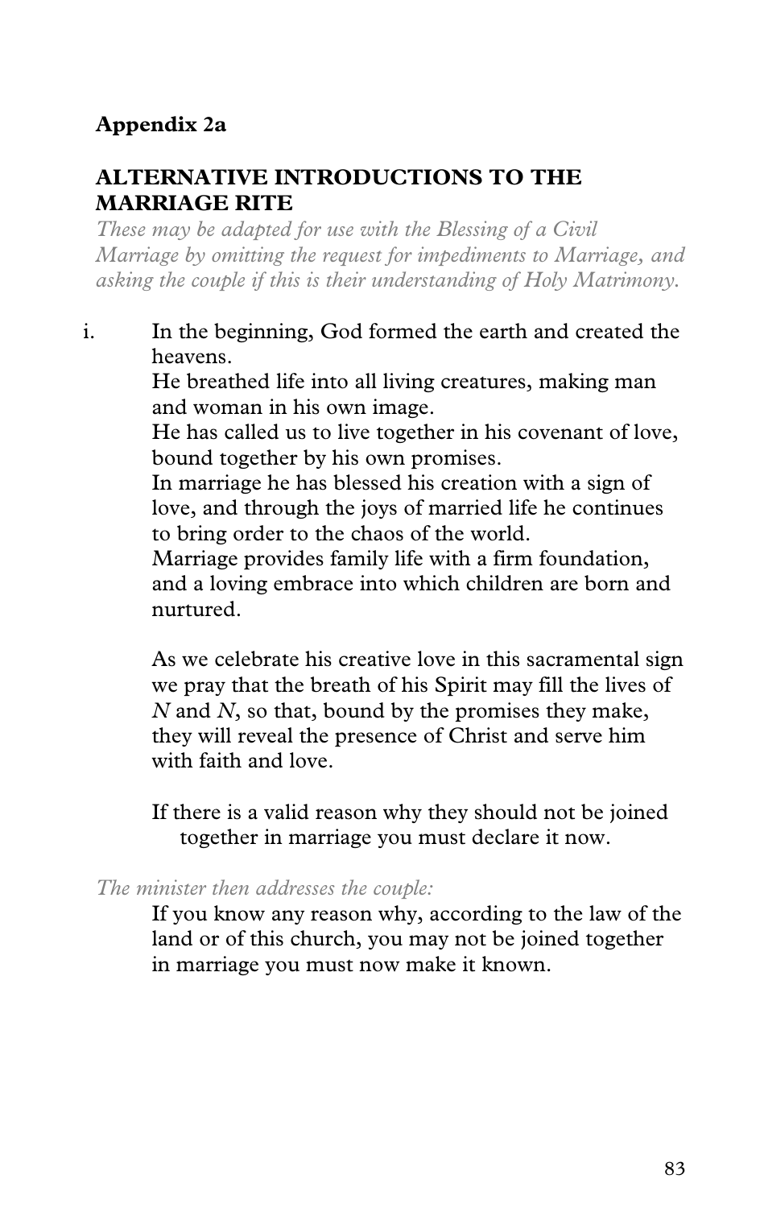**Appendix 2a**

## ALTERNATIVE INTRODUCTIONS TO THE MARRIAGE RITE

*These may be adapted for use with the Blessing of a Civil Marriage by omitting the request for impediments to Marriage, and asking the couple if this is their understanding of Holy Matrimony.*

i. In the beginning, God formed the earth and created the heavens.
He breathed life into all living creatures, making man and woman in his own image.
He has called us to live together in his covenant of love, bound together by his own promises.
In marriage he has blessed his creation with a sign of love, and through the joys of married life he continues to bring order to the chaos of the world.
Marriage provides family life with a firm foundation, and a loving embrace into which children are born and nurtured.

As we celebrate his creative love in this sacramental sign we pray that the breath of his Spirit may fill the lives of *N* and *N*, so that, bound by the promises they make, they will reveal the presence of Christ and serve him with faith and love.

If there is a valid reason why they should not be joined together in marriage you must declare it now.

*The minister then addresses the couple:*

If you know any reason why, according to the law of the land or of this church, you may not be joined together in marriage you must now make it known.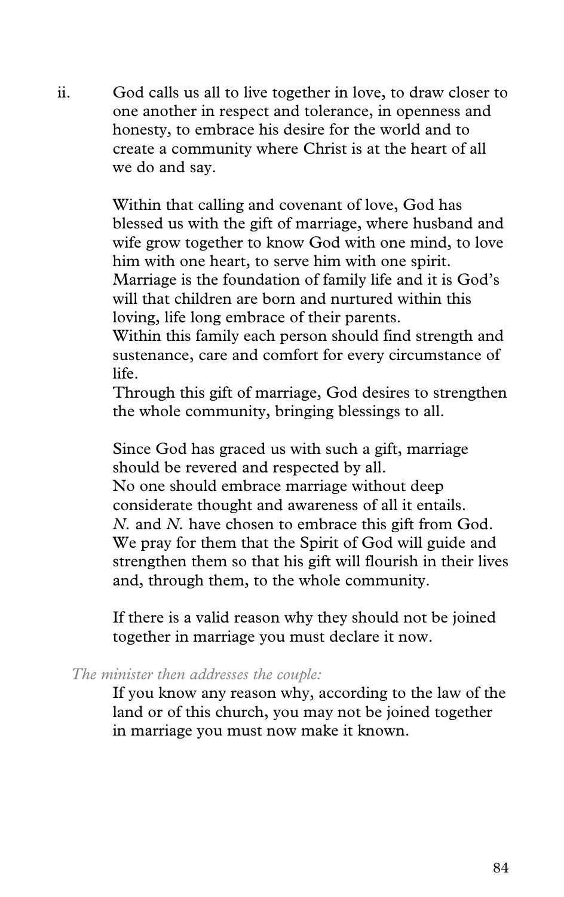ii. God calls us all to live together in love, to draw closer to one another in respect and tolerance, in openness and honesty, to embrace his desire for the world and to create a community where Christ is at the heart of all we do and say.

Within that calling and covenant of love, God has blessed us with the gift of marriage, where husband and wife grow together to know God with one mind, to love him with one heart, to serve him with one spirit. Marriage is the foundation of family life and it is God's will that children are born and nurtured within this loving, life long embrace of their parents.
Within this family each person should find strength and sustenance, care and comfort for every circumstance of life.
Through this gift of marriage, God desires to strengthen the whole community, bringing blessings to all.

Since God has graced us with such a gift, marriage should be revered and respected by all.
No one should embrace marriage without deep considerate thought and awareness of all it entails.
*N.* and *N.* have chosen to embrace this gift from God.
We pray for them that the Spirit of God will guide and strengthen them so that his gift will flourish in their lives and, through them, to the whole community.

If there is a valid reason why they should not be joined together in marriage you must declare it now.

*The minister then addresses the couple:*

If you know any reason why, according to the law of the land or of this church, you may not be joined together in marriage you must now make it known.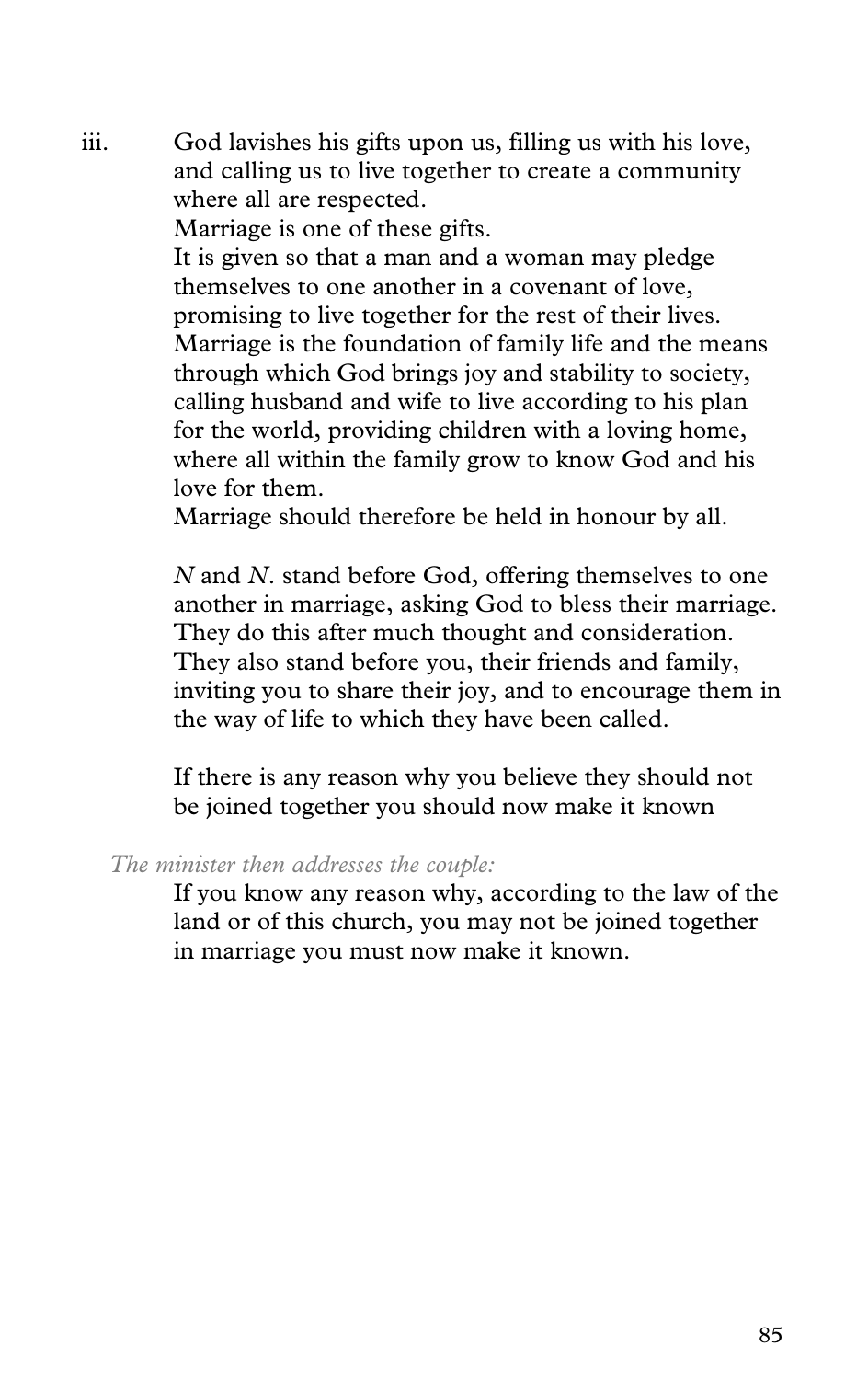iii. God lavishes his gifts upon us, filling us with his love, and calling us to live together to create a community where all are respected.
Marriage is one of these gifts.
It is given so that a man and a woman may pledge themselves to one another in a covenant of love, promising to live together for the rest of their lives.
Marriage is the foundation of family life and the means through which God brings joy and stability to society, calling husband and wife to live according to his plan for the world, providing children with a loving home, where all within the family grow to know God and his love for them.
Marriage should therefore be held in honour by all.

*N* and *N*. stand before God, offering themselves to one another in marriage, asking God to bless their marriage. They do this after much thought and consideration. They also stand before you, their friends and family, inviting you to share their joy, and to encourage them in the way of life to which they have been called.

If there is any reason why you believe they should not be joined together you should now make it known

*The minister then addresses the couple:*

If you know any reason why, according to the law of the land or of this church, you may not be joined together in marriage you must now make it known.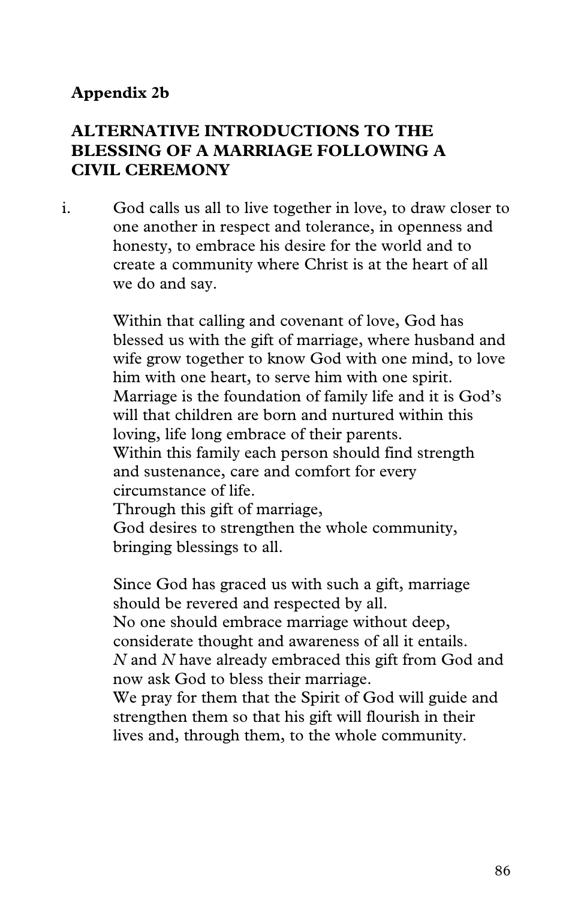**Appendix 2b**

## ALTERNATIVE INTRODUCTIONS TO THE BLESSING OF A MARRIAGE FOLLOWING A CIVIL CEREMONY

i. God calls us all to live together in love, to draw closer to one another in respect and tolerance, in openness and honesty, to embrace his desire for the world and to create a community where Christ is at the heart of all we do and say.

Within that calling and covenant of love, God has blessed us with the gift of marriage, where husband and wife grow together to know God with one mind, to love him with one heart, to serve him with one spirit.
Marriage is the foundation of family life and it is God's will that children are born and nurtured within this loving, life long embrace of their parents.
Within this family each person should find strength and sustenance, care and comfort for every circumstance of life.
Through this gift of marriage,
God desires to strengthen the whole community, bringing blessings to all.

Since God has graced us with such a gift, marriage should be revered and respected by all.
No one should embrace marriage without deep, considerate thought and awareness of all it entails.
*N* and *N* have already embraced this gift from God and now ask God to bless their marriage.
We pray for them that the Spirit of God will guide and strengthen them so that his gift will flourish in their lives and, through them, to the whole community.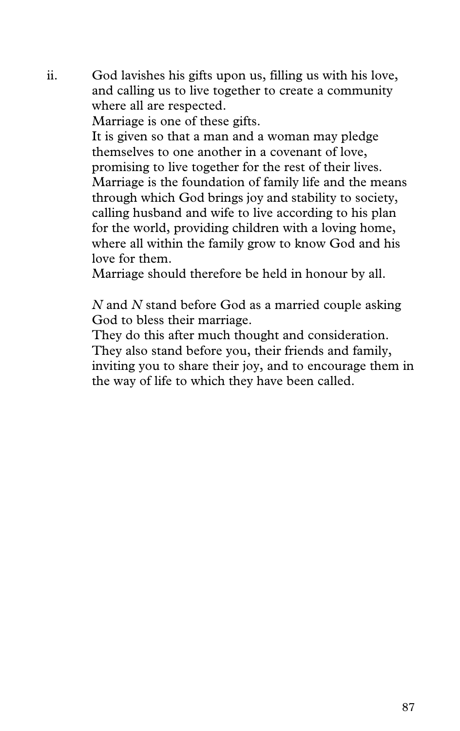ii. God lavishes his gifts upon us, filling us with his love, and calling us to live together to create a community where all are respected.
Marriage is one of these gifts.
It is given so that a man and a woman may pledge themselves to one another in a covenant of love, promising to live together for the rest of their lives.
Marriage is the foundation of family life and the means through which God brings joy and stability to society, calling husband and wife to live according to his plan for the world, providing children with a loving home, where all within the family grow to know God and his love for them.
Marriage should therefore be held in honour by all.

*N* and *N* stand before God as a married couple asking God to bless their marriage.
They do this after much thought and consideration.
They also stand before you, their friends and family, inviting you to share their joy, and to encourage them in the way of life to which they have been called.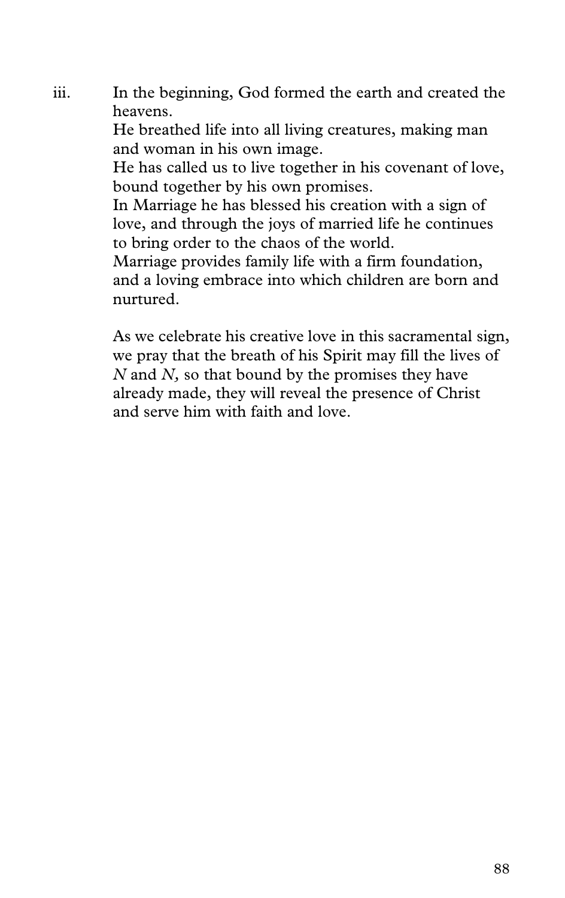iii. In the beginning, God formed the earth and created the heavens.
He breathed life into all living creatures, making man and woman in his own image.
He has called us to live together in his covenant of love, bound together by his own promises.
In Marriage he has blessed his creation with a sign of love, and through the joys of married life he continues to bring order to the chaos of the world.
Marriage provides family life with a firm foundation, and a loving embrace into which children are born and nurtured.

As we celebrate his creative love in this sacramental sign, we pray that the breath of his Spirit may fill the lives of *N* and *N,* so that bound by the promises they have already made, they will reveal the presence of Christ and serve him with faith and love.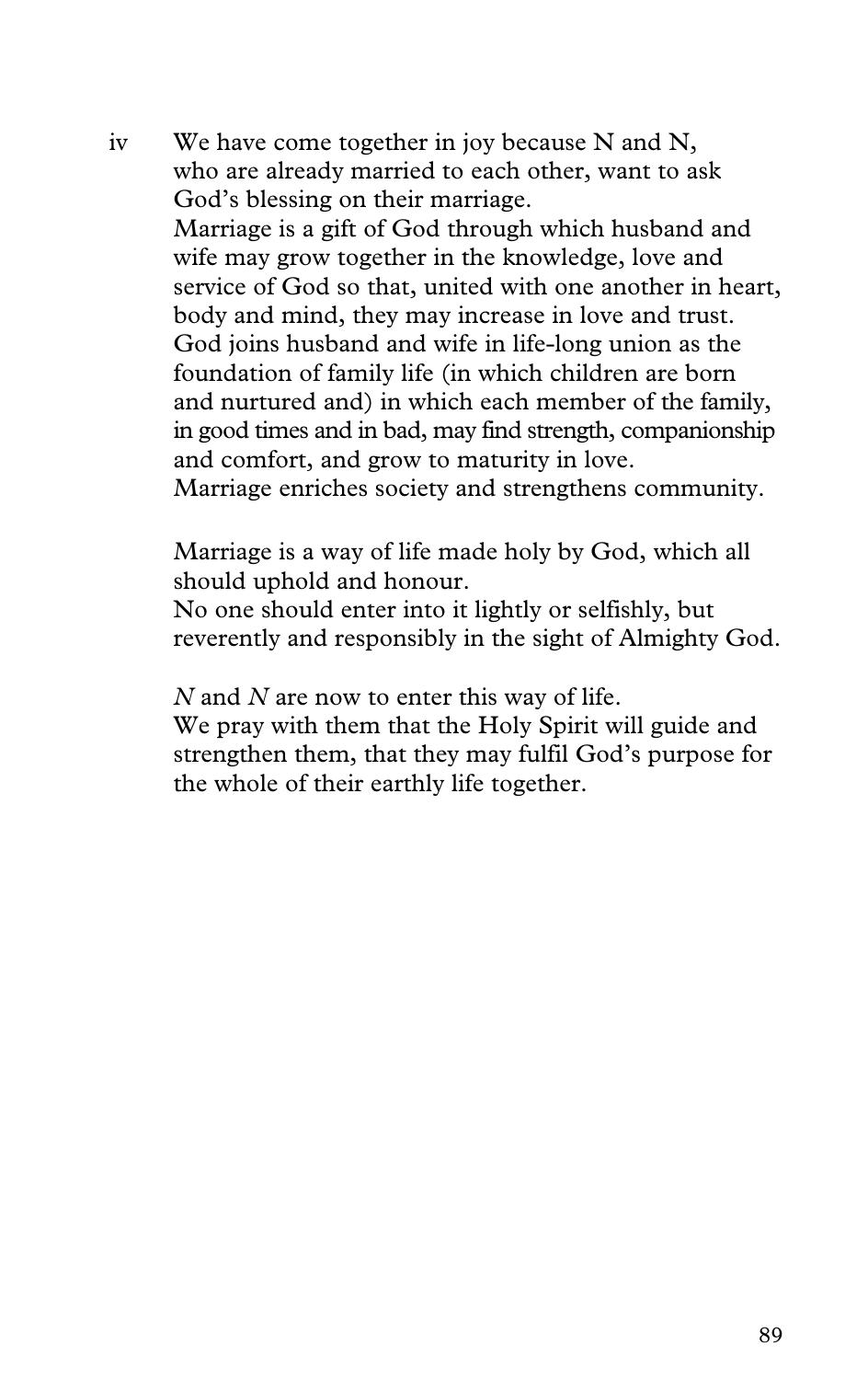iv We have come together in joy because N and N, who are already married to each other, want to ask God's blessing on their marriage.
Marriage is a gift of God through which husband and wife may grow together in the knowledge, love and service of God so that, united with one another in heart, body and mind, they may increase in love and trust.
God joins husband and wife in life-long union as the foundation of family life (in which children are born and nurtured and) in which each member of the family, in good times and in bad, may find strength, companionship and comfort, and grow to maturity in love.
Marriage enriches society and strengthens community.

Marriage is a way of life made holy by God, which all should uphold and honour.
No one should enter into it lightly or selfishly, but reverently and responsibly in the sight of Almighty God.

*N* and *N* are now to enter this way of life.
We pray with them that the Holy Spirit will guide and strengthen them, that they may fulfil God's purpose for the whole of their earthly life together.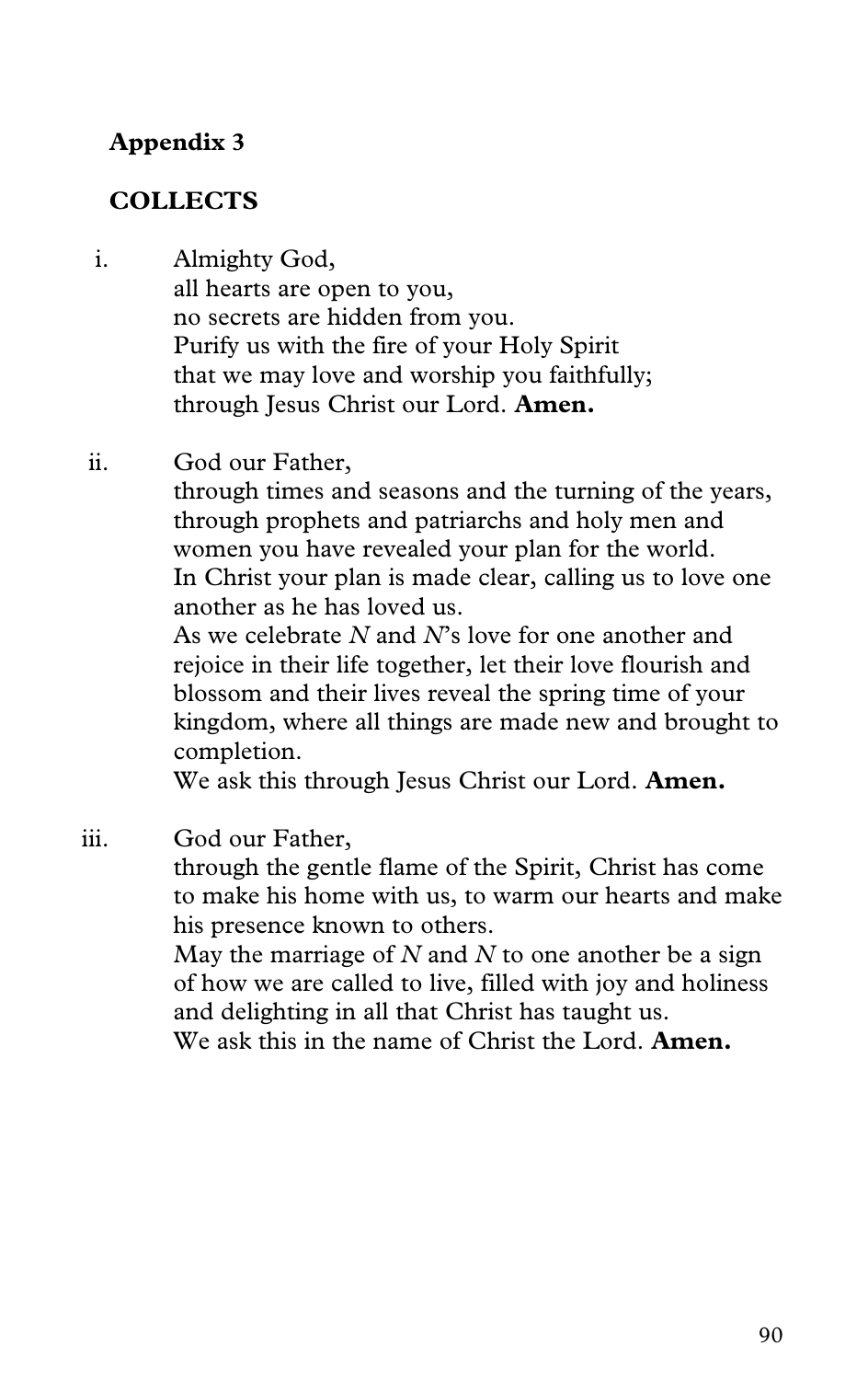**Appendix 3**

**COLLECTS**

i. Almighty God,
all hearts are open to you,
no secrets are hidden from you.
Purify us with the fire of your Holy Spirit
that we may love and worship you faithfully;
through Jesus Christ our Lord. **Amen.**

ii. God our Father,
through times and seasons and the turning of the years, through prophets and patriarchs and holy men and women you have revealed your plan for the world.
In Christ your plan is made clear, calling us to love one another as he has loved us.
As we celebrate *N* and *N*'s love for one another and rejoice in their life together, let their love flourish and blossom and their lives reveal the spring time of your kingdom, where all things are made new and brought to completion.
We ask this through Jesus Christ our Lord. **Amen.**

iii. God our Father,
through the gentle flame of the Spirit, Christ has come to make his home with us, to warm our hearts and make his presence known to others.
May the marriage of *N* and *N* to one another be a sign of how we are called to live, filled with joy and holiness and delighting in all that Christ has taught us.
We ask this in the name of Christ the Lord. **Amen.**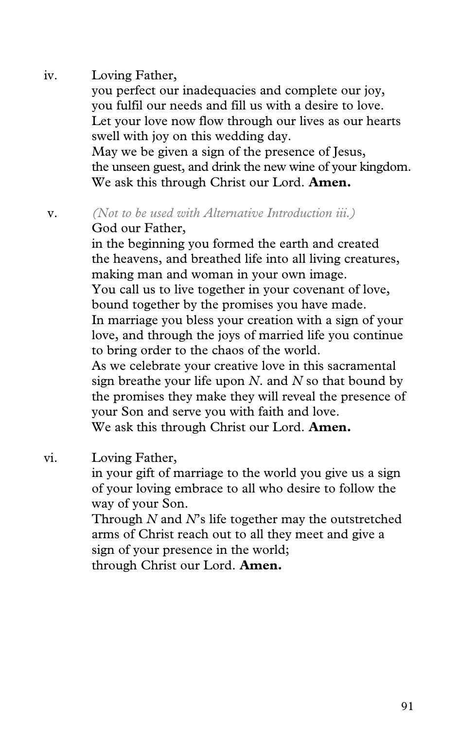iv. Loving Father,
you perfect our inadequacies and complete our joy,
you fulfil our needs and fill us with a desire to love.
Let your love now flow through our lives as our hearts swell with joy on this wedding day.
May we be given a sign of the presence of Jesus,
the unseen guest, and drink the new wine of your kingdom.
We ask this through Christ our Lord. **Amen.**

v. *(Not to be used with Alternative Introduction iii.)*
God our Father,
in the beginning you formed the earth and created the heavens, and breathed life into all living creatures, making man and woman in your own image.
You call us to live together in your covenant of love, bound together by the promises you have made.
In marriage you bless your creation with a sign of your love, and through the joys of married life you continue to bring order to the chaos of the world.
As we celebrate your creative love in this sacramental sign breathe your life upon *N.* and *N* so that bound by the promises they make they will reveal the presence of your Son and serve you with faith and love.
We ask this through Christ our Lord. **Amen.**

vi. Loving Father,
in your gift of marriage to the world you give us a sign of your loving embrace to all who desire to follow the way of your Son.
Through *N* and *N*'s life together may the outstretched arms of Christ reach out to all they meet and give a sign of your presence in the world;
through Christ our Lord. **Amen.**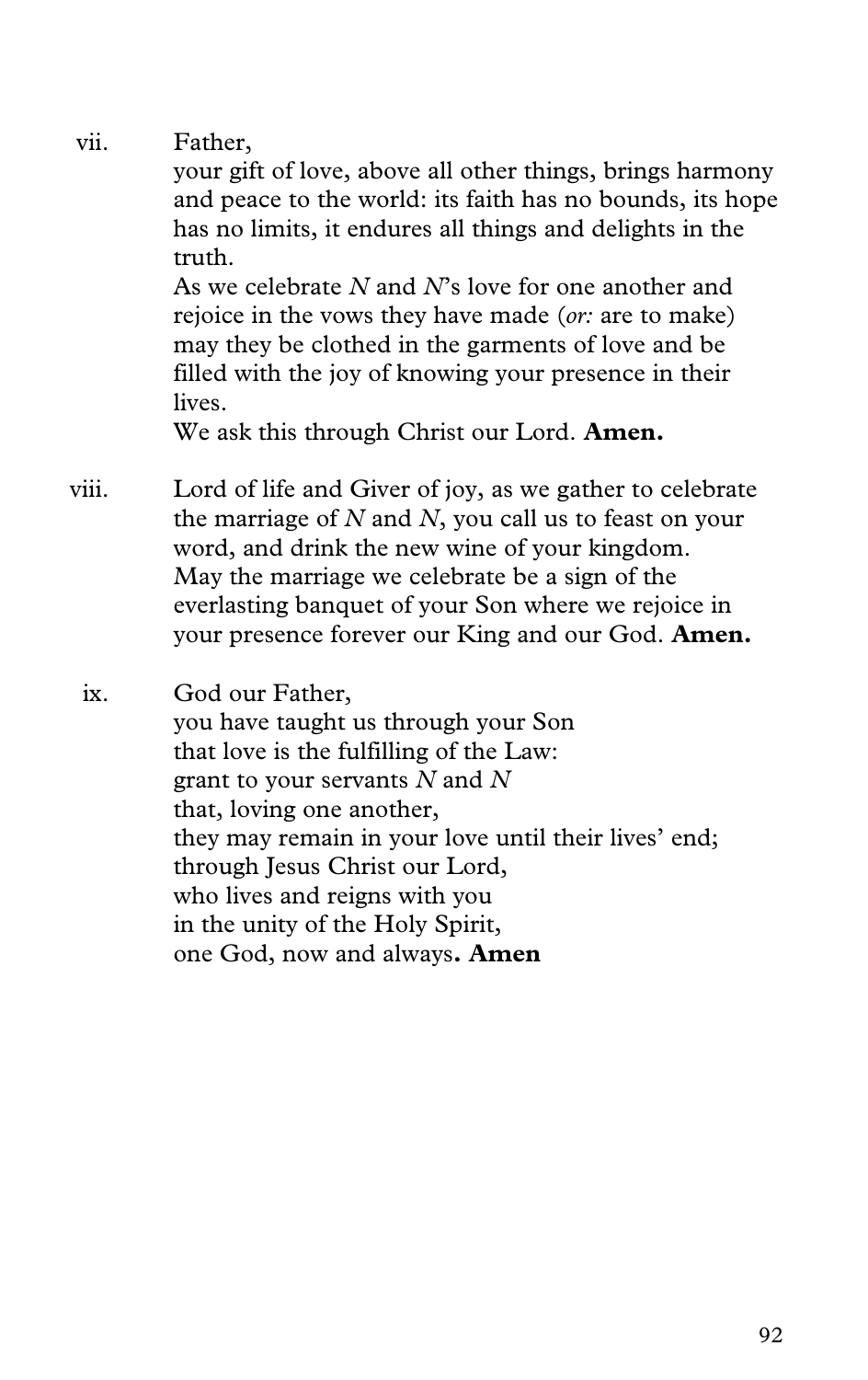vii. Father,
your gift of love, above all other things, brings harmony and peace to the world: its faith has no bounds, its hope has no limits, it endures all things and delights in the truth.
As we celebrate *N* and *N*'s love for one another and rejoice in the vows they have made (*or:* are to make) may they be clothed in the garments of love and be filled with the joy of knowing your presence in their lives.
We ask this through Christ our Lord. **Amen.**

viii. Lord of life and Giver of joy, as we gather to celebrate the marriage of *N* and *N*, you call us to feast on your word, and drink the new wine of your kingdom.
May the marriage we celebrate be a sign of the everlasting banquet of your Son where we rejoice in your presence forever our King and our God. **Amen.**

ix. God our Father,
you have taught us through your Son
that love is the fulfilling of the Law:
grant to your servants *N* and *N*
that, loving one another,
they may remain in your love until their lives' end;
through Jesus Christ our Lord,
who lives and reigns with you
in the unity of the Holy Spirit,
one God, now and always**. Amen**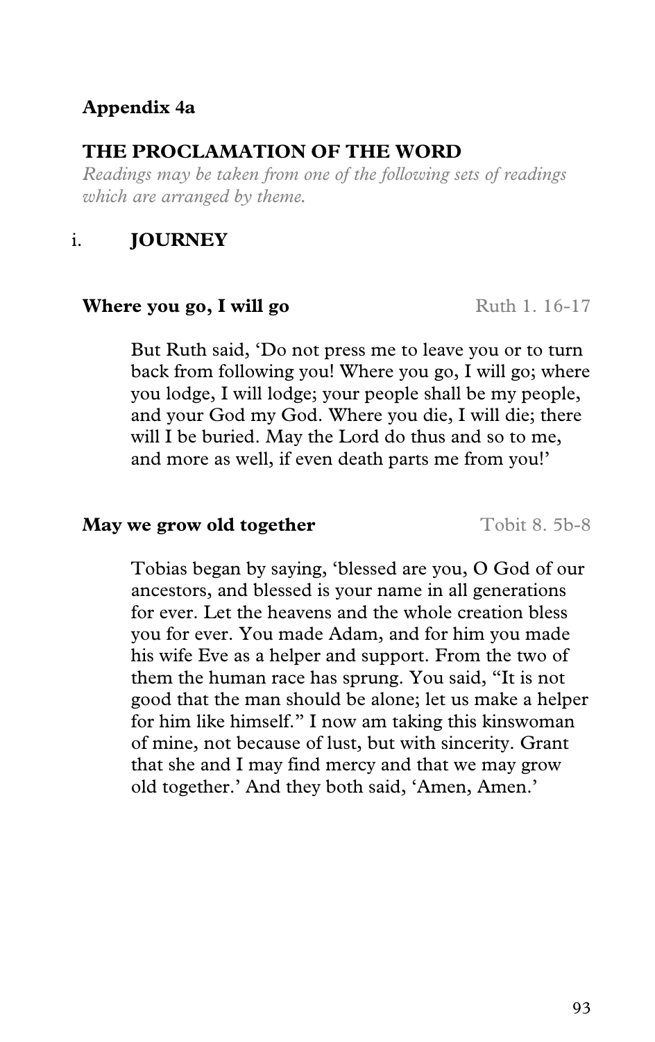**Appendix 4a**

## THE PROCLAMATION OF THE WORD

*Readings may be taken from one of the following sets of readings which are arranged by theme.*

### i. JOURNEY

**Where you go, I will go** Ruth 1. 16-17

But Ruth said, 'Do not press me to leave you or to turn back from following you! Where you go, I will go; where you lodge, I will lodge; your people shall be my people, and your God my God. Where you die, I will die; there will I be buried. May the Lord do thus and so to me, and more as well, if even death parts me from you!'

**May we grow old together** Tobit 8. 5b-8

Tobias began by saying, 'blessed are you, O God of our ancestors, and blessed is your name in all generations for ever. Let the heavens and the whole creation bless you for ever. You made Adam, and for him you made his wife Eve as a helper and support. From the two of them the human race has sprung. You said, "It is not good that the man should be alone; let us make a helper for him like himself." I now am taking this kinswoman of mine, not because of lust, but with sincerity. Grant that she and I may find mercy and that we may grow old together.' And they both said, 'Amen, Amen.'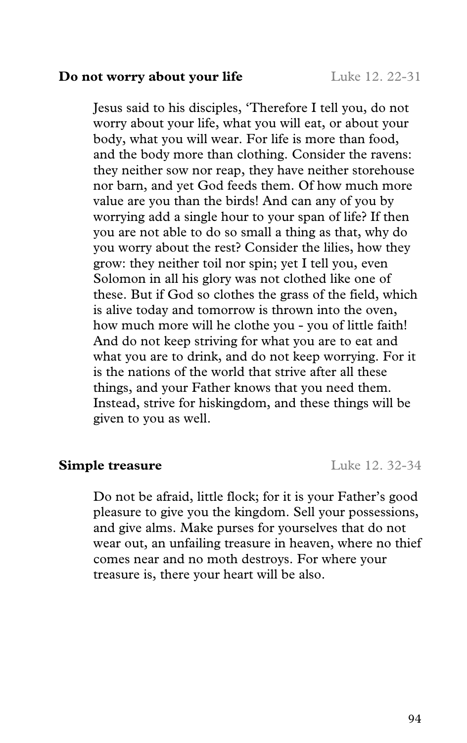**Do not worry about your life** Luke 12. 22-31

Jesus said to his disciples, 'Therefore I tell you, do not worry about your life, what you will eat, or about your body, what you will wear. For life is more than food, and the body more than clothing. Consider the ravens: they neither sow nor reap, they have neither storehouse nor barn, and yet God feeds them. Of how much more value are you than the birds! And can any of you by worrying add a single hour to your span of life? If then you are not able to do so small a thing as that, why do you worry about the rest? Consider the lilies, how they grow: they neither toil nor spin; yet I tell you, even Solomon in all his glory was not clothed like one of these. But if God so clothes the grass of the field, which is alive today and tomorrow is thrown into the oven, how much more will he clothe you - you of little faith! And do not keep striving for what you are to eat and what you are to drink, and do not keep worrying. For it is the nations of the world that strive after all these things, and your Father knows that you need them. Instead, strive for hiskingdom, and these things will be given to you as well.

**Simple treasure** Luke 12. 32-34

Do not be afraid, little flock; for it is your Father's good pleasure to give you the kingdom. Sell your possessions, and give alms. Make purses for yourselves that do not wear out, an unfailing treasure in heaven, where no thief comes near and no moth destroys. For where your treasure is, there your heart will be also.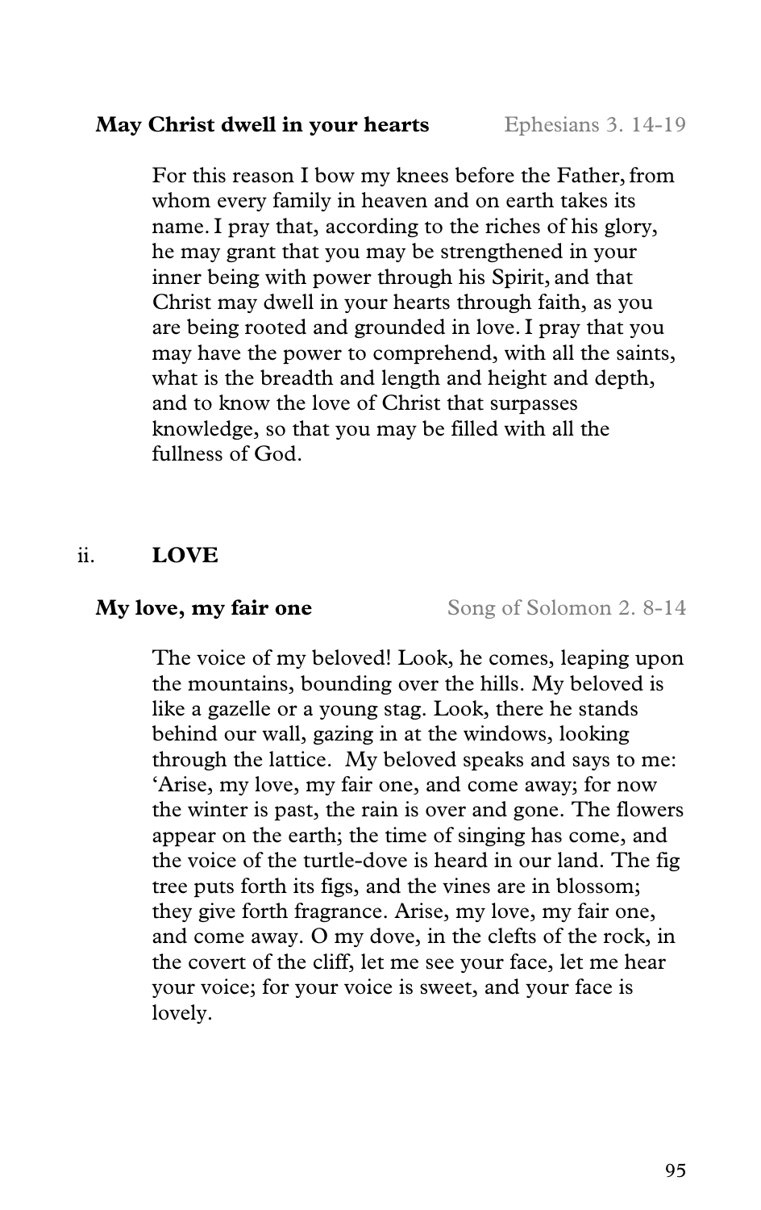**May Christ dwell in your hearts** Ephesians 3. 14-19

For this reason I bow my knees before the Father, from whom every family in heaven and on earth takes its name. I pray that, according to the riches of his glory, he may grant that you may be strengthened in your inner being with power through his Spirit, and that Christ may dwell in your hearts through faith, as you are being rooted and grounded in love. I pray that you may have the power to comprehend, with all the saints, what is the breadth and length and height and depth, and to know the love of Christ that surpasses knowledge, so that you may be filled with all the fullness of God.

## ii. LOVE

**My love, my fair one** Song of Solomon 2. 8-14

The voice of my beloved! Look, he comes, leaping upon the mountains, bounding over the hills. My beloved is like a gazelle or a young stag. Look, there he stands behind our wall, gazing in at the windows, looking through the lattice. My beloved speaks and says to me: 'Arise, my love, my fair one, and come away; for now the winter is past, the rain is over and gone. The flowers appear on the earth; the time of singing has come, and the voice of the turtle-dove is heard in our land. The fig tree puts forth its figs, and the vines are in blossom; they give forth fragrance. Arise, my love, my fair one, and come away. O my dove, in the clefts of the rock, in the covert of the cliff, let me see your face, let me hear your voice; for your voice is sweet, and your face is lovely.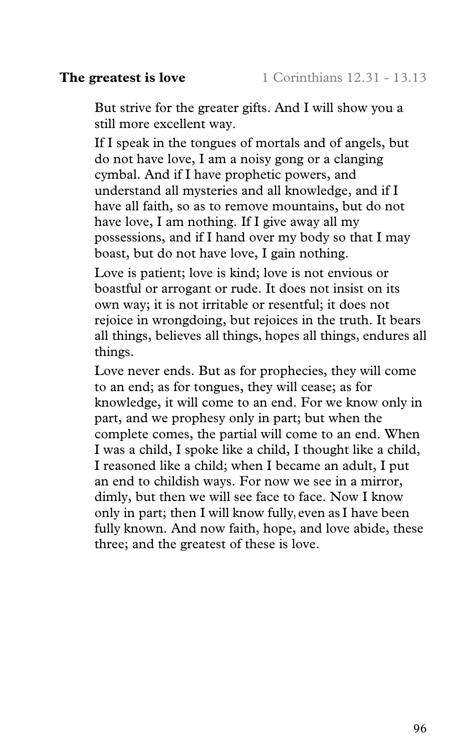**The greatest is love** 1 Corinthians 12.31 - 13.13

But strive for the greater gifts. And I will show you a still more excellent way.

If I speak in the tongues of mortals and of angels, but do not have love, I am a noisy gong or a clanging cymbal. And if I have prophetic powers, and understand all mysteries and all knowledge, and if I have all faith, so as to remove mountains, but do not have love, I am nothing. If I give away all my possessions, and if I hand over my body so that I may boast, but do not have love, I gain nothing.

Love is patient; love is kind; love is not envious or boastful or arrogant or rude. It does not insist on its own way; it is not irritable or resentful; it does not rejoice in wrongdoing, but rejoices in the truth. It bears all things, believes all things, hopes all things, endures all things.

Love never ends. But as for prophecies, they will come to an end; as for tongues, they will cease; as for knowledge, it will come to an end. For we know only in part, and we prophesy only in part; but when the complete comes, the partial will come to an end. When I was a child, I spoke like a child, I thought like a child, I reasoned like a child; when I became an adult, I put an end to childish ways. For now we see in a mirror, dimly, but then we will see face to face. Now I know only in part; then I will know fully, even as I have been fully known. And now faith, hope, and love abide, these three; and the greatest of these is love.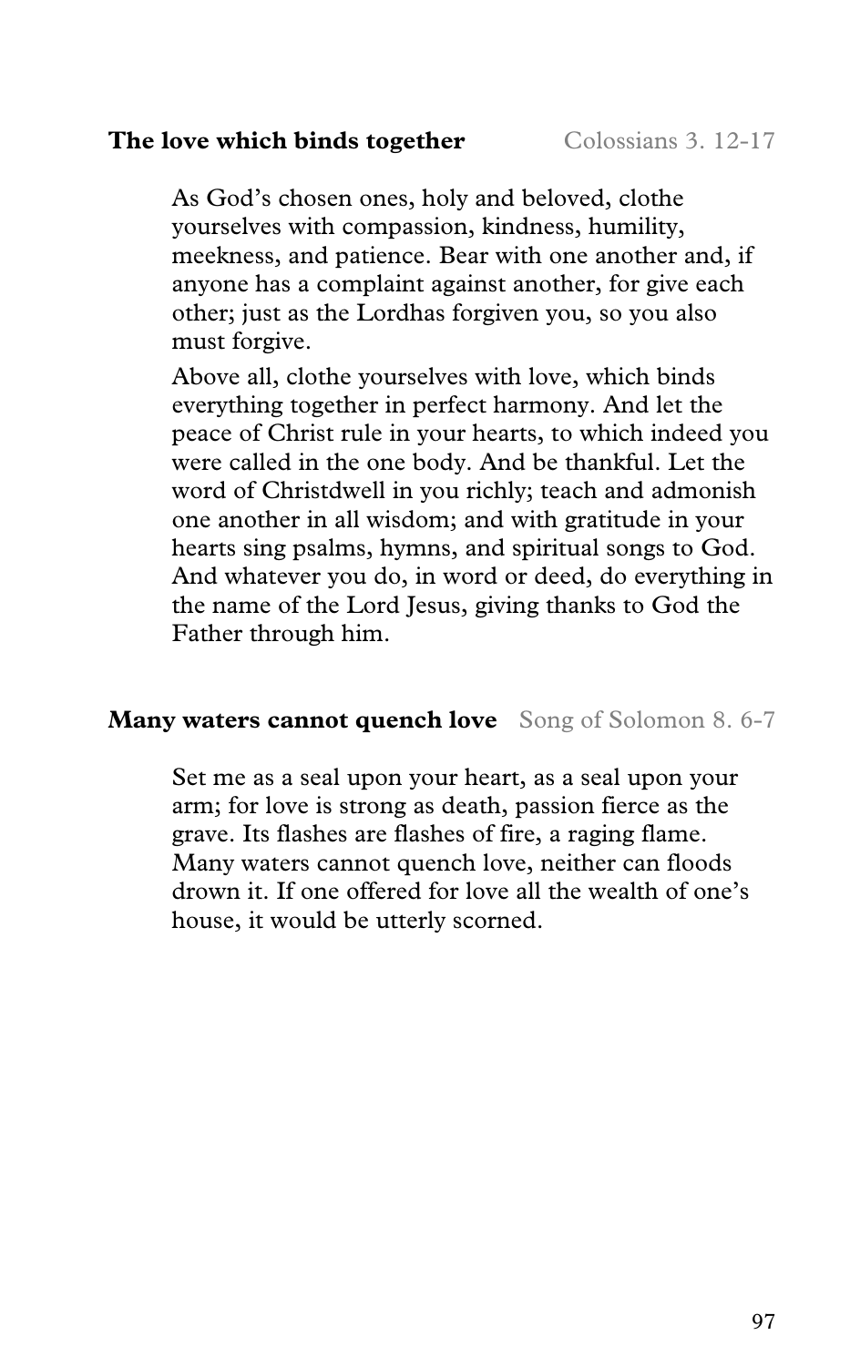**The love which binds together** Colossians 3. 12-17

As God's chosen ones, holy and beloved, clothe yourselves with compassion, kindness, humility, meekness, and patience. Bear with one another and, if anyone has a complaint against another, for give each other; just as the Lordhas forgiven you, so you also must forgive.

Above all, clothe yourselves with love, which binds everything together in perfect harmony. And let the peace of Christ rule in your hearts, to which indeed you were called in the one body. And be thankful. Let the word of Christdwell in you richly; teach and admonish one another in all wisdom; and with gratitude in your hearts sing psalms, hymns, and spiritual songs to God. And whatever you do, in word or deed, do everything in the name of the Lord Jesus, giving thanks to God the Father through him.

**Many waters cannot quench love** Song of Solomon 8. 6-7

Set me as a seal upon your heart, as a seal upon your arm; for love is strong as death, passion fierce as the grave. Its flashes are flashes of fire, a raging flame. Many waters cannot quench love, neither can floods drown it. If one offered for love all the wealth of one's house, it would be utterly scorned.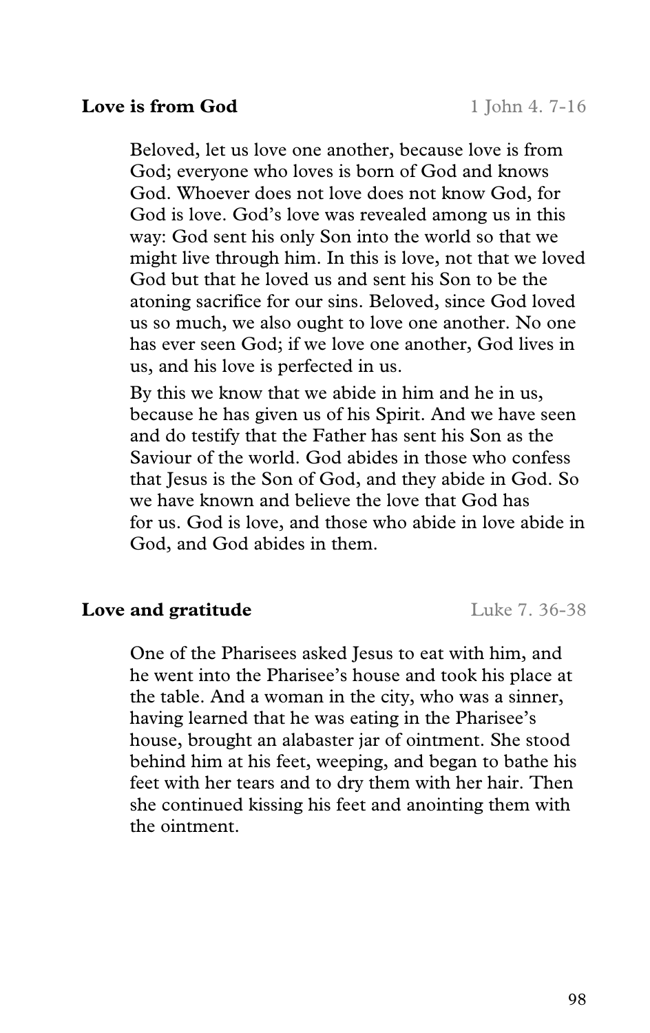**Love is from God** 1 John 4. 7-16

Beloved, let us love one another, because love is from God; everyone who loves is born of God and knows God. Whoever does not love does not know God, for God is love. God's love was revealed among us in this way: God sent his only Son into the world so that we might live through him. In this is love, not that we loved God but that he loved us and sent his Son to be the atoning sacrifice for our sins. Beloved, since God loved us so much, we also ought to love one another. No one has ever seen God; if we love one another, God lives in us, and his love is perfected in us.

By this we know that we abide in him and he in us, because he has given us of his Spirit. And we have seen and do testify that the Father has sent his Son as the Saviour of the world. God abides in those who confess that Jesus is the Son of God, and they abide in God. So we have known and believe the love that God has for us. God is love, and those who abide in love abide in God, and God abides in them.

**Love and gratitude** Luke 7. 36-38

One of the Pharisees asked Jesus to eat with him, and he went into the Pharisee's house and took his place at the table. And a woman in the city, who was a sinner, having learned that he was eating in the Pharisee's house, brought an alabaster jar of ointment. She stood behind him at his feet, weeping, and began to bathe his feet with her tears and to dry them with her hair. Then she continued kissing his feet and anointing them with the ointment.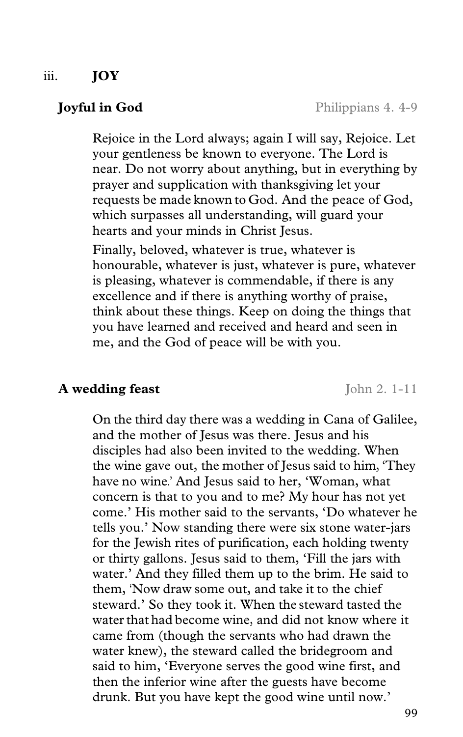## iii. JOY

### Joyful in God

Philippians 4. 4-9

Rejoice in the Lord always; again I will say, Rejoice. Let your gentleness be known to everyone. The Lord is near. Do not worry about anything, but in everything by prayer and supplication with thanksgiving let your requests be made known to God. And the peace of God, which surpasses all understanding, will guard your hearts and your minds in Christ Jesus.

Finally, beloved, whatever is true, whatever is honourable, whatever is just, whatever is pure, whatever is pleasing, whatever is commendable, if there is any excellence and if there is anything worthy of praise, think about these things. Keep on doing the things that you have learned and received and heard and seen in me, and the God of peace will be with you.

### A wedding feast

John 2. 1-11

On the third day there was a wedding in Cana of Galilee, and the mother of Jesus was there. Jesus and his disciples had also been invited to the wedding. When the wine gave out, the mother of Jesus said to him, 'They have no wine.' And Jesus said to her, 'Woman, what concern is that to you and to me? My hour has not yet come.' His mother said to the servants, 'Do whatever he tells you.' Now standing there were six stone water-jars for the Jewish rites of purification, each holding twenty or thirty gallons. Jesus said to them, 'Fill the jars with water.' And they filled them up to the brim. He said to them, 'Now draw some out, and take it to the chief steward.' So they took it. When the steward tasted the water that had become wine, and did not know where it came from (though the servants who had drawn the water knew), the steward called the bridegroom and said to him, 'Everyone serves the good wine first, and then the inferior wine after the guests have become drunk. But you have kept the good wine until now.'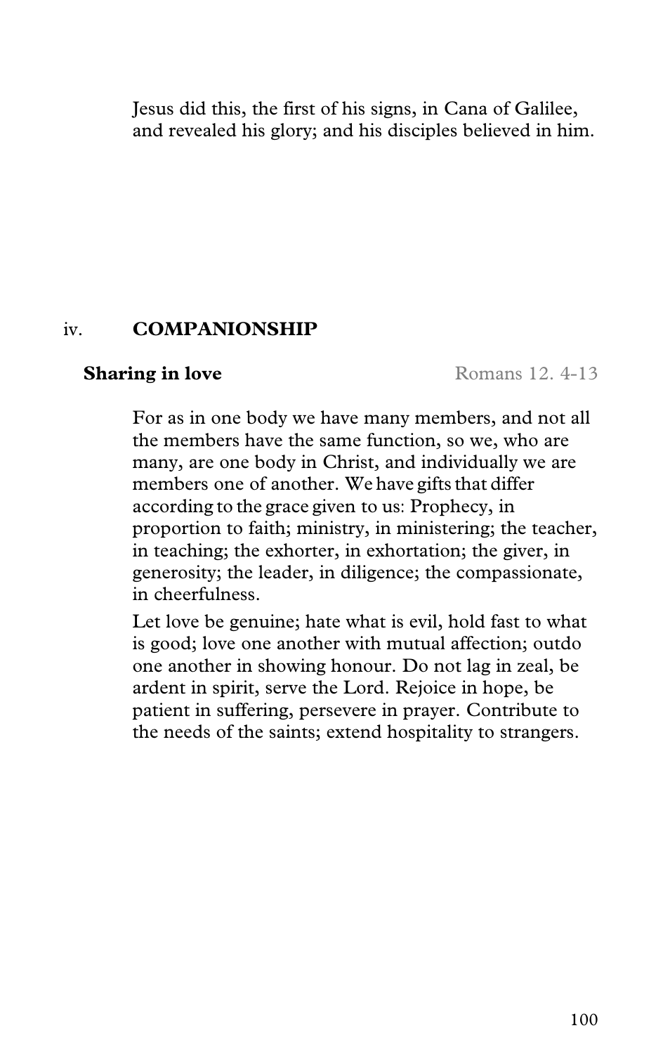Jesus did this, the first of his signs, in Cana of Galilee, and revealed his glory; and his disciples believed in him.

## iv. COMPANIONSHIP

**Sharing in love** Romans 12. 4-13

For as in one body we have many members, and not all the members have the same function, so we, who are many, are one body in Christ, and individually we are members one of another. We have gifts that differ according to the grace given to us: Prophecy, in proportion to faith; ministry, in ministering; the teacher, in teaching; the exhorter, in exhortation; the giver, in generosity; the leader, in diligence; the compassionate, in cheerfulness.

Let love be genuine; hate what is evil, hold fast to what is good; love one another with mutual affection; outdo one another in showing honour. Do not lag in zeal, be ardent in spirit, serve the Lord. Rejoice in hope, be patient in suffering, persevere in prayer. Contribute to the needs of the saints; extend hospitality to strangers.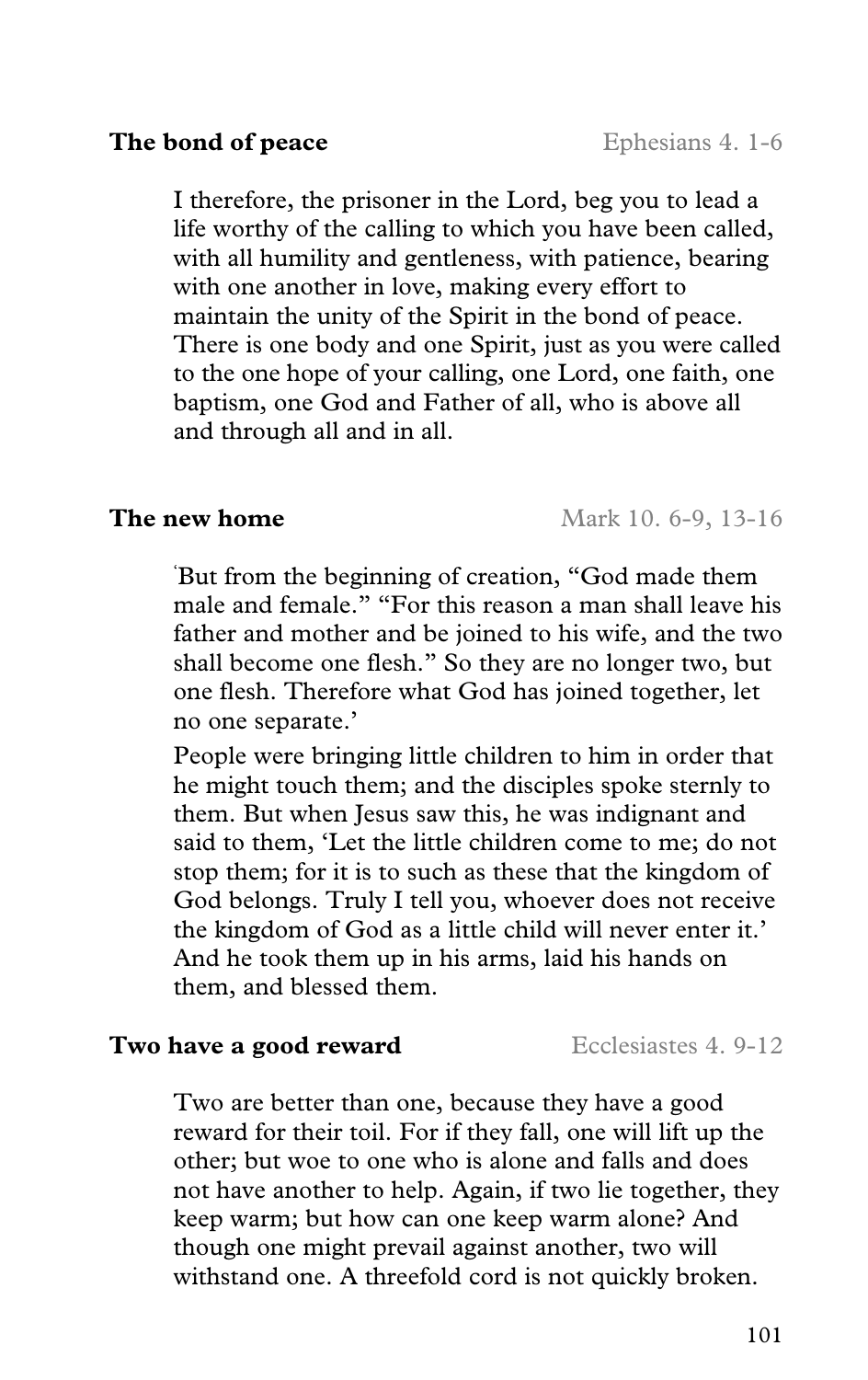**The bond of peace** Ephesians 4. 1-6

I therefore, the prisoner in the Lord, beg you to lead a life worthy of the calling to which you have been called, with all humility and gentleness, with patience, bearing with one another in love, making every effort to maintain the unity of the Spirit in the bond of peace. There is one body and one Spirit, just as you were called to the one hope of your calling, one Lord, one faith, one baptism, one God and Father of all, who is above all and through all and in all.

**The new home** Mark 10. 6-9, 13-16

'But from the beginning of creation, "God made them male and female." "For this reason a man shall leave his father and mother and be joined to his wife, and the two shall become one flesh." So they are no longer two, but one flesh. Therefore what God has joined together, let no one separate.'

People were bringing little children to him in order that he might touch them; and the disciples spoke sternly to them. But when Jesus saw this, he was indignant and said to them, 'Let the little children come to me; do not stop them; for it is to such as these that the kingdom of God belongs. Truly I tell you, whoever does not receive the kingdom of God as a little child will never enter it.' And he took them up in his arms, laid his hands on them, and blessed them.

**Two have a good reward** Ecclesiastes 4. 9-12

Two are better than one, because they have a good reward for their toil. For if they fall, one will lift up the other; but woe to one who is alone and falls and does not have another to help. Again, if two lie together, they keep warm; but how can one keep warm alone? And though one might prevail against another, two will withstand one. A threefold cord is not quickly broken.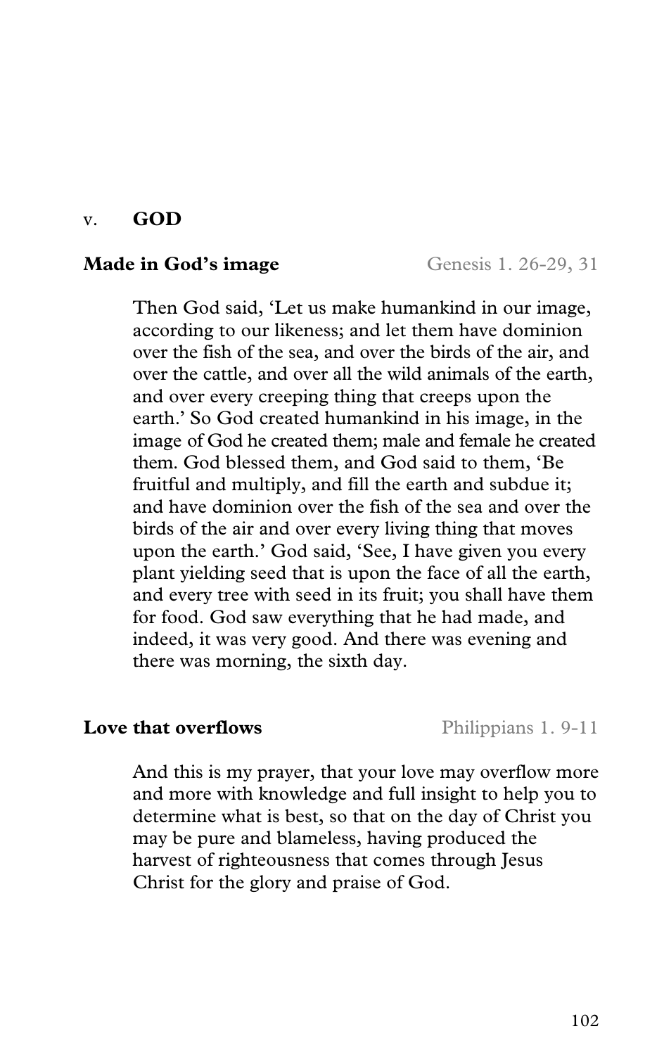## v. **GOD**

### Made in God's image

Genesis 1. 26-29, 31

Then God said, 'Let us make humankind in our image, according to our likeness; and let them have dominion over the fish of the sea, and over the birds of the air, and over the cattle, and over all the wild animals of the earth, and over every creeping thing that creeps upon the earth.' So God created humankind in his image, in the image of God he created them; male and female he created them. God blessed them, and God said to them, 'Be fruitful and multiply, and fill the earth and subdue it; and have dominion over the fish of the sea and over the birds of the air and over every living thing that moves upon the earth.' God said, 'See, I have given you every plant yielding seed that is upon the face of all the earth, and every tree with seed in its fruit; you shall have them for food. God saw everything that he had made, and indeed, it was very good. And there was evening and there was morning, the sixth day.

### Love that overflows

Philippians 1. 9-11

And this is my prayer, that your love may overflow more and more with knowledge and full insight to help you to determine what is best, so that on the day of Christ you may be pure and blameless, having produced the harvest of righteousness that comes through Jesus Christ for the glory and praise of God.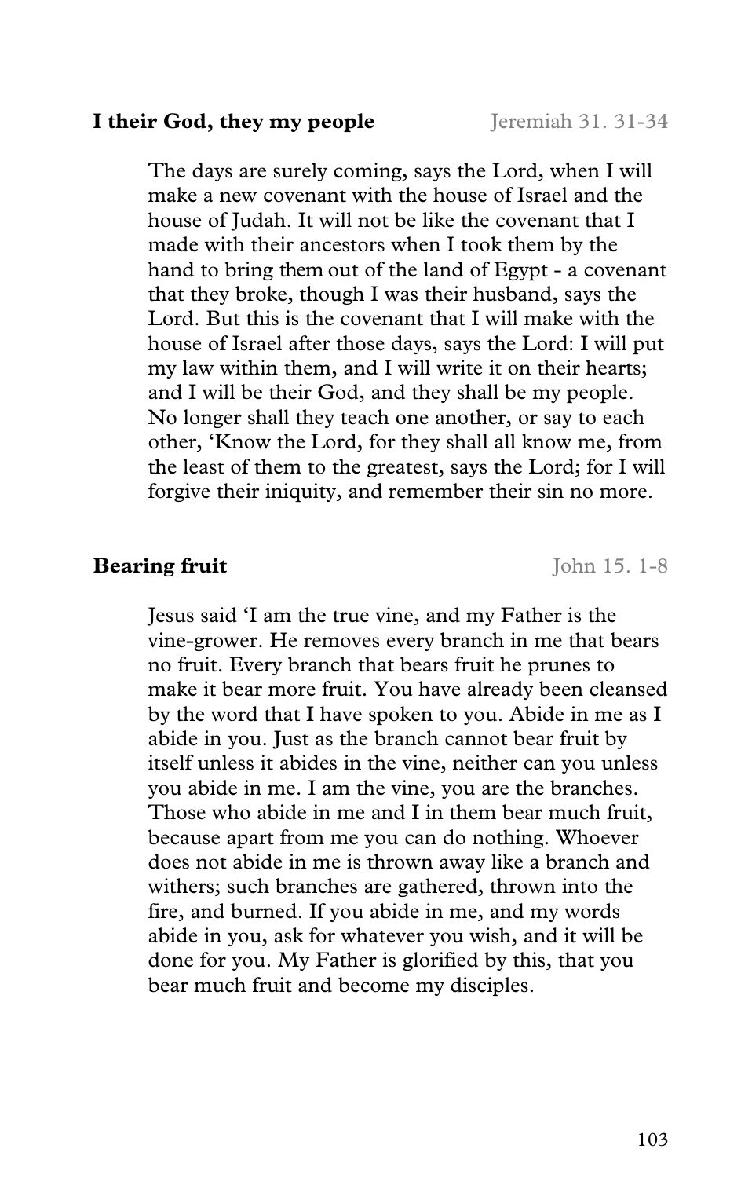## I their God, they my people

Jeremiah 31. 31-34

The days are surely coming, says the Lord, when I will make a new covenant with the house of Israel and the house of Judah. It will not be like the covenant that I made with their ancestors when I took them by the hand to bring them out of the land of Egypt - a covenant that they broke, though I was their husband, says the Lord. But this is the covenant that I will make with the house of Israel after those days, says the Lord: I will put my law within them, and I will write it on their hearts; and I will be their God, and they shall be my people. No longer shall they teach one another, or say to each other, 'Know the Lord, for they shall all know me, from the least of them to the greatest, says the Lord; for I will forgive their iniquity, and remember their sin no more.

## Bearing fruit

John 15. 1-8

Jesus said 'I am the true vine, and my Father is the vine-grower. He removes every branch in me that bears no fruit. Every branch that bears fruit he prunes to make it bear more fruit. You have already been cleansed by the word that I have spoken to you. Abide in me as I abide in you. Just as the branch cannot bear fruit by itself unless it abides in the vine, neither can you unless you abide in me. I am the vine, you are the branches. Those who abide in me and I in them bear much fruit, because apart from me you can do nothing. Whoever does not abide in me is thrown away like a branch and withers; such branches are gathered, thrown into the fire, and burned. If you abide in me, and my words abide in you, ask for whatever you wish, and it will be done for you. My Father is glorified by this, that you bear much fruit and become my disciples.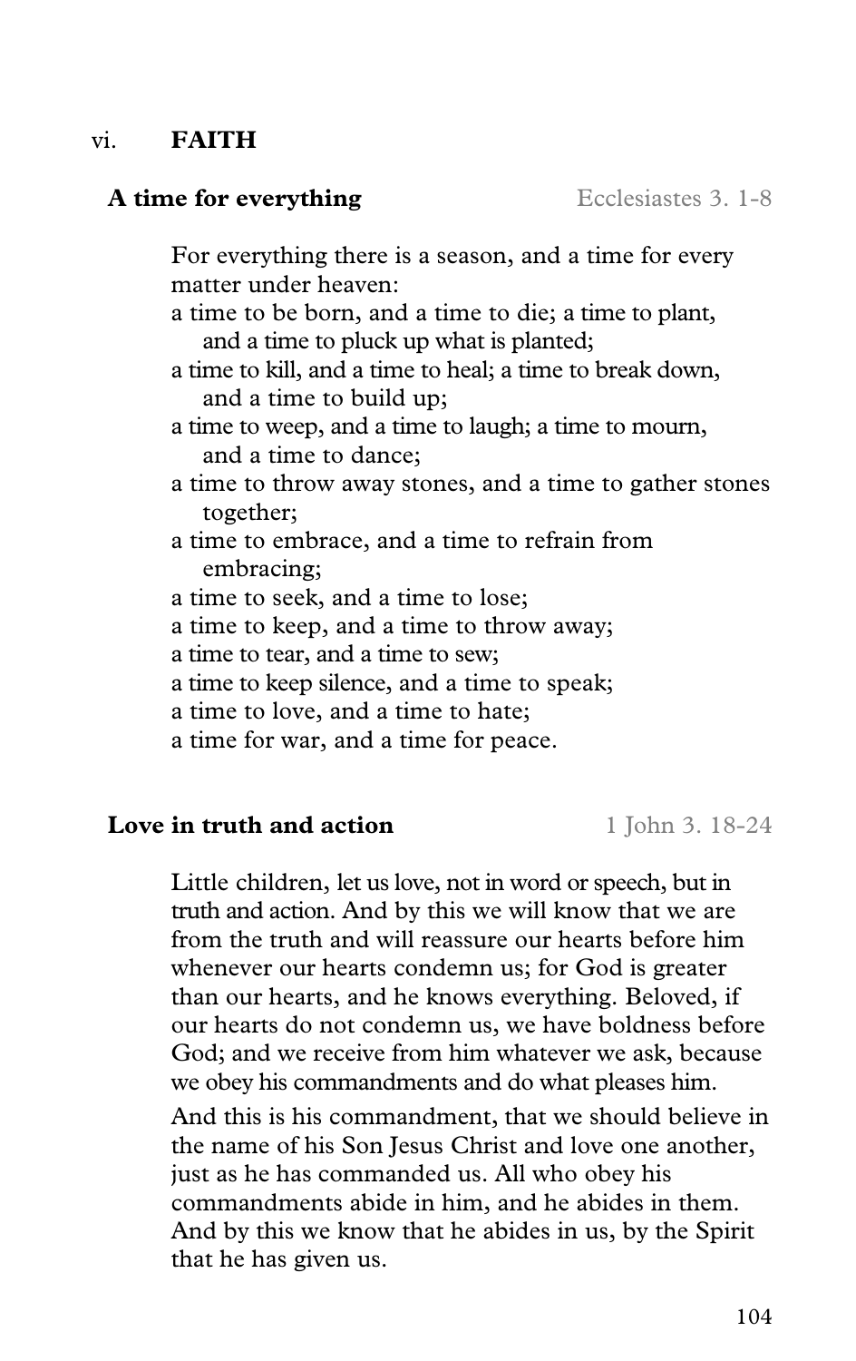## vi. FAITH

### A time for everything

Ecclesiastes 3. 1-8

For everything there is a season, and a time for every matter under heaven:
a time to be born, and a time to die; a time to plant, and a time to pluck up what is planted;
a time to kill, and a time to heal; a time to break down, and a time to build up;
a time to weep, and a time to laugh; a time to mourn, and a time to dance;
a time to throw away stones, and a time to gather stones together;
a time to embrace, and a time to refrain from embracing;
a time to seek, and a time to lose;
a time to keep, and a time to throw away;
a time to tear, and a time to sew;
a time to keep silence, and a time to speak;
a time to love, and a time to hate;
a time for war, and a time for peace.

### Love in truth and action

1 John 3. 18-24

Little children, let us love, not in word or speech, but in truth and action. And by this we will know that we are from the truth and will reassure our hearts before him whenever our hearts condemn us; for God is greater than our hearts, and he knows everything. Beloved, if our hearts do not condemn us, we have boldness before God; and we receive from him whatever we ask, because we obey his commandments and do what pleases him.

And this is his commandment, that we should believe in the name of his Son Jesus Christ and love one another, just as he has commanded us. All who obey his commandments abide in him, and he abides in them. And by this we know that he abides in us, by the Spirit that he has given us.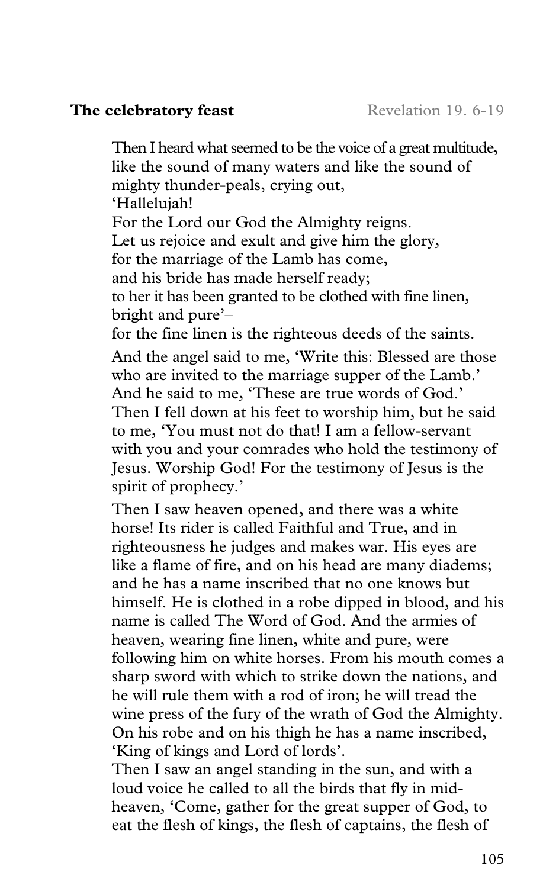**The celebratory feast** Revelation 19. 6-19

Then I heard what seemed to be the voice of a great multitude,
like the sound of many waters and like the sound of
mighty thunder-peals, crying out,
'Hallelujah!
For the Lord our God the Almighty reigns.
Let us rejoice and exult and give him the glory,
for the marriage of the Lamb has come,
and his bride has made herself ready;
to her it has been granted to be clothed with fine linen,
bright and pure'–
for the fine linen is the righteous deeds of the saints.

And the angel said to me, 'Write this: Blessed are those who are invited to the marriage supper of the Lamb.' And he said to me, 'These are true words of God.' Then I fell down at his feet to worship him, but he said to me, 'You must not do that! I am a fellow-servant with you and your comrades who hold the testimony of Jesus. Worship God! For the testimony of Jesus is the spirit of prophecy.'

Then I saw heaven opened, and there was a white horse! Its rider is called Faithful and True, and in righteousness he judges and makes war. His eyes are like a flame of fire, and on his head are many diadems; and he has a name inscribed that no one knows but himself. He is clothed in a robe dipped in blood, and his name is called The Word of God. And the armies of heaven, wearing fine linen, white and pure, were following him on white horses. From his mouth comes a sharp sword with which to strike down the nations, and he will rule them with a rod of iron; he will tread the wine press of the fury of the wrath of God the Almighty. On his robe and on his thigh he has a name inscribed, 'King of kings and Lord of lords'.
Then I saw an angel standing in the sun, and with a loud voice he called to all the birds that fly in mid-heaven, 'Come, gather for the great supper of God, to eat the flesh of kings, the flesh of captains, the flesh of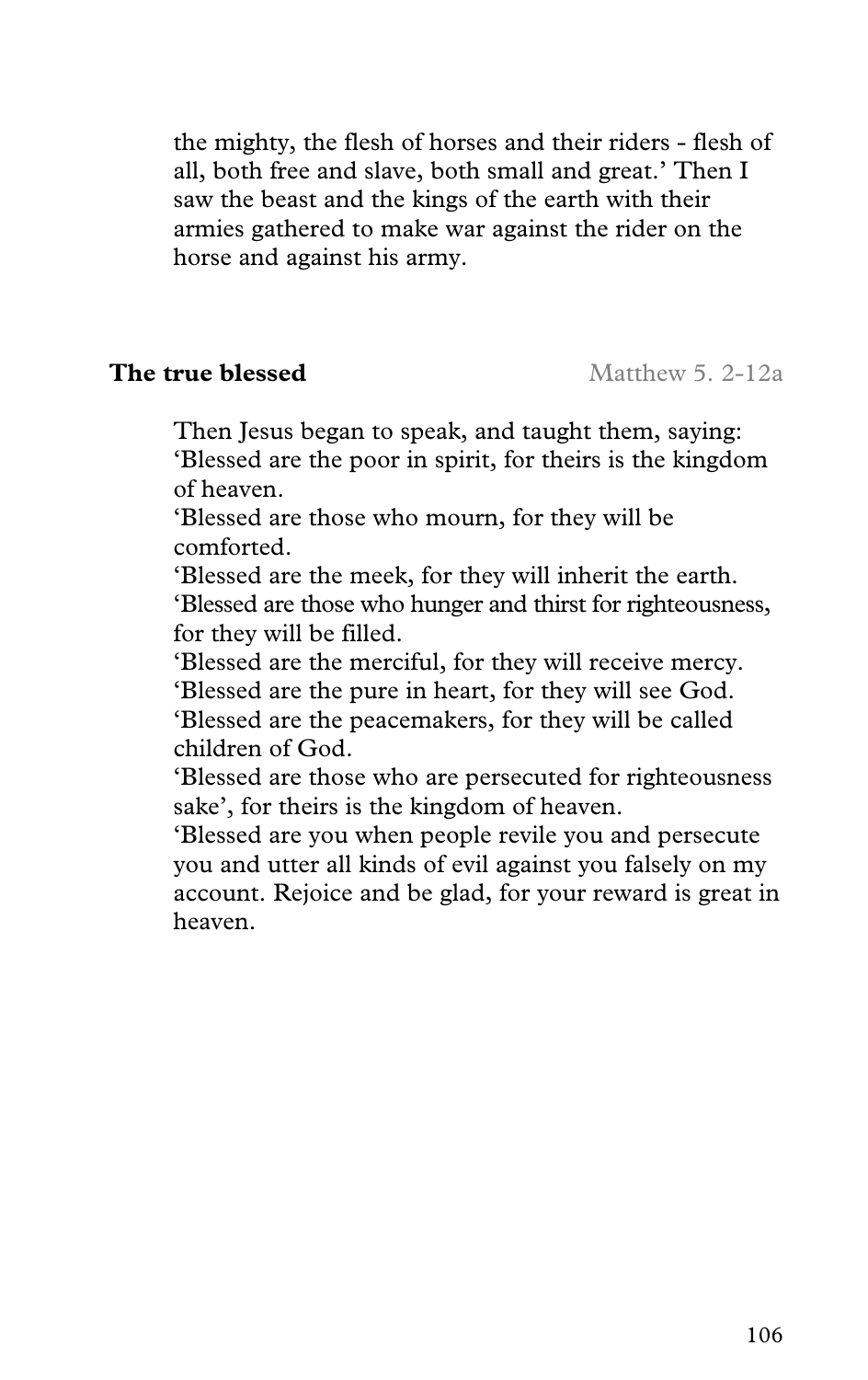the mighty, the flesh of horses and their riders - flesh of all, both free and slave, both small and great.' Then I saw the beast and the kings of the earth with their armies gathered to make war against the rider on the horse and against his army.

**The true blessed** Matthew 5. 2-12a

Then Jesus began to speak, and taught them, saying:
'Blessed are the poor in spirit, for theirs is the kingdom of heaven.
'Blessed are those who mourn, for they will be comforted.
'Blessed are the meek, for they will inherit the earth.
'Blessed are those who hunger and thirst for righteousness, for they will be filled.
'Blessed are the merciful, for they will receive mercy.
'Blessed are the pure in heart, for they will see God.
'Blessed are the peacemakers, for they will be called children of God.
'Blessed are those who are persecuted for righteousness sake', for theirs is the kingdom of heaven.
'Blessed are you when people revile you and persecute you and utter all kinds of evil against you falsely on my account. Rejoice and be glad, for your reward is great in heaven.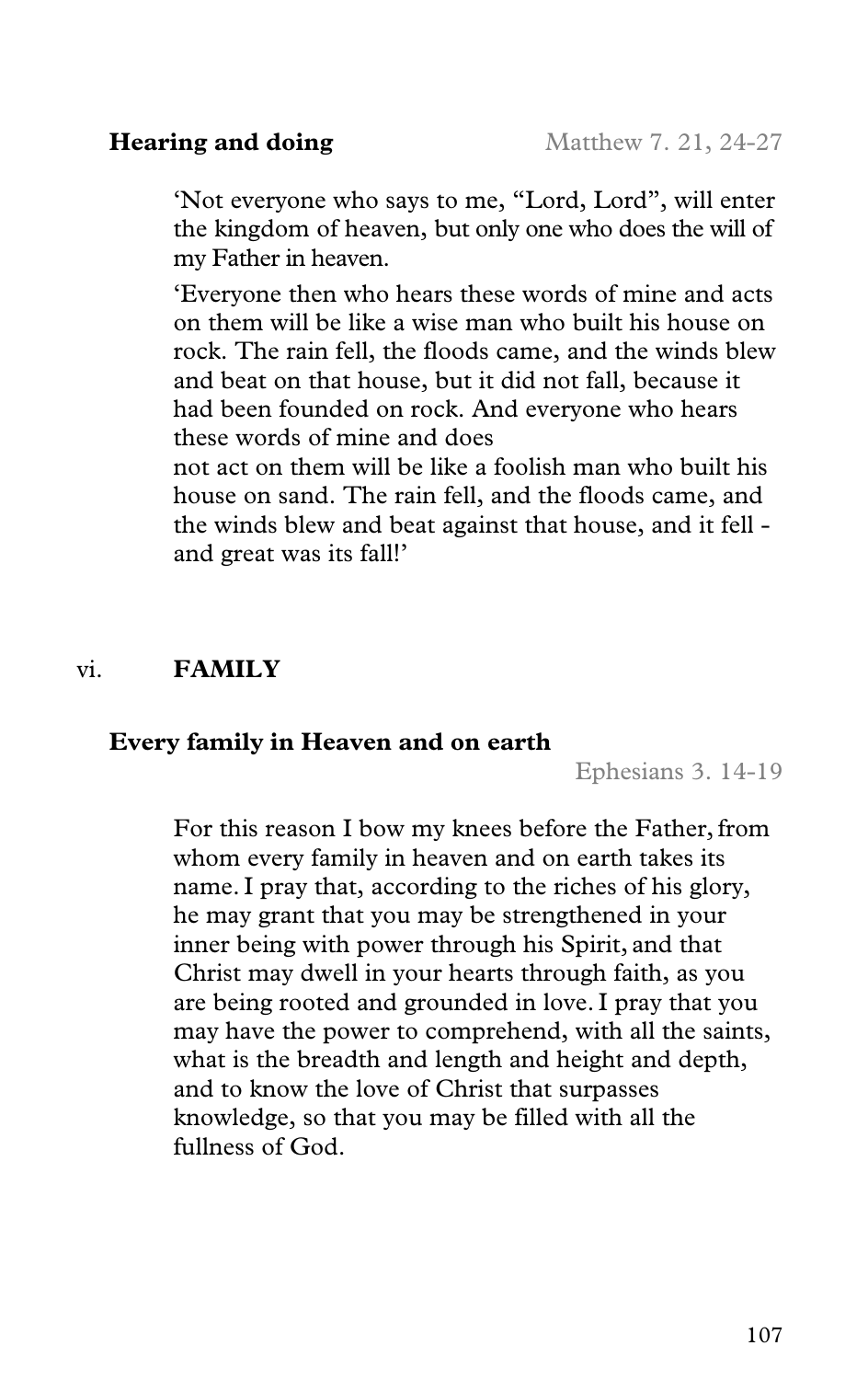**Hearing and doing** Matthew 7. 21, 24-27

'Not everyone who says to me, "Lord, Lord", will enter the kingdom of heaven, but only one who does the will of my Father in heaven.

'Everyone then who hears these words of mine and acts on them will be like a wise man who built his house on rock. The rain fell, the floods came, and the winds blew and beat on that house, but it did not fall, because it had been founded on rock. And everyone who hears these words of mine and does not act on them will be like a foolish man who built his house on sand. The rain fell, and the floods came, and the winds blew and beat against that house, and it fell - and great was its fall!'

## vi. FAMILY

**Every family in Heaven and on earth** Ephesians 3. 14-19

For this reason I bow my knees before the Father, from whom every family in heaven and on earth takes its name. I pray that, according to the riches of his glory, he may grant that you may be strengthened in your inner being with power through his Spirit, and that Christ may dwell in your hearts through faith, as you are being rooted and grounded in love. I pray that you may have the power to comprehend, with all the saints, what is the breadth and length and height and depth, and to know the love of Christ that surpasses knowledge, so that you may be filled with all the fullness of God.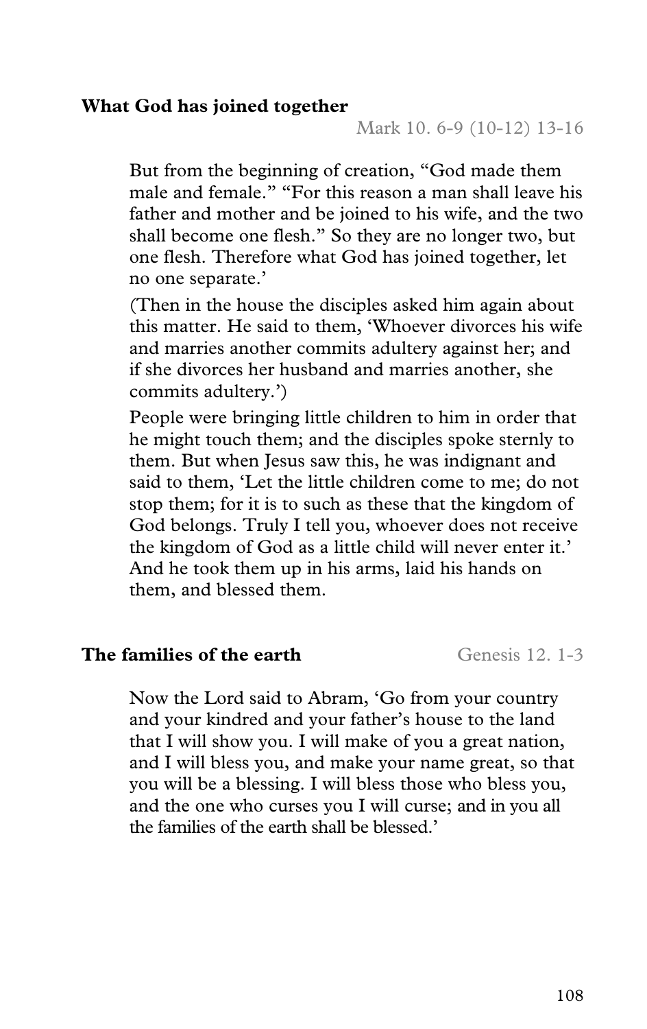**What God has joined together**

Mark 10. 6-9 (10-12) 13-16

> But from the beginning of creation, "God made them male and female." "For this reason a man shall leave his father and mother and be joined to his wife, and the two shall become one flesh." So they are no longer two, but one flesh. Therefore what God has joined together, let no one separate.'
>
> (Then in the house the disciples asked him again about this matter. He said to them, 'Whoever divorces his wife and marries another commits adultery against her; and if she divorces her husband and marries another, she commits adultery.')
>
> People were bringing little children to him in order that he might touch them; and the disciples spoke sternly to them. But when Jesus saw this, he was indignant and said to them, 'Let the little children come to me; do not stop them; for it is to such as these that the kingdom of God belongs. Truly I tell you, whoever does not receive the kingdom of God as a little child will never enter it.' And he took them up in his arms, laid his hands on them, and blessed them.

**The families of the earth**

Genesis 12. 1-3

> Now the Lord said to Abram, 'Go from your country and your kindred and your father's house to the land that I will show you. I will make of you a great nation, and I will bless you, and make your name great, so that you will be a blessing. I will bless those who bless you, and the one who curses you I will curse; and in you all the families of the earth shall be blessed.'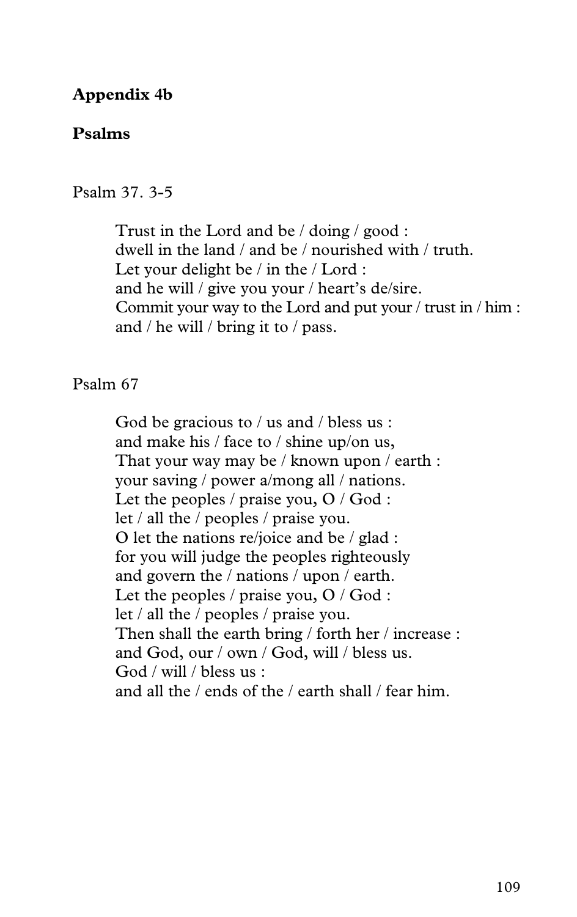**Appendix 4b**

**Psalms**

Psalm 37. 3-5

> Trust in the Lord and be / doing / good :
> dwell in the land / and be / nourished with / truth.
> Let your delight be / in the / Lord :
> and he will / give you your / heart's de/sire.
> Commit your way to the Lord and put your / trust in / him :
> and / he will / bring it to / pass.

Psalm 67

> God be gracious to / us and / bless us :
> and make his / face to / shine up/on us,
> That your way may be / known upon / earth :
> your saving / power a/mong all / nations.
> Let the peoples / praise you, O / God :
> let / all the / peoples / praise you.
> O let the nations re/joice and be / glad :
> for you will judge the peoples righteously
> and govern the / nations / upon / earth.
> Let the peoples / praise you, O / God :
> let / all the / peoples / praise you.
> Then shall the earth bring / forth her / increase :
> and God, our / own / God, will / bless us.
> God / will / bless us :
> and all the / ends of the / earth shall / fear him.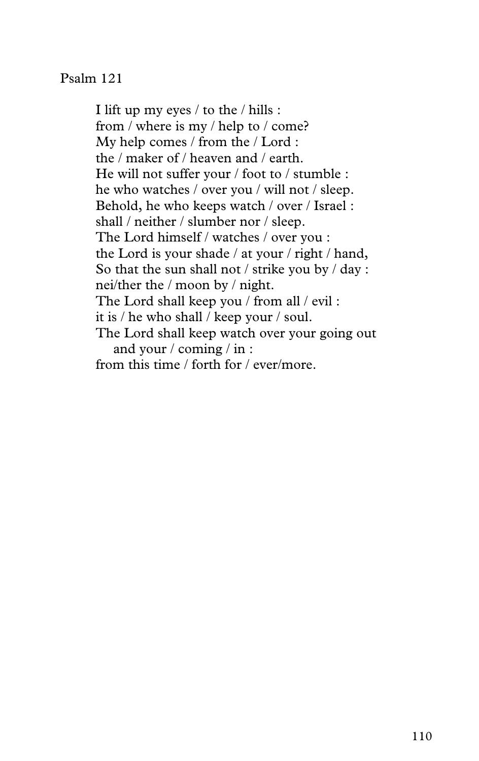Psalm 121

I lift up my eyes / to the / hills :  
from / where is my / help to / come?  
My help comes / from the / Lord :  
the / maker of / heaven and / earth.  
He will not suffer your / foot to / stumble :  
he who watches / over you / will not / sleep.  
Behold, he who keeps watch / over / Israel :  
shall / neither / slumber nor / sleep.  
The Lord himself / watches / over you :  
the Lord is your shade / at your / right / hand,  
So that the sun shall not / strike you by / day :  
nei/ther the / moon by / night.  
The Lord shall keep you / from all / evil :  
it is / he who shall / keep your / soul.  
The Lord shall keep watch over your going out  
    and your / coming / in :  
from this time / forth for / ever/more.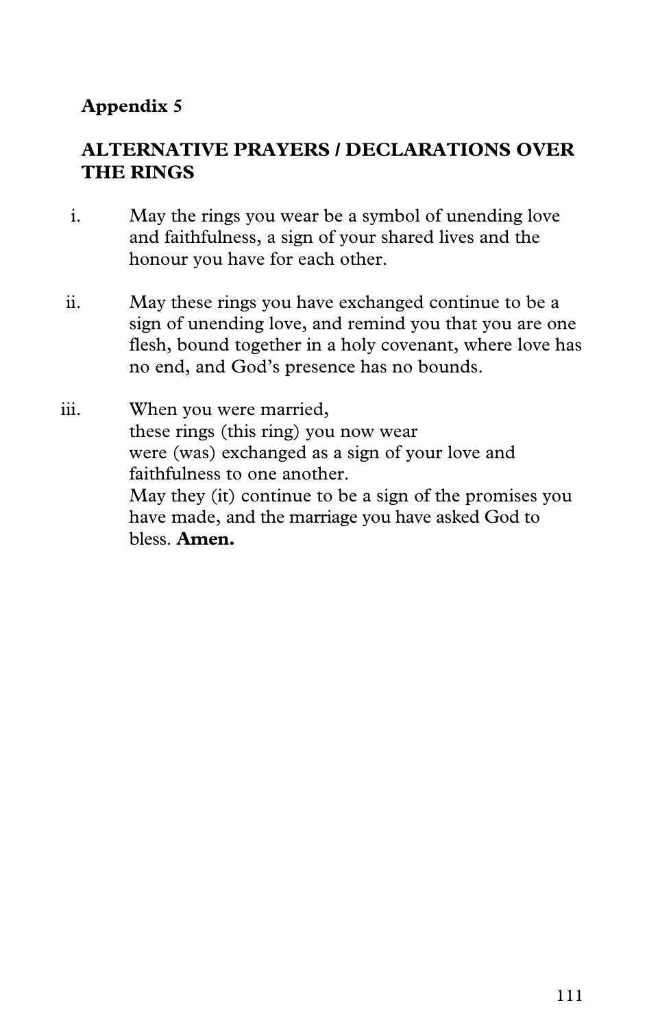**Appendix 5**

## ALTERNATIVE PRAYERS / DECLARATIONS OVER THE RINGS

i. May the rings you wear be a symbol of unending love and faithfulness, a sign of your shared lives and the honour you have for each other.

ii. May these rings you have exchanged continue to be a sign of unending love, and remind you that you are one flesh, bound together in a holy covenant, where love has no end, and God's presence has no bounds.

iii. When you were married,
these rings (this ring) you now wear
were (was) exchanged as a sign of your love and faithfulness to one another.
May they (it) continue to be a sign of the promises you have made, and the marriage you have asked God to bless. **Amen.**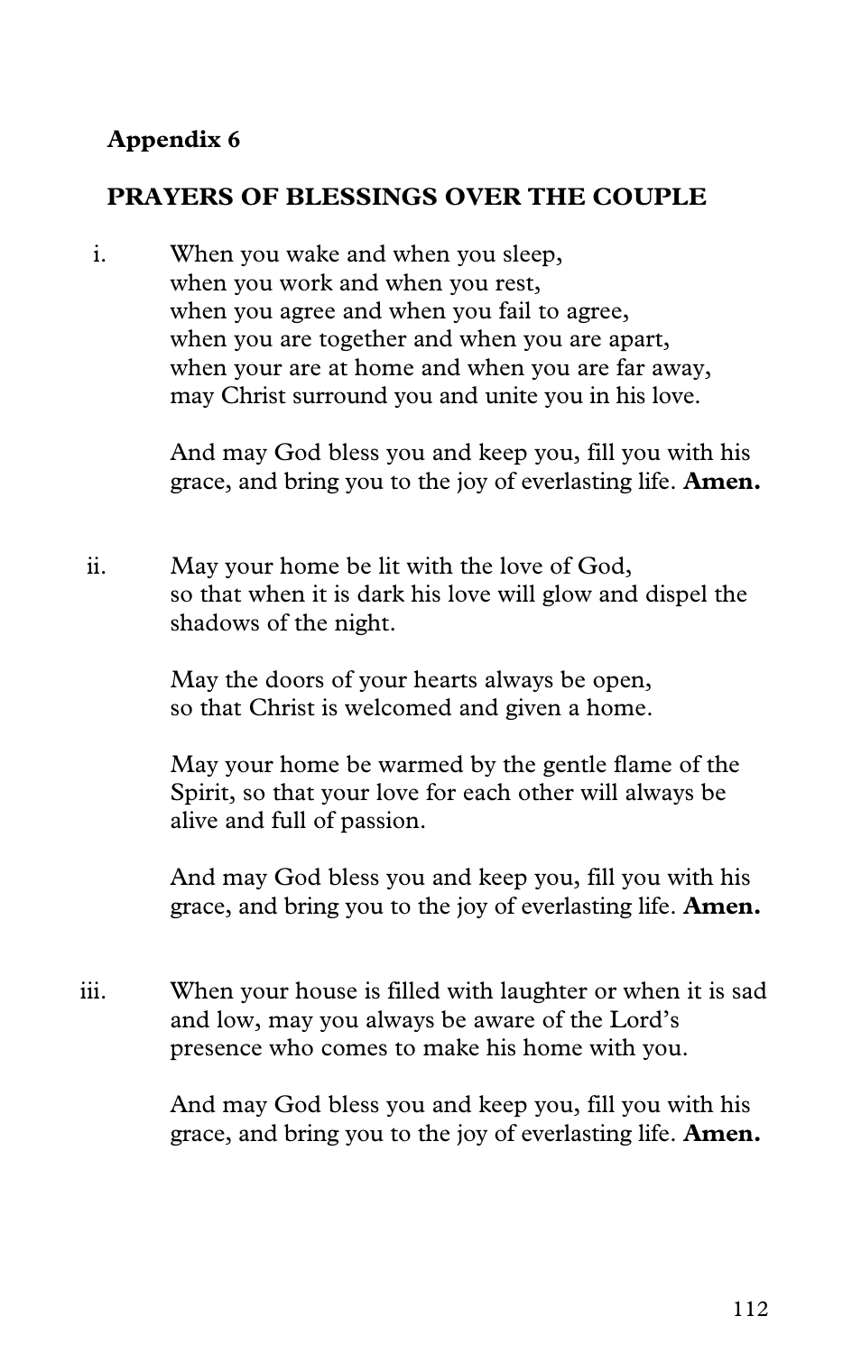**Appendix 6**

## PRAYERS OF BLESSINGS OVER THE COUPLE

i. When you wake and when you sleep,
when you work and when you rest,
when you agree and when you fail to agree,
when you are together and when you are apart,
when your are at home and when you are far away,
may Christ surround you and unite you in his love.

And may God bless you and keep you, fill you with his grace, and bring you to the joy of everlasting life. **Amen.**

ii. May your home be lit with the love of God,
so that when it is dark his love will glow and dispel the shadows of the night.

May the doors of your hearts always be open,
so that Christ is welcomed and given a home.

May your home be warmed by the gentle flame of the Spirit, so that your love for each other will always be alive and full of passion.

And may God bless you and keep you, fill you with his grace, and bring you to the joy of everlasting life. **Amen.**

iii. When your house is filled with laughter or when it is sad and low, may you always be aware of the Lord's presence who comes to make his home with you.

And may God bless you and keep you, fill you with his grace, and bring you to the joy of everlasting life. **Amen.**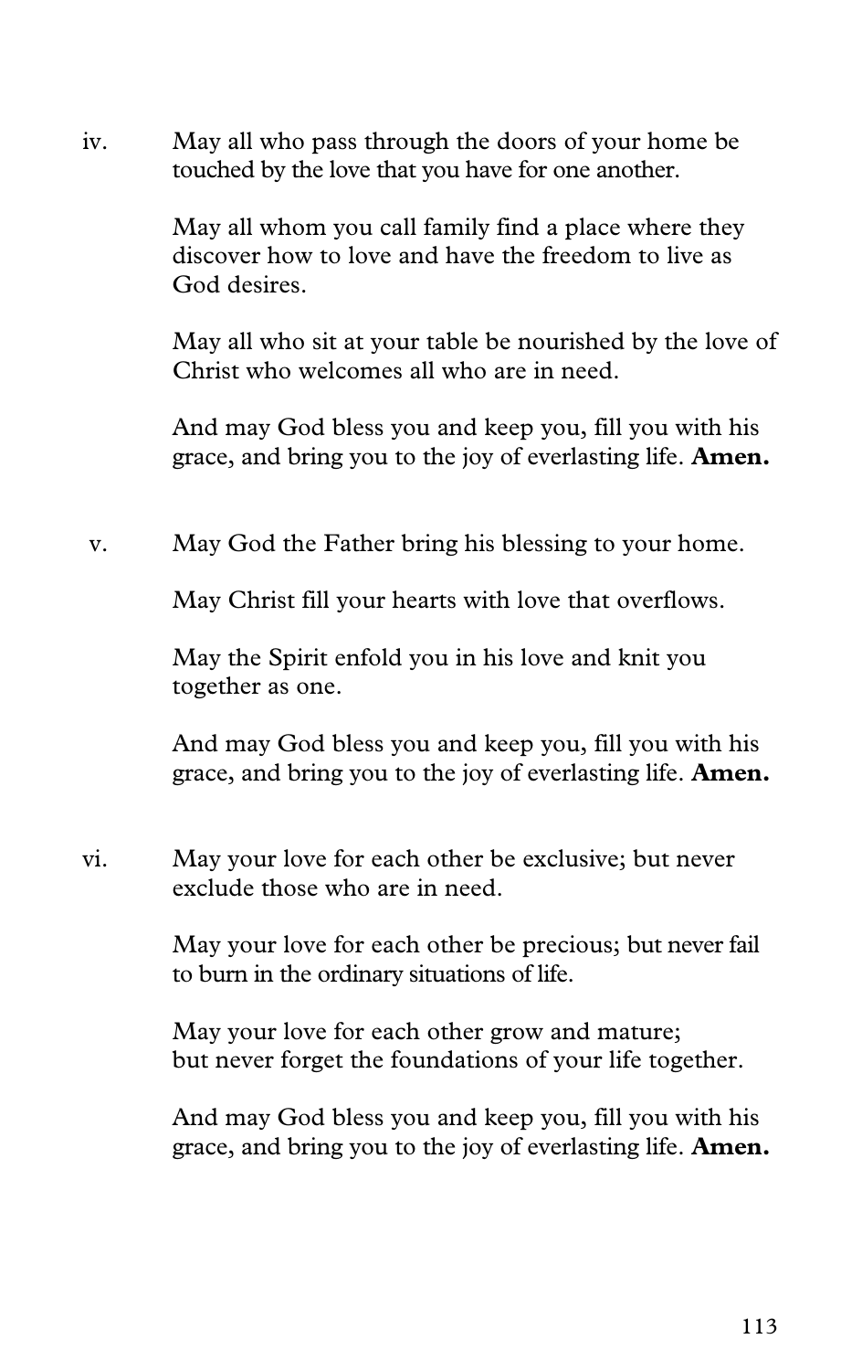iv. May all who pass through the doors of your home be touched by the love that you have for one another.

May all whom you call family find a place where they discover how to love and have the freedom to live as God desires.

May all who sit at your table be nourished by the love of Christ who welcomes all who are in need.

And may God bless you and keep you, fill you with his grace, and bring you to the joy of everlasting life. **Amen.**

v. May God the Father bring his blessing to your home.

May Christ fill your hearts with love that overflows.

May the Spirit enfold you in his love and knit you together as one.

And may God bless you and keep you, fill you with his grace, and bring you to the joy of everlasting life. **Amen.**

vi. May your love for each other be exclusive; but never exclude those who are in need.

May your love for each other be precious; but never fail to burn in the ordinary situations of life.

May your love for each other grow and mature; but never forget the foundations of your life together.

And may God bless you and keep you, fill you with his grace, and bring you to the joy of everlasting life. **Amen.**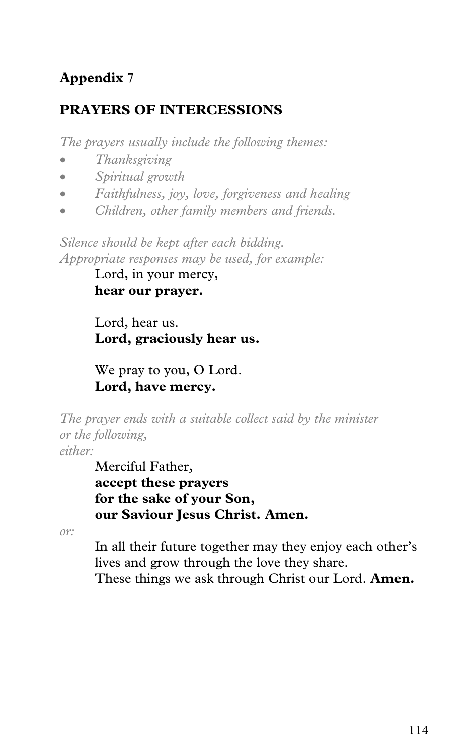**Appendix 7**

**PRAYERS OF INTERCESSIONS**

*The prayers usually include the following themes:*

- *Thanksgiving*
- *Spiritual growth*
- *Faithfulness, joy, love, forgiveness and healing*
- *Children, other family members and friends.*

*Silence should be kept after each bidding.*
*Appropriate responses may be used, for example:*

Lord, in your mercy,
**hear our prayer.**

Lord, hear us.
**Lord, graciously hear us.**

We pray to you, O Lord.
**Lord, have mercy.**

*The prayer ends with a suitable collect said by the minister or the following,*
*either:*

Merciful Father,
**accept these prayers**
**for the sake of your Son,**
**our Saviour Jesus Christ. Amen.**

*or:*

In all their future together may they enjoy each other's lives and grow through the love they share.
These things we ask through Christ our Lord. **Amen.**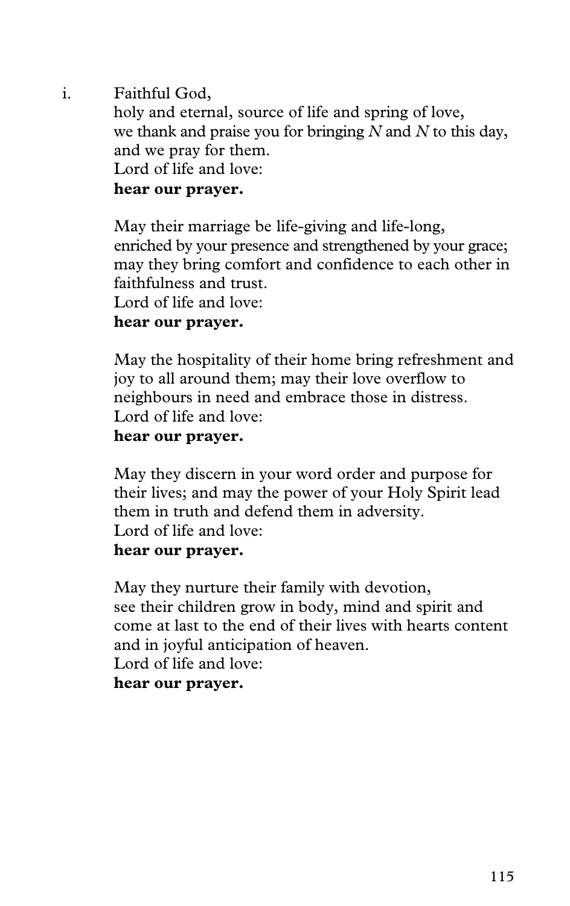i. Faithful God,
holy and eternal, source of life and spring of love,
we thank and praise you for bringing *N* and *N* to this day,
and we pray for them.
Lord of life and love:
**hear our prayer.**

May their marriage be life-giving and life-long,
enriched by your presence and strengthened by your grace;
may they bring comfort and confidence to each other in faithfulness and trust.
Lord of life and love:
**hear our prayer.**

May the hospitality of their home bring refreshment and joy to all around them; may their love overflow to neighbours in need and embrace those in distress.
Lord of life and love:
**hear our prayer.**

May they discern in your word order and purpose for their lives; and may the power of your Holy Spirit lead them in truth and defend them in adversity.
Lord of life and love:
**hear our prayer.**

May they nurture their family with devotion,
see their children grow in body, mind and spirit and come at last to the end of their lives with hearts content and in joyful anticipation of heaven.
Lord of life and love:
**hear our prayer.**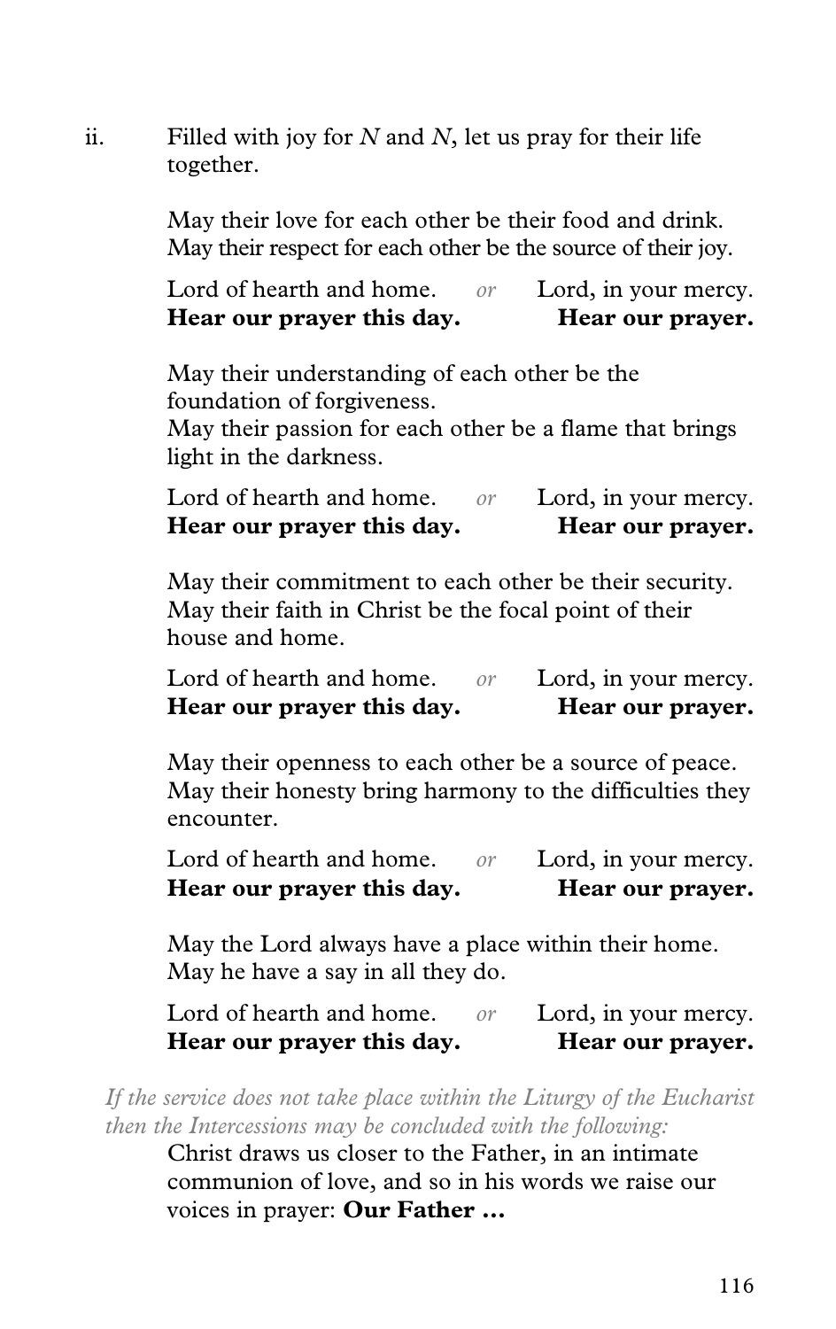ii. Filled with joy for *N* and *N*, let us pray for their life together.

May their love for each other be their food and drink.
May their respect for each other be the source of their joy.

Lord of hearth and home. *or* Lord, in your mercy.
**Hear our prayer this day.** **Hear our prayer.**

May their understanding of each other be the foundation of forgiveness.
May their passion for each other be a flame that brings light in the darkness.

Lord of hearth and home. *or* Lord, in your mercy.
**Hear our prayer this day.** **Hear our prayer.**

May their commitment to each other be their security.
May their faith in Christ be the focal point of their house and home.

Lord of hearth and home. *or* Lord, in your mercy.
**Hear our prayer this day.** **Hear our prayer.**

May their openness to each other be a source of peace.
May their honesty bring harmony to the difficulties they encounter.

Lord of hearth and home. *or* Lord, in your mercy.
**Hear our prayer this day.** **Hear our prayer.**

May the Lord always have a place within their home.
May he have a say in all they do.

Lord of hearth and home. *or* Lord, in your mercy.
**Hear our prayer this day.** **Hear our prayer.**

*If the service does not take place within the Liturgy of the Eucharist then the Intercessions may be concluded with the following:*

Christ draws us closer to the Father, in an intimate communion of love, and so in his words we raise our voices in prayer: **Our Father …**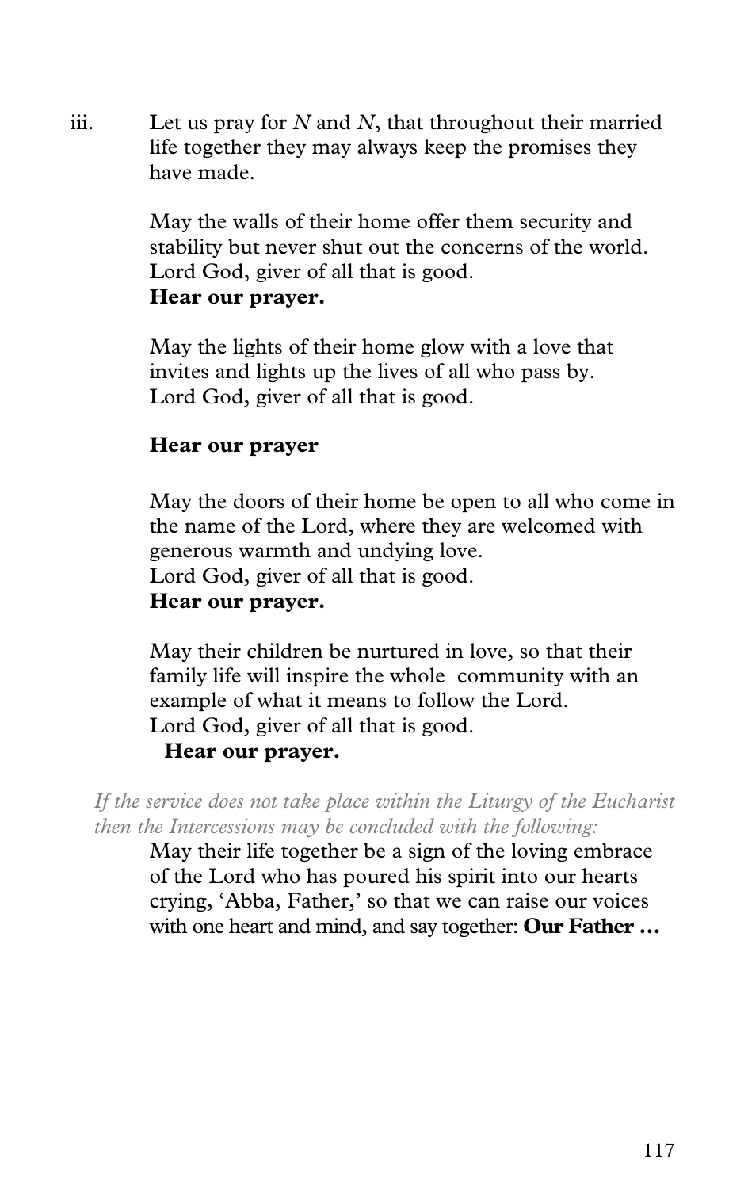iii. Let us pray for *N* and *N*, that throughout their married life together they may always keep the promises they have made.

May the walls of their home offer them security and stability but never shut out the concerns of the world.
Lord God, giver of all that is good.
**Hear our prayer.**

May the lights of their home glow with a love that invites and lights up the lives of all who pass by.
Lord God, giver of all that is good.

**Hear our prayer**

May the doors of their home be open to all who come in the name of the Lord, where they are welcomed with generous warmth and undying love.
Lord God, giver of all that is good.
**Hear our prayer.**

May their children be nurtured in love, so that their family life will inspire the whole community with an example of what it means to follow the Lord.
Lord God, giver of all that is good.
**Hear our prayer.**

*If the service does not take place within the Liturgy of the Eucharist then the Intercessions may be concluded with the following:*

May their life together be a sign of the loving embrace of the Lord who has poured his spirit into our hearts crying, 'Abba, Father,' so that we can raise our voices with one heart and mind, and say together: **Our Father …**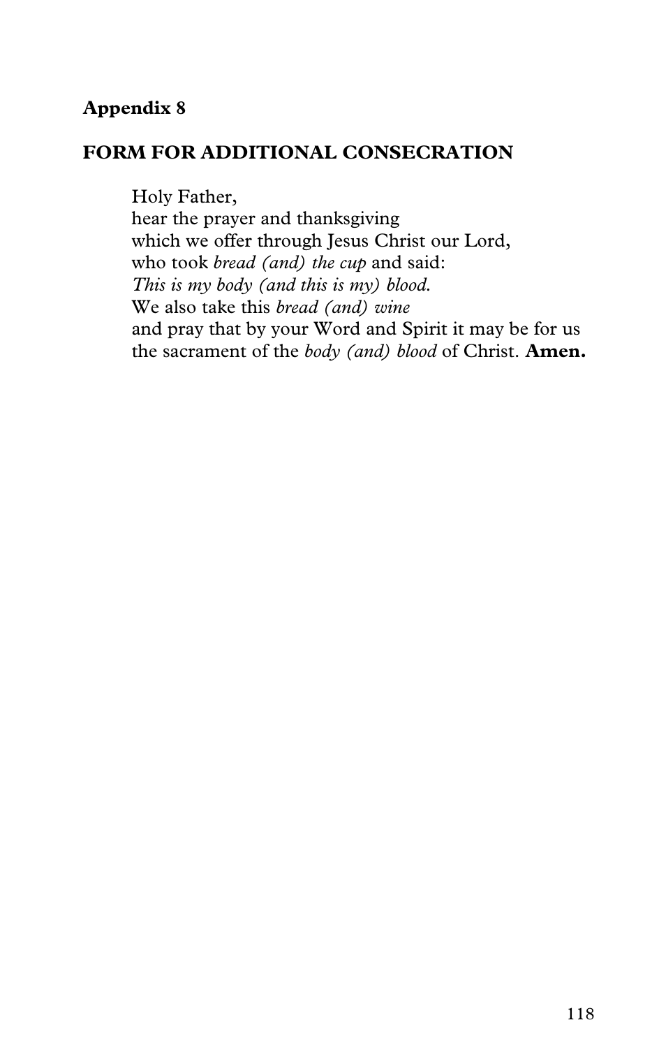**Appendix 8**

**FORM FOR ADDITIONAL CONSECRATION**

Holy Father,  
hear the prayer and thanksgiving  
which we offer through Jesus Christ our Lord,  
who took *bread (and) the cup* and said:  
*This is my body (and this is my) blood.*  
We also take this *bread (and) wine*  
and pray that by your Word and Spirit it may be for us  
the sacrament of the *body (and) blood* of Christ. **Amen.**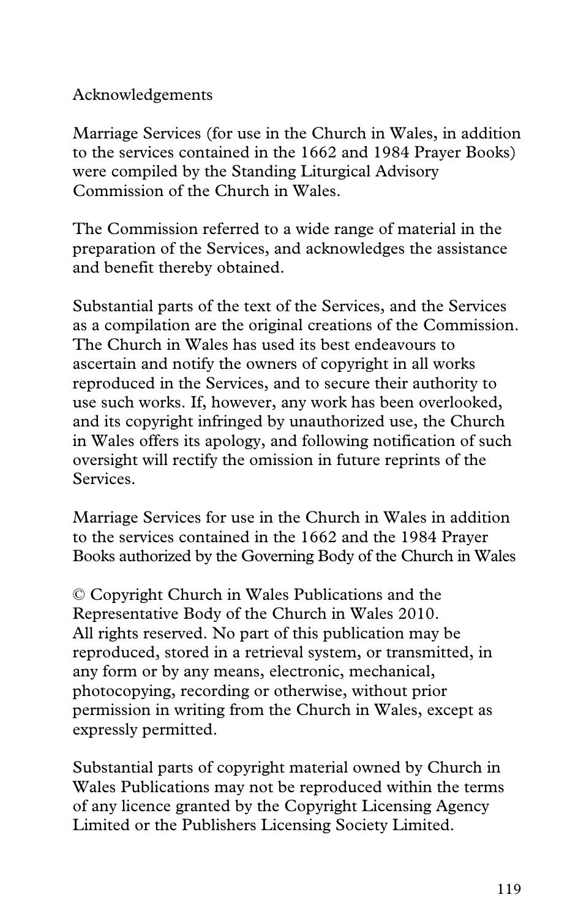# Acknowledgements

Marriage Services (for use in the Church in Wales, in addition to the services contained in the 1662 and 1984 Prayer Books) were compiled by the Standing Liturgical Advisory Commission of the Church in Wales.

The Commission referred to a wide range of material in the preparation of the Services, and acknowledges the assistance and benefit thereby obtained.

Substantial parts of the text of the Services, and the Services as a compilation are the original creations of the Commission. The Church in Wales has used its best endeavours to ascertain and notify the owners of copyright in all works reproduced in the Services, and to secure their authority to use such works. If, however, any work has been overlooked, and its copyright infringed by unauthorized use, the Church in Wales offers its apology, and following notification of such oversight will rectify the omission in future reprints of the Services.

Marriage Services for use in the Church in Wales in addition to the services contained in the 1662 and the 1984 Prayer Books authorized by the Governing Body of the Church in Wales

© Copyright Church in Wales Publications and the Representative Body of the Church in Wales 2010. All rights reserved. No part of this publication may be reproduced, stored in a retrieval system, or transmitted, in any form or by any means, electronic, mechanical, photocopying, recording or otherwise, without prior permission in writing from the Church in Wales, except as expressly permitted.

Substantial parts of copyright material owned by Church in Wales Publications may not be reproduced within the terms of any licence granted by the Copyright Licensing Agency Limited or the Publishers Licensing Society Limited.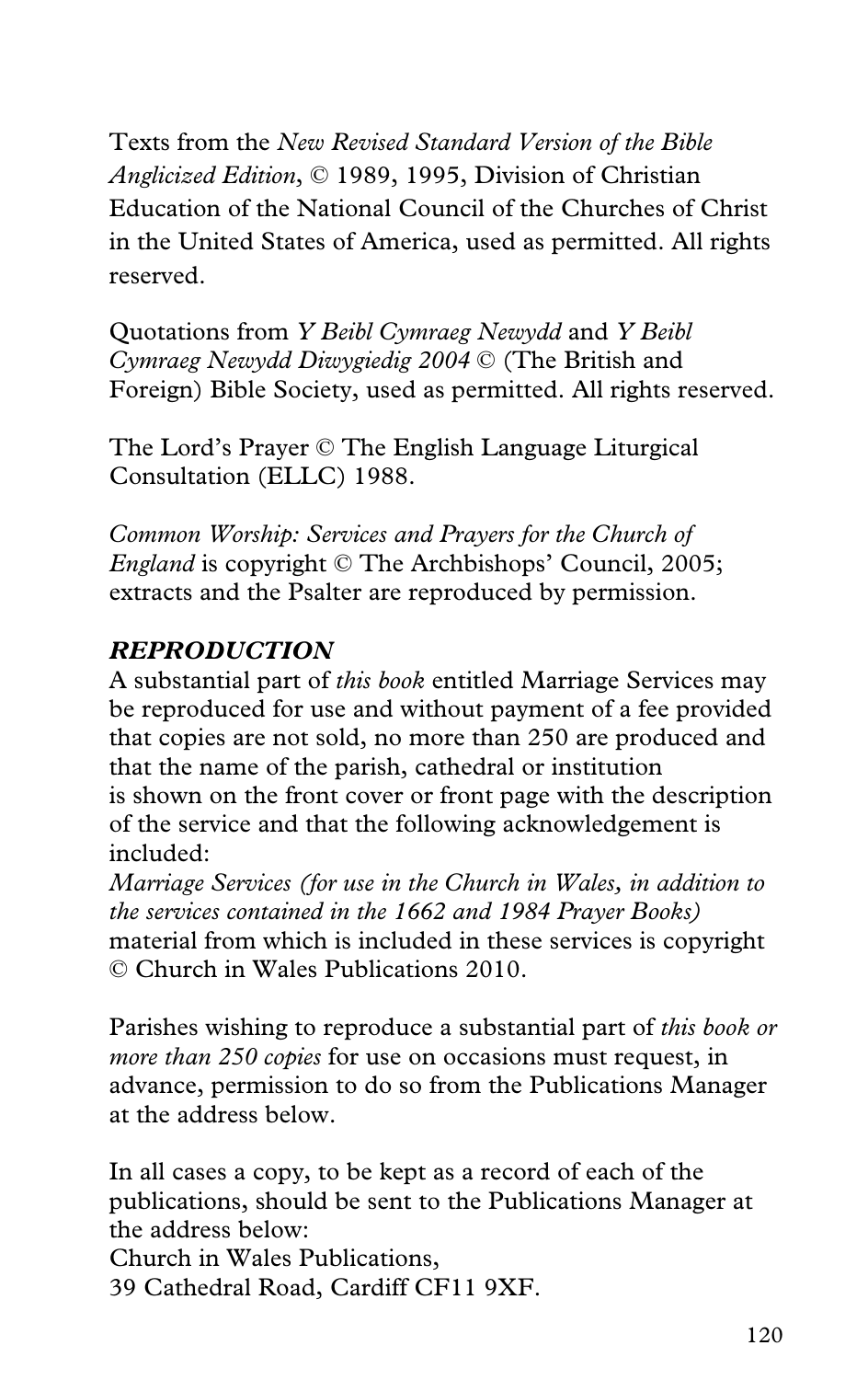Texts from the *New Revised Standard Version of the Bible Anglicized Edition*, © 1989, 1995, Division of Christian Education of the National Council of the Churches of Christ in the United States of America, used as permitted. All rights reserved.

Quotations from *Y Beibl Cymraeg Newydd* and *Y Beibl Cymraeg Newydd Diwygiedig 2004* © (The British and Foreign) Bible Society, used as permitted. All rights reserved.

The Lord's Prayer © The English Language Liturgical Consultation (ELLC) 1988.

*Common Worship: Services and Prayers for the Church of England* is copyright © The Archbishops' Council, 2005; extracts and the Psalter are reproduced by permission.

***REPRODUCTION***

A substantial part of *this book* entitled Marriage Services may be reproduced for use and without payment of a fee provided that copies are not sold, no more than 250 are produced and that the name of the parish, cathedral or institution is shown on the front cover or front page with the description of the service and that the following acknowledgement is included:

*Marriage Services (for use in the Church in Wales, in addition to the services contained in the 1662 and 1984 Prayer Books)* material from which is included in these services is copyright © Church in Wales Publications 2010.

Parishes wishing to reproduce a substantial part of *this book or more than 250 copies* for use on occasions must request, in advance, permission to do so from the Publications Manager at the address below.

In all cases a copy, to be kept as a record of each of the publications, should be sent to the Publications Manager at the address below:

Church in Wales Publications,
39 Cathedral Road, Cardiff CF11 9XF.